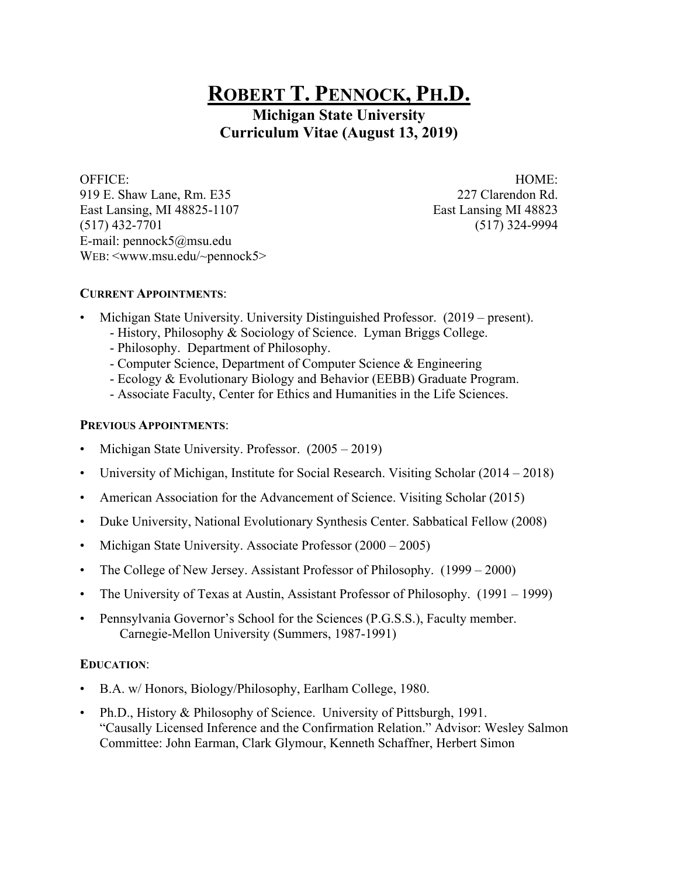# ROBERT T. PENNOCK, PH.D.

## Michigan State University
## Curriculum Vitae (August 13, 2019)

OFFICE:
919 E. Shaw Lane, Rm. E35
East Lansing, MI 48825-1107
(517) 432-7701
E-mail: pennock5@msu.edu
WEB: <www.msu.edu/~pennock5>

HOME:
227 Clarendon Rd.
East Lansing MI 48823
(517) 324-9994

**CURRENT APPOINTMENTS**:

- Michigan State University. University Distinguished Professor. (2019 – present).
  - History, Philosophy & Sociology of Science. Lyman Briggs College.
  - Philosophy. Department of Philosophy.
  - Computer Science, Department of Computer Science & Engineering
  - Ecology & Evolutionary Biology and Behavior (EEBB) Graduate Program.
  - Associate Faculty, Center for Ethics and Humanities in the Life Sciences.

**PREVIOUS APPOINTMENTS**:

- Michigan State University. Professor. (2005 – 2019)
- University of Michigan, Institute for Social Research. Visiting Scholar (2014 – 2018)
- American Association for the Advancement of Science. Visiting Scholar (2015)
- Duke University, National Evolutionary Synthesis Center. Sabbatical Fellow (2008)
- Michigan State University. Associate Professor (2000 – 2005)
- The College of New Jersey. Assistant Professor of Philosophy. (1999 – 2000)
- The University of Texas at Austin, Assistant Professor of Philosophy. (1991 – 1999)
- Pennsylvania Governor's School for the Sciences (P.G.S.S.), Faculty member.
  Carnegie-Mellon University (Summers, 1987-1991)

**EDUCATION**:

- B.A. w/ Honors, Biology/Philosophy, Earlham College, 1980.
- Ph.D., History & Philosophy of Science. University of Pittsburgh, 1991.
  "Causally Licensed Inference and the Confirmation Relation." Advisor: Wesley Salmon
  Committee: John Earman, Clark Glymour, Kenneth Schaffner, Herbert Simon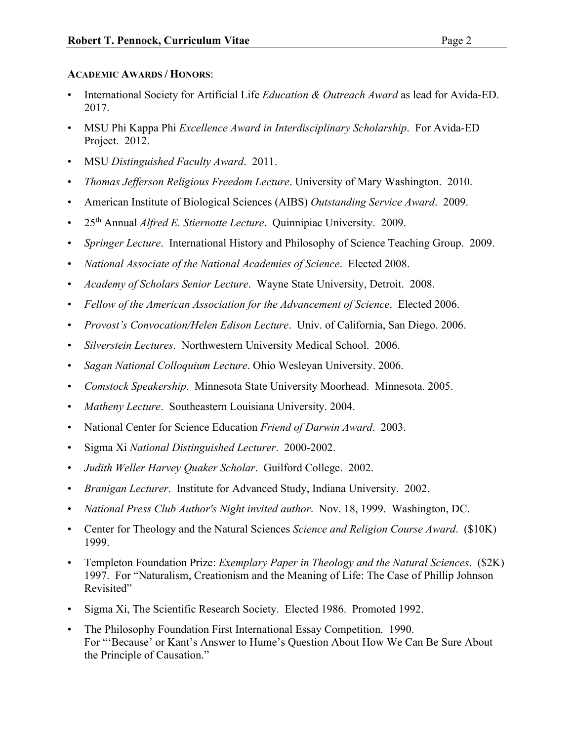**ACADEMIC AWARDS / HONORS**:

- International Society for Artificial Life *Education & Outreach Award* as lead for Avida-ED. 2017.
- MSU Phi Kappa Phi *Excellence Award in Interdisciplinary Scholarship*. For Avida-ED Project. 2012.
- MSU *Distinguished Faculty Award*. 2011.
- *Thomas Jefferson Religious Freedom Lecture*. University of Mary Washington. 2010.
- American Institute of Biological Sciences (AIBS) *Outstanding Service Award*. 2009.
- 25th Annual *Alfred E. Stiernotte Lecture*. Quinnipiac University. 2009.
- *Springer Lecture*. International History and Philosophy of Science Teaching Group. 2009.
- *National Associate of the National Academies of Science*. Elected 2008.
- *Academy of Scholars Senior Lecture*. Wayne State University, Detroit. 2008.
- *Fellow of the American Association for the Advancement of Science*. Elected 2006.
- *Provost's Convocation/Helen Edison Lecture*. Univ. of California, San Diego. 2006.
- *Silverstein Lectures*. Northwestern University Medical School. 2006.
- *Sagan National Colloquium Lecture*. Ohio Wesleyan University. 2006.
- *Comstock Speakership*. Minnesota State University Moorhead. Minnesota. 2005.
- *Matheny Lecture*. Southeastern Louisiana University. 2004.
- National Center for Science Education *Friend of Darwin Award*. 2003.
- Sigma Xi *National Distinguished Lecturer*. 2000-2002.
- *Judith Weller Harvey Quaker Scholar*. Guilford College. 2002.
- *Branigan Lecturer*. Institute for Advanced Study, Indiana University. 2002.
- *National Press Club Author's Night invited author*. Nov. 18, 1999. Washington, DC.
- Center for Theology and the Natural Sciences *Science and Religion Course Award*. ($10K) 1999.
- Templeton Foundation Prize: *Exemplary Paper in Theology and the Natural Sciences*. ($2K) 1997. For "Naturalism, Creationism and the Meaning of Life: The Case of Phillip Johnson Revisited"
- Sigma Xi, The Scientific Research Society. Elected 1986. Promoted 1992.
- The Philosophy Foundation First International Essay Competition. 1990.
  For "'Because' or Kant's Answer to Hume's Question About How We Can Be Sure About the Principle of Causation."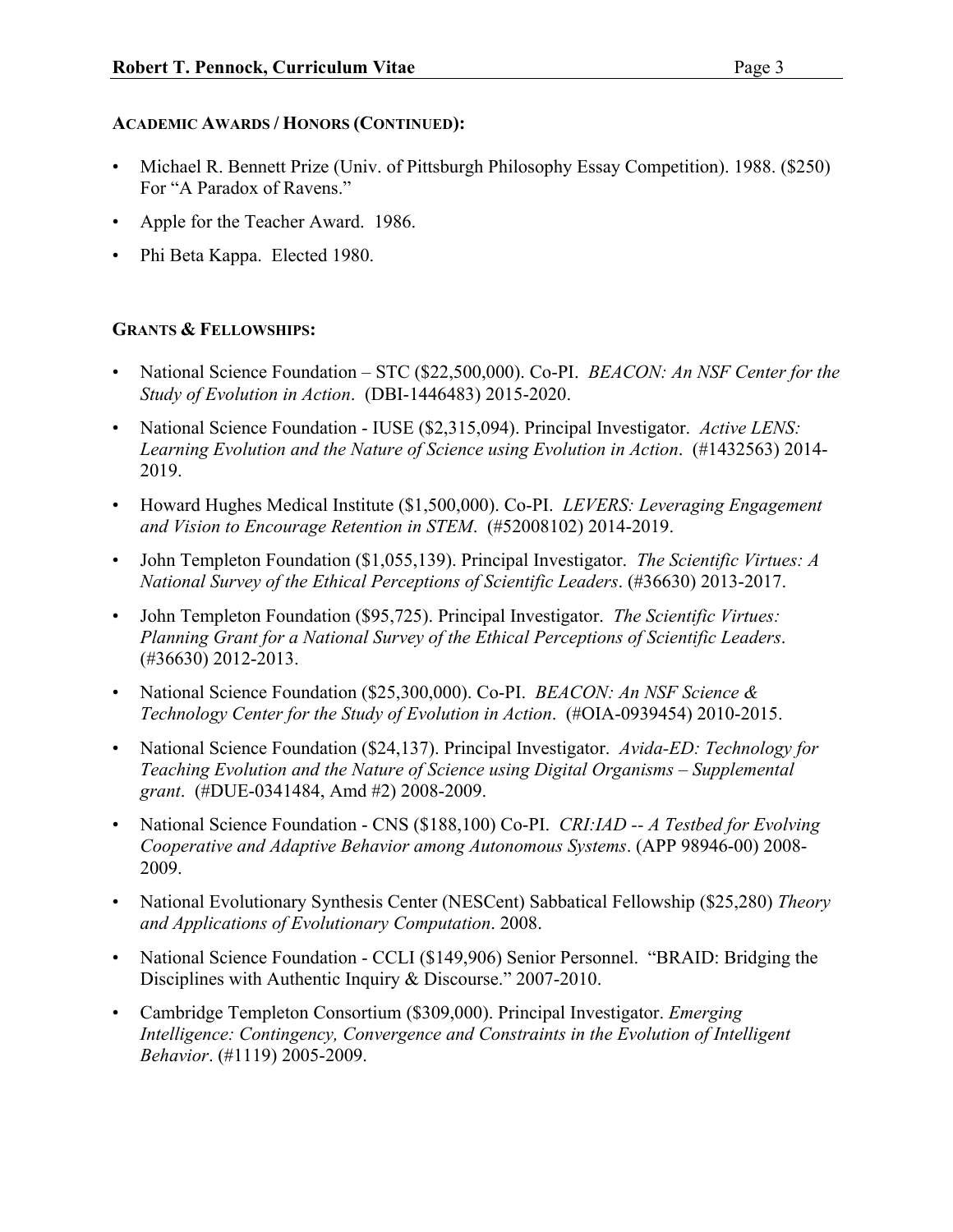### ACADEMIC AWARDS / HONORS (CONTINUED):

- Michael R. Bennett Prize (Univ. of Pittsburgh Philosophy Essay Competition). 1988. ($250) For "A Paradox of Ravens."
- Apple for the Teacher Award. 1986.
- Phi Beta Kappa. Elected 1980.

### GRANTS & FELLOWSHIPS:

- National Science Foundation – STC ($22,500,000). Co-PI. *BEACON: An NSF Center for the Study of Evolution in Action*. (DBI-1446483) 2015-2020.
- National Science Foundation - IUSE ($2,315,094). Principal Investigator. *Active LENS: Learning Evolution and the Nature of Science using Evolution in Action*. (#1432563) 2014-2019.
- Howard Hughes Medical Institute ($1,500,000). Co-PI. *LEVERS: Leveraging Engagement and Vision to Encourage Retention in STEM*. (#52008102) 2014-2019.
- John Templeton Foundation ($1,055,139). Principal Investigator. *The Scientific Virtues: A National Survey of the Ethical Perceptions of Scientific Leaders*. (#36630) 2013-2017.
- John Templeton Foundation ($95,725). Principal Investigator. *The Scientific Virtues: Planning Grant for a National Survey of the Ethical Perceptions of Scientific Leaders*. (#36630) 2012-2013.
- National Science Foundation ($25,300,000). Co-PI. *BEACON: An NSF Science & Technology Center for the Study of Evolution in Action*. (#OIA-0939454) 2010-2015.
- National Science Foundation ($24,137). Principal Investigator. *Avida-ED: Technology for Teaching Evolution and the Nature of Science using Digital Organisms – Supplemental grant*. (#DUE-0341484, Amd #2) 2008-2009.
- National Science Foundation - CNS ($188,100) Co-PI. *CRI:IAD -- A Testbed for Evolving Cooperative and Adaptive Behavior among Autonomous Systems*. (APP 98946-00) 2008-2009.
- National Evolutionary Synthesis Center (NESCent) Sabbatical Fellowship ($25,280) *Theory and Applications of Evolutionary Computation*. 2008.
- National Science Foundation - CCLI ($149,906) Senior Personnel. "BRAID: Bridging the Disciplines with Authentic Inquiry & Discourse." 2007-2010.
- Cambridge Templeton Consortium ($309,000). Principal Investigator. *Emerging Intelligence: Contingency, Convergence and Constraints in the Evolution of Intelligent Behavior*. (#1119) 2005-2009.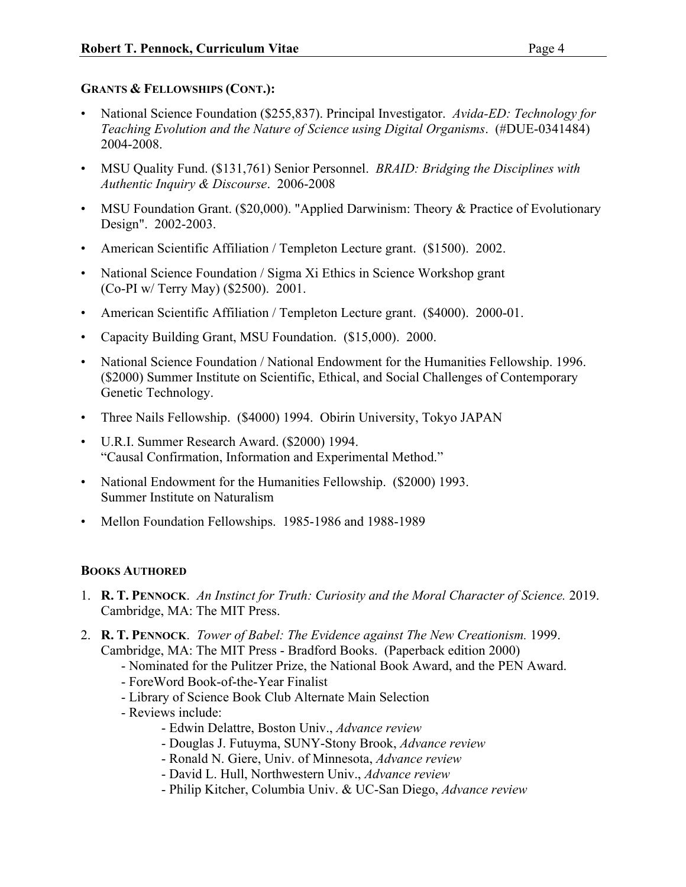**GRANTS & FELLOWSHIPS (CONT.):**

- National Science Foundation ($255,837). Principal Investigator. *Avida-ED: Technology for Teaching Evolution and the Nature of Science using Digital Organisms*. (#DUE-0341484) 2004-2008.
- MSU Quality Fund. ($131,761) Senior Personnel. *BRAID: Bridging the Disciplines with Authentic Inquiry & Discourse*. 2006-2008
- MSU Foundation Grant. ($20,000). "Applied Darwinism: Theory & Practice of Evolutionary Design". 2002-2003.
- American Scientific Affiliation / Templeton Lecture grant. ($1500). 2002.
- National Science Foundation / Sigma Xi Ethics in Science Workshop grant (Co-PI w/ Terry May) ($2500). 2001.
- American Scientific Affiliation / Templeton Lecture grant. ($4000). 2000-01.
- Capacity Building Grant, MSU Foundation. ($15,000). 2000.
- National Science Foundation / National Endowment for the Humanities Fellowship. 1996. ($2000) Summer Institute on Scientific, Ethical, and Social Challenges of Contemporary Genetic Technology.
- Three Nails Fellowship. ($4000) 1994. Obirin University, Tokyo JAPAN
- U.R.I. Summer Research Award. ($2000) 1994. "Causal Confirmation, Information and Experimental Method."
- National Endowment for the Humanities Fellowship. ($2000) 1993. Summer Institute on Naturalism
- Mellon Foundation Fellowships. 1985-1986 and 1988-1989

**BOOKS AUTHORED**

1. **R. T. PENNOCK**. *An Instinct for Truth: Curiosity and the Moral Character of Science.* 2019. Cambridge, MA: The MIT Press.
2. **R. T. PENNOCK**. *Tower of Babel: The Evidence against The New Creationism.* 1999. Cambridge, MA: The MIT Press - Bradford Books. (Paperback edition 2000)
   - Nominated for the Pulitzer Prize, the National Book Award, and the PEN Award.
   - ForeWord Book-of-the-Year Finalist
   - Library of Science Book Club Alternate Main Selection
   - Reviews include:
     - Edwin Delattre, Boston Univ., *Advance review*
     - Douglas J. Futuyma, SUNY-Stony Brook, *Advance review*
     - Ronald N. Giere, Univ. of Minnesota, *Advance review*
     - David L. Hull, Northwestern Univ., *Advance review*
     - Philip Kitcher, Columbia Univ. & UC-San Diego, *Advance review*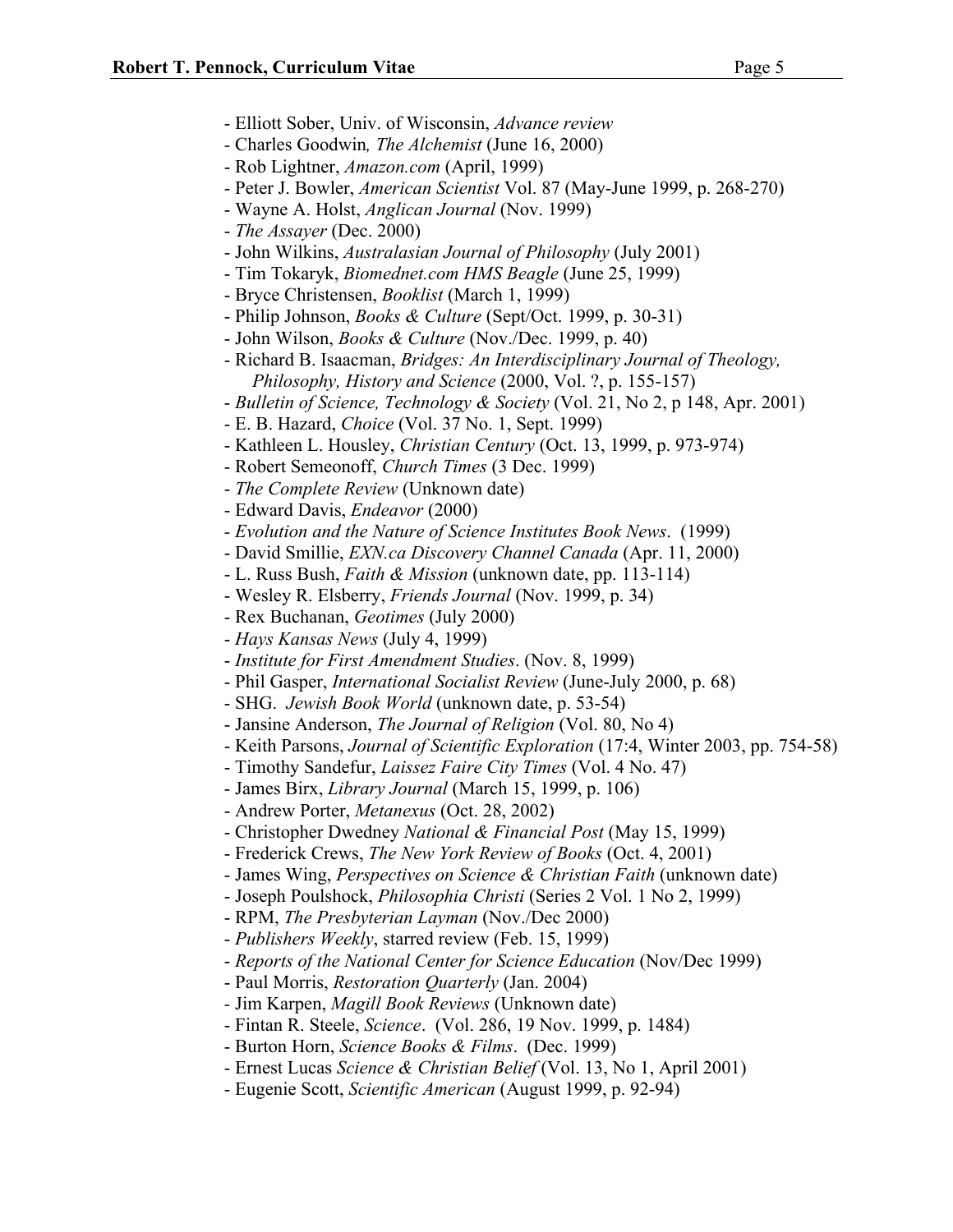- Elliott Sober, Univ. of Wisconsin, *Advance review*
- Charles Goodwin*, The Alchemist* (June 16, 2000)
- Rob Lightner, *Amazon.com* (April, 1999)
- Peter J. Bowler, *American Scientist* Vol. 87 (May-June 1999, p. 268-270)
- Wayne A. Holst, *Anglican Journal* (Nov. 1999)
- *The Assayer* (Dec. 2000)
- John Wilkins, *Australasian Journal of Philosophy* (July 2001)
- Tim Tokaryk, *Biomednet.com HMS Beagle* (June 25, 1999)
- Bryce Christensen, *Booklist* (March 1, 1999)
- Philip Johnson, *Books & Culture* (Sept/Oct. 1999, p. 30-31)
- John Wilson, *Books & Culture* (Nov./Dec. 1999, p. 40)
- Richard B. Isaacman, *Bridges: An Interdisciplinary Journal of Theology, Philosophy, History and Science* (2000, Vol. ?, p. 155-157)
- *Bulletin of Science, Technology & Society* (Vol. 21, No 2, p 148, Apr. 2001)
- E. B. Hazard, *Choice* (Vol. 37 No. 1, Sept. 1999)
- Kathleen L. Housley, *Christian Century* (Oct. 13, 1999, p. 973-974)
- Robert Semeonoff, *Church Times* (3 Dec. 1999)
- *The Complete Review* (Unknown date)
- Edward Davis, *Endeavor* (2000)
- *Evolution and the Nature of Science Institutes Book News*. (1999)
- David Smillie, *EXN.ca Discovery Channel Canada* (Apr. 11, 2000)
- L. Russ Bush, *Faith & Mission* (unknown date, pp. 113-114)
- Wesley R. Elsberry, *Friends Journal* (Nov. 1999, p. 34)
- Rex Buchanan, *Geotimes* (July 2000)
- *Hays Kansas News* (July 4, 1999)
- *Institute for First Amendment Studies*. (Nov. 8, 1999)
- Phil Gasper, *International Socialist Review* (June-July 2000, p. 68)
- SHG. *Jewish Book World* (unknown date, p. 53-54)
- Jansine Anderson, *The Journal of Religion* (Vol. 80, No 4)
- Keith Parsons, *Journal of Scientific Exploration* (17:4, Winter 2003, pp. 754-58)
- Timothy Sandefur, *Laissez Faire City Times* (Vol. 4 No. 47)
- James Birx, *Library Journal* (March 15, 1999, p. 106)
- Andrew Porter, *Metanexus* (Oct. 28, 2002)
- Christopher Dwedney *National & Financial Post* (May 15, 1999)
- Frederick Crews, *The New York Review of Books* (Oct. 4, 2001)
- James Wing, *Perspectives on Science & Christian Faith* (unknown date)
- Joseph Poulshock, *Philosophia Christi* (Series 2 Vol. 1 No 2, 1999)
- RPM, *The Presbyterian Layman* (Nov./Dec 2000)
- *Publishers Weekly*, starred review (Feb. 15, 1999)
- *Reports of the National Center for Science Education* (Nov/Dec 1999)
- Paul Morris, *Restoration Quarterly* (Jan. 2004)
- Jim Karpen, *Magill Book Reviews* (Unknown date)
- Fintan R. Steele, *Science*. (Vol. 286, 19 Nov. 1999, p. 1484)
- Burton Horn, *Science Books & Films*. (Dec. 1999)
- Ernest Lucas *Science & Christian Belief* (Vol. 13, No 1, April 2001)
- Eugenie Scott, *Scientific American* (August 1999, p. 92-94)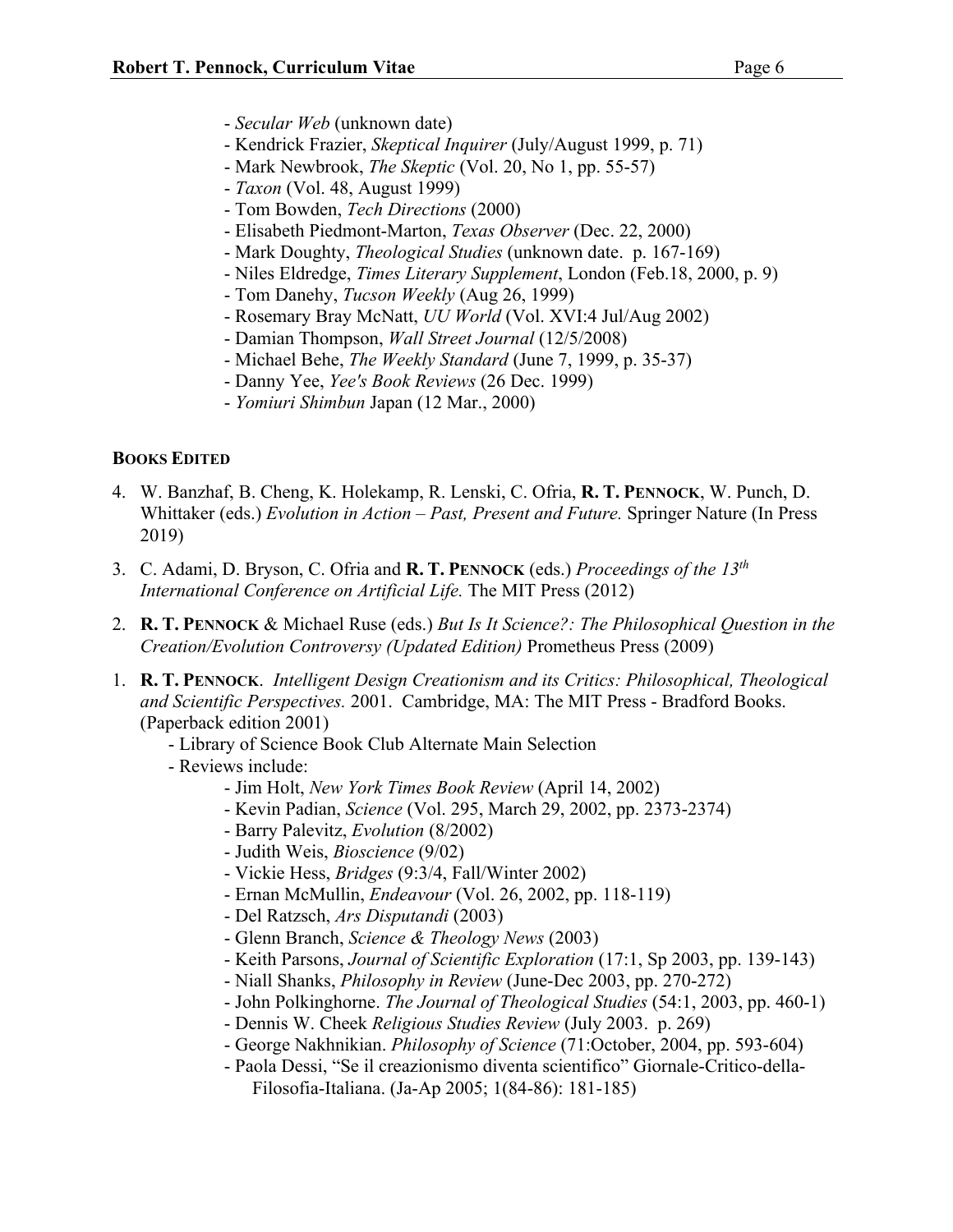- *Secular Web* (unknown date)
- Kendrick Frazier, *Skeptical Inquirer* (July/August 1999, p. 71)
- Mark Newbrook, *The Skeptic* (Vol. 20, No 1, pp. 55-57)
- *Taxon* (Vol. 48, August 1999)
- Tom Bowden, *Tech Directions* (2000)
- Elisabeth Piedmont-Marton, *Texas Observer* (Dec. 22, 2000)
- Mark Doughty, *Theological Studies* (unknown date. p. 167-169)
- Niles Eldredge, *Times Literary Supplement*, London (Feb.18, 2000, p. 9)
- Tom Danehy, *Tucson Weekly* (Aug 26, 1999)
- Rosemary Bray McNatt, *UU World* (Vol. XVI:4 Jul/Aug 2002)
- Damian Thompson, *Wall Street Journal* (12/5/2008)
- Michael Behe, *The Weekly Standard* (June 7, 1999, p. 35-37)
- Danny Yee, *Yee's Book Reviews* (26 Dec. 1999)
- *Yomiuri Shimbun* Japan (12 Mar., 2000)

### BOOKS EDITED

4. W. Banzhaf, B. Cheng, K. Holekamp, R. Lenski, C. Ofria, **R. T. PENNOCK**, W. Punch, D. Whittaker (eds.) *Evolution in Action – Past, Present and Future.* Springer Nature (In Press 2019)

3. C. Adami, D. Bryson, C. Ofria and **R. T. PENNOCK** (eds.) *Proceedings of the 13th International Conference on Artificial Life.* The MIT Press (2012)

2. **R. T. PENNOCK** & Michael Ruse (eds.) *But Is It Science?: The Philosophical Question in the Creation/Evolution Controversy (Updated Edition)* Prometheus Press (2009)

1. **R. T. PENNOCK**. *Intelligent Design Creationism and its Critics: Philosophical, Theological and Scientific Perspectives.* 2001. Cambridge, MA: The MIT Press - Bradford Books. (Paperback edition 2001)
   - Library of Science Book Club Alternate Main Selection
   - Reviews include:
     - Jim Holt, *New York Times Book Review* (April 14, 2002)
     - Kevin Padian, *Science* (Vol. 295, March 29, 2002, pp. 2373-2374)
     - Barry Palevitz, *Evolution* (8/2002)
     - Judith Weis, *Bioscience* (9/02)
     - Vickie Hess, *Bridges* (9:3/4, Fall/Winter 2002)
     - Ernan McMullin, *Endeavour* (Vol. 26, 2002, pp. 118-119)
     - Del Ratzsch, *Ars Disputandi* (2003)
     - Glenn Branch, *Science & Theology News* (2003)
     - Keith Parsons, *Journal of Scientific Exploration* (17:1, Sp 2003, pp. 139-143)
     - Niall Shanks, *Philosophy in Review* (June-Dec 2003, pp. 270-272)
     - John Polkinghorne. *The Journal of Theological Studies* (54:1, 2003, pp. 460-1)
     - Dennis W. Cheek *Religious Studies Review* (July 2003. p. 269)
     - George Nakhnikian. *Philosophy of Science* (71:October, 2004, pp. 593-604)
     - Paola Dessi, "Se il creazionismo diventa scientifico" Giornale-Critico-della-Filosofia-Italiana. (Ja-Ap 2005; 1(84-86): 181-185)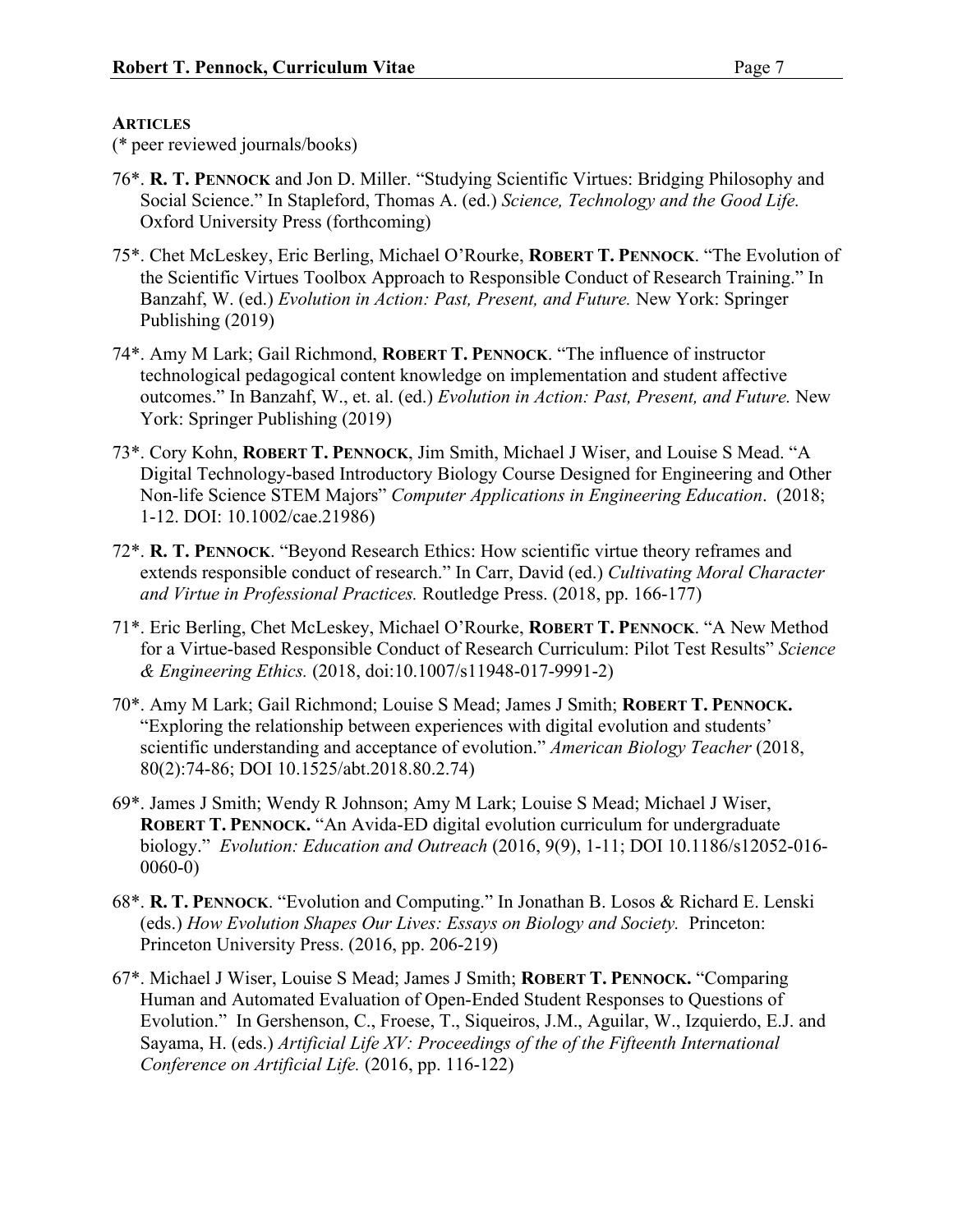**ARTICLES**

(* peer reviewed journals/books)

76*. **R. T. PENNOCK** and Jon D. Miller. "Studying Scientific Virtues: Bridging Philosophy and Social Science." In Stapleford, Thomas A. (ed.) *Science, Technology and the Good Life.* Oxford University Press (forthcoming)

75*. Chet McLeskey, Eric Berling, Michael O'Rourke, **ROBERT T. PENNOCK**. "The Evolution of the Scientific Virtues Toolbox Approach to Responsible Conduct of Research Training." In Banzahf, W. (ed.) *Evolution in Action: Past, Present, and Future.* New York: Springer Publishing (2019)

74*. Amy M Lark; Gail Richmond, **ROBERT T. PENNOCK**. "The influence of instructor technological pedagogical content knowledge on implementation and student affective outcomes." In Banzahf, W., et. al. (ed.) *Evolution in Action: Past, Present, and Future.* New York: Springer Publishing (2019)

73*. Cory Kohn, **ROBERT T. PENNOCK**, Jim Smith, Michael J Wiser, and Louise S Mead. "A Digital Technology-based Introductory Biology Course Designed for Engineering and Other Non-life Science STEM Majors" *Computer Applications in Engineering Education*. (2018; 1-12. DOI: 10.1002/cae.21986)

72*. **R. T. PENNOCK**. "Beyond Research Ethics: How scientific virtue theory reframes and extends responsible conduct of research." In Carr, David (ed.) *Cultivating Moral Character and Virtue in Professional Practices.* Routledge Press. (2018, pp. 166-177)

71*. Eric Berling, Chet McLeskey, Michael O'Rourke, **ROBERT T. PENNOCK**. "A New Method for a Virtue-based Responsible Conduct of Research Curriculum: Pilot Test Results" *Science & Engineering Ethics.* (2018, doi:10.1007/s11948-017-9991-2)

70*. Amy M Lark; Gail Richmond; Louise S Mead; James J Smith; **ROBERT T. PENNOCK.** "Exploring the relationship between experiences with digital evolution and students' scientific understanding and acceptance of evolution." *American Biology Teacher* (2018, 80(2):74-86; DOI 10.1525/abt.2018.80.2.74)

69*. James J Smith; Wendy R Johnson; Amy M Lark; Louise S Mead; Michael J Wiser, **ROBERT T. PENNOCK.** "An Avida-ED digital evolution curriculum for undergraduate biology." *Evolution: Education and Outreach* (2016, 9(9), 1-11; DOI 10.1186/s12052-016-0060-0)

68*. **R. T. PENNOCK**. "Evolution and Computing." In Jonathan B. Losos & Richard E. Lenski (eds.) *How Evolution Shapes Our Lives: Essays on Biology and Society.* Princeton: Princeton University Press. (2016, pp. 206-219)

67*. Michael J Wiser, Louise S Mead; James J Smith; **ROBERT T. PENNOCK.** "Comparing Human and Automated Evaluation of Open-Ended Student Responses to Questions of Evolution." In Gershenson, C., Froese, T., Siqueiros, J.M., Aguilar, W., Izquierdo, E.J. and Sayama, H. (eds.) *Artificial Life XV: Proceedings of the of the Fifteenth International Conference on Artificial Life.* (2016, pp. 116-122)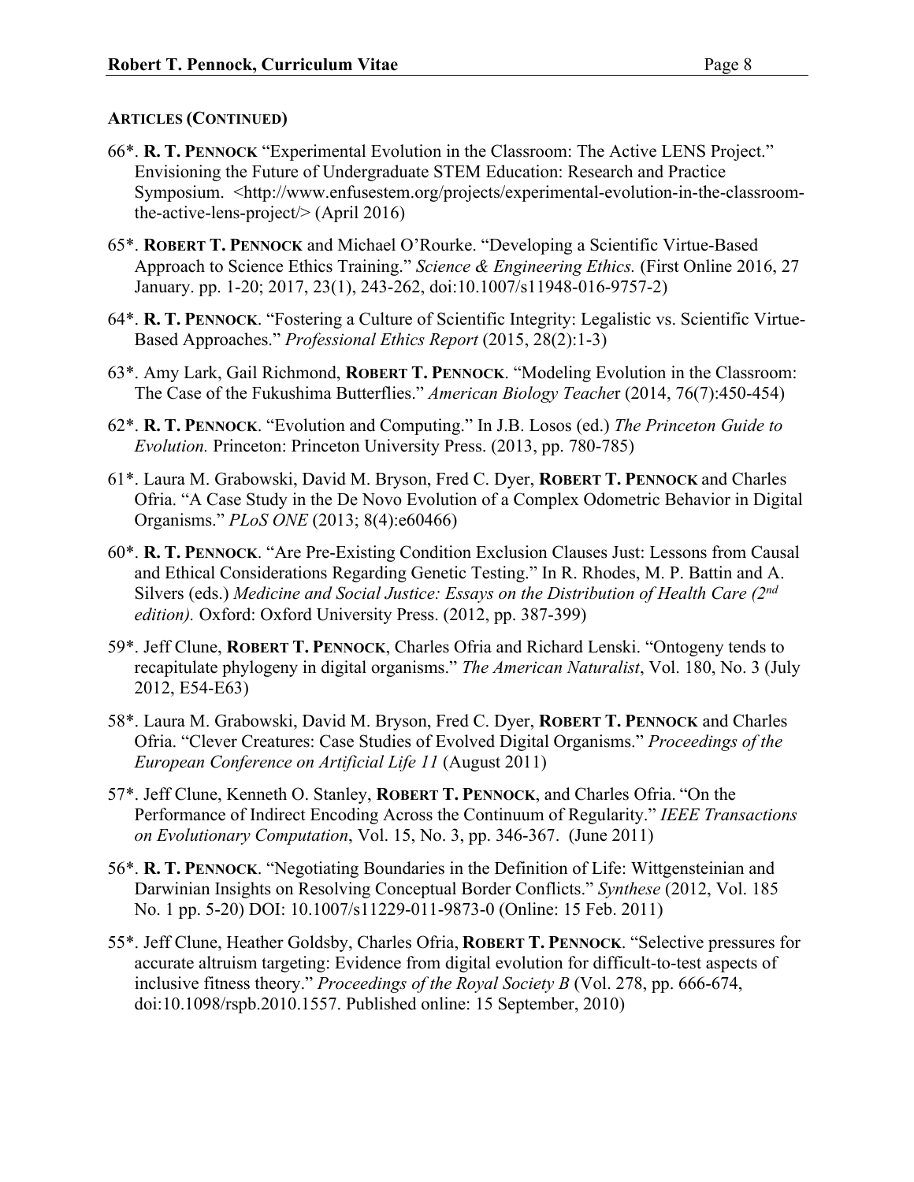**ARTICLES (CONTINUED)**

66*. **R. T. PENNOCK** "Experimental Evolution in the Classroom: The Active LENS Project." Envisioning the Future of Undergraduate STEM Education: Research and Practice Symposium. <http://www.enfusestem.org/projects/experimental-evolution-in-the-classroom-the-active-lens-project/> (April 2016)

65*. **ROBERT T. PENNOCK** and Michael O'Rourke. "Developing a Scientific Virtue-Based Approach to Science Ethics Training." *Science & Engineering Ethics.* (First Online 2016, 27 January. pp. 1-20; 2017, 23(1), 243-262, doi:10.1007/s11948-016-9757-2)

64*. **R. T. PENNOCK**. "Fostering a Culture of Scientific Integrity: Legalistic vs. Scientific Virtue-Based Approaches." *Professional Ethics Report* (2015, 28(2):1-3)

63*. Amy Lark, Gail Richmond, **ROBERT T. PENNOCK**. "Modeling Evolution in the Classroom: The Case of the Fukushima Butterflies." *American Biology Teacher* (2014, 76(7):450-454)

62*. **R. T. PENNOCK**. "Evolution and Computing." In J.B. Losos (ed.) *The Princeton Guide to Evolution.* Princeton: Princeton University Press. (2013, pp. 780-785)

61*. Laura M. Grabowski, David M. Bryson, Fred C. Dyer, **ROBERT T. PENNOCK** and Charles Ofria. "A Case Study in the De Novo Evolution of a Complex Odometric Behavior in Digital Organisms." *PLoS ONE* (2013; 8(4):e60466)

60*. **R. T. PENNOCK**. "Are Pre-Existing Condition Exclusion Clauses Just: Lessons from Causal and Ethical Considerations Regarding Genetic Testing." In R. Rhodes, M. P. Battin and A. Silvers (eds.) *Medicine and Social Justice: Essays on the Distribution of Health Care (2nd edition).* Oxford: Oxford University Press. (2012, pp. 387-399)

59*. Jeff Clune, **ROBERT T. PENNOCK**, Charles Ofria and Richard Lenski. "Ontogeny tends to recapitulate phylogeny in digital organisms." *The American Naturalist*, Vol. 180, No. 3 (July 2012, E54-E63)

58*. Laura M. Grabowski, David M. Bryson, Fred C. Dyer, **ROBERT T. PENNOCK** and Charles Ofria. "Clever Creatures: Case Studies of Evolved Digital Organisms." *Proceedings of the European Conference on Artificial Life 11* (August 2011)

57*. Jeff Clune, Kenneth O. Stanley, **ROBERT T. PENNOCK**, and Charles Ofria. "On the Performance of Indirect Encoding Across the Continuum of Regularity." *IEEE Transactions on Evolutionary Computation*, Vol. 15, No. 3, pp. 346-367. (June 2011)

56*. **R. T. PENNOCK**. "Negotiating Boundaries in the Definition of Life: Wittgensteinian and Darwinian Insights on Resolving Conceptual Border Conflicts." *Synthese* (2012, Vol. 185 No. 1 pp. 5-20) DOI: 10.1007/s11229-011-9873-0 (Online: 15 Feb. 2011)

55*. Jeff Clune, Heather Goldsby, Charles Ofria, **ROBERT T. PENNOCK**. "Selective pressures for accurate altruism targeting: Evidence from digital evolution for difficult-to-test aspects of inclusive fitness theory." *Proceedings of the Royal Society B* (Vol. 278, pp. 666-674, doi:10.1098/rspb.2010.1557. Published online: 15 September, 2010)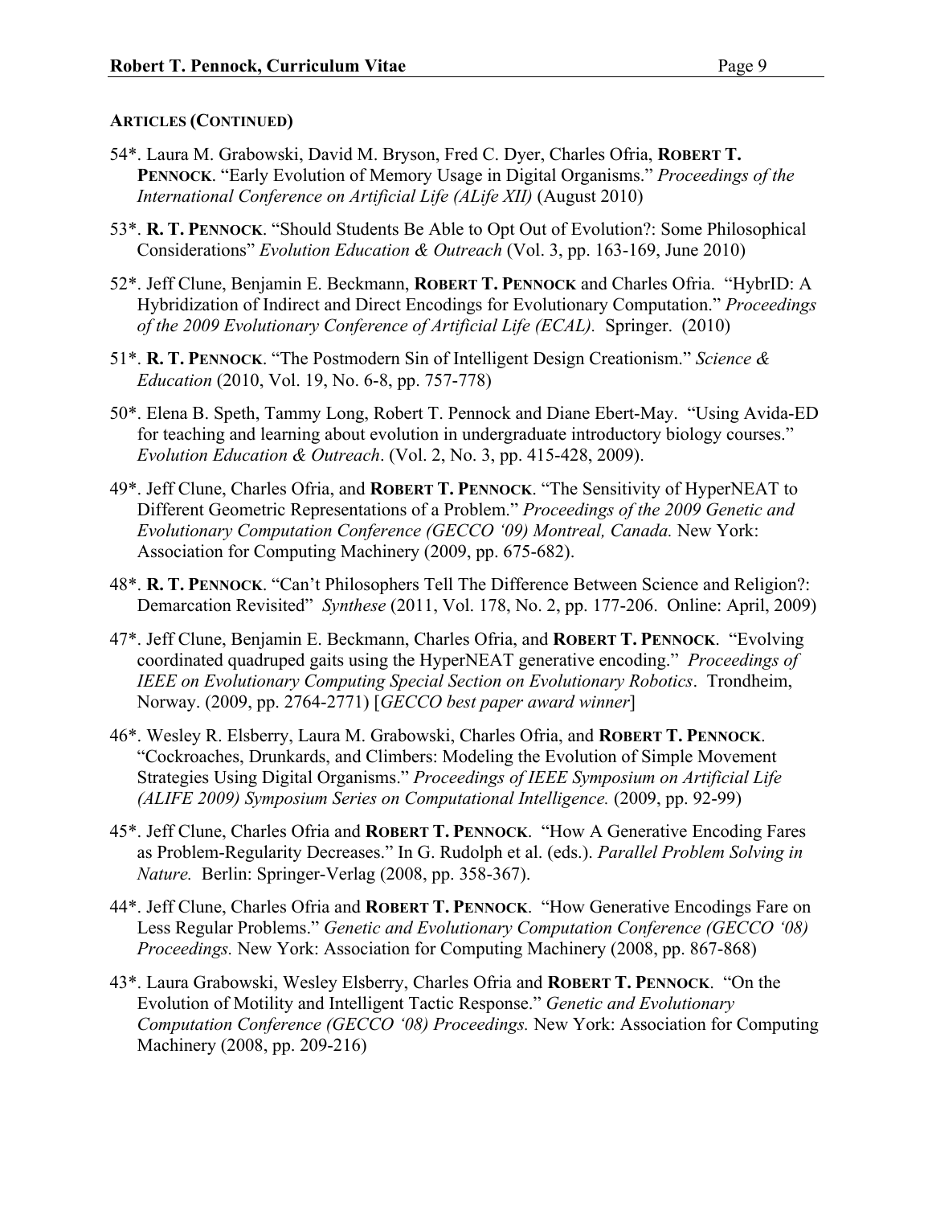**ARTICLES (CONTINUED)**

54*. Laura M. Grabowski, David M. Bryson, Fred C. Dyer, Charles Ofria, **ROBERT T. PENNOCK**. "Early Evolution of Memory Usage in Digital Organisms." *Proceedings of the International Conference on Artificial Life (ALife XII)* (August 2010)

53*. **R. T. PENNOCK**. "Should Students Be Able to Opt Out of Evolution?: Some Philosophical Considerations" *Evolution Education & Outreach* (Vol. 3, pp. 163-169, June 2010)

52*. Jeff Clune, Benjamin E. Beckmann, **ROBERT T. PENNOCK** and Charles Ofria. "HybrID: A Hybridization of Indirect and Direct Encodings for Evolutionary Computation." *Proceedings of the 2009 Evolutionary Conference of Artificial Life (ECAL).* Springer. (2010)

51*. **R. T. PENNOCK**. "The Postmodern Sin of Intelligent Design Creationism." *Science & Education* (2010, Vol. 19, No. 6-8, pp. 757-778)

50*. Elena B. Speth, Tammy Long, Robert T. Pennock and Diane Ebert-May. "Using Avida-ED for teaching and learning about evolution in undergraduate introductory biology courses." *Evolution Education & Outreach*. (Vol. 2, No. 3, pp. 415-428, 2009).

49*. Jeff Clune, Charles Ofria, and **ROBERT T. PENNOCK**. "The Sensitivity of HyperNEAT to Different Geometric Representations of a Problem." *Proceedings of the 2009 Genetic and Evolutionary Computation Conference (GECCO '09) Montreal, Canada.* New York: Association for Computing Machinery (2009, pp. 675-682).

48*. **R. T. PENNOCK**. "Can't Philosophers Tell The Difference Between Science and Religion?: Demarcation Revisited" *Synthese* (2011, Vol. 178, No. 2, pp. 177-206. Online: April, 2009)

47*. Jeff Clune, Benjamin E. Beckmann, Charles Ofria, and **ROBERT T. PENNOCK**. "Evolving coordinated quadruped gaits using the HyperNEAT generative encoding." *Proceedings of IEEE on Evolutionary Computing Special Section on Evolutionary Robotics*. Trondheim, Norway. (2009, pp. 2764-2771) [*GECCO best paper award winner*]

46*. Wesley R. Elsberry, Laura M. Grabowski, Charles Ofria, and **ROBERT T. PENNOCK**. "Cockroaches, Drunkards, and Climbers: Modeling the Evolution of Simple Movement Strategies Using Digital Organisms." *Proceedings of IEEE Symposium on Artificial Life (ALIFE 2009) Symposium Series on Computational Intelligence.* (2009, pp. 92-99)

45*. Jeff Clune, Charles Ofria and **ROBERT T. PENNOCK**. "How A Generative Encoding Fares as Problem-Regularity Decreases." In G. Rudolph et al. (eds.). *Parallel Problem Solving in Nature.* Berlin: Springer-Verlag (2008, pp. 358-367).

44*. Jeff Clune, Charles Ofria and **ROBERT T. PENNOCK**. "How Generative Encodings Fare on Less Regular Problems." *Genetic and Evolutionary Computation Conference (GECCO '08) Proceedings.* New York: Association for Computing Machinery (2008, pp. 867-868)

43*. Laura Grabowski, Wesley Elsberry, Charles Ofria and **ROBERT T. PENNOCK**. "On the Evolution of Motility and Intelligent Tactic Response." *Genetic and Evolutionary Computation Conference (GECCO '08) Proceedings.* New York: Association for Computing Machinery (2008, pp. 209-216)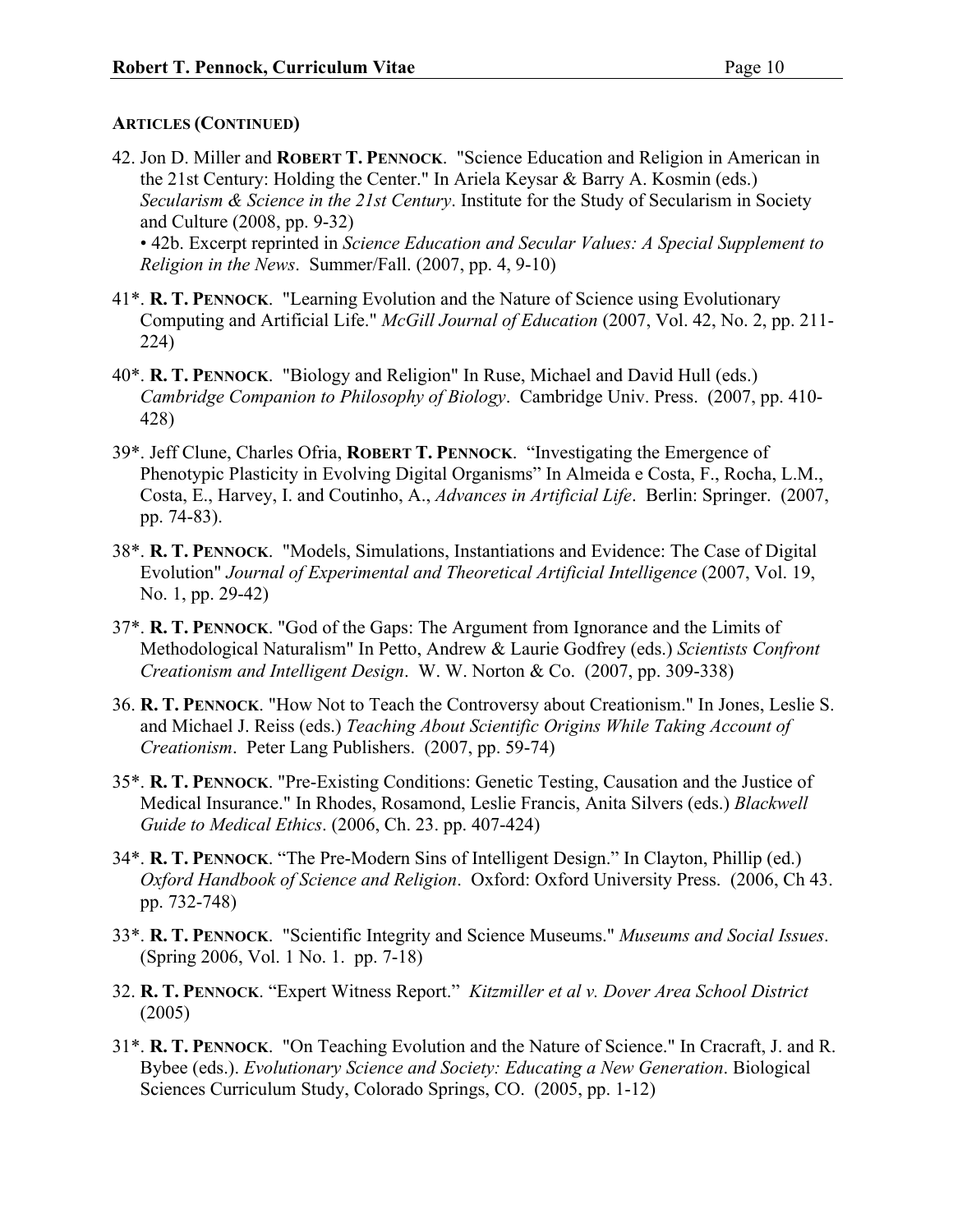**ARTICLES (CONTINUED)**

42. Jon D. Miller and **ROBERT T. PENNOCK**. "Science Education and Religion in American in the 21st Century: Holding the Center." In Ariela Keysar & Barry A. Kosmin (eds.) *Secularism & Science in the 21st Century*. Institute for the Study of Secularism in Society and Culture (2008, pp. 9-32)
    - 42b. Excerpt reprinted in *Science Education and Secular Values: A Special Supplement to Religion in the News*. Summer/Fall. (2007, pp. 4, 9-10)

41*. **R. T. PENNOCK**. "Learning Evolution and the Nature of Science using Evolutionary Computing and Artificial Life." *McGill Journal of Education* (2007, Vol. 42, No. 2, pp. 211-224)

40*. **R. T. PENNOCK**. "Biology and Religion" In Ruse, Michael and David Hull (eds.) *Cambridge Companion to Philosophy of Biology*. Cambridge Univ. Press. (2007, pp. 410-428)

39*. Jeff Clune, Charles Ofria, **ROBERT T. PENNOCK**. "Investigating the Emergence of Phenotypic Plasticity in Evolving Digital Organisms" In Almeida e Costa, F., Rocha, L.M., Costa, E., Harvey, I. and Coutinho, A., *Advances in Artificial Life*. Berlin: Springer. (2007, pp. 74-83).

38*. **R. T. PENNOCK**. "Models, Simulations, Instantiations and Evidence: The Case of Digital Evolution" *Journal of Experimental and Theoretical Artificial Intelligence* (2007, Vol. 19, No. 1, pp. 29-42)

37*. **R. T. PENNOCK**. "God of the Gaps: The Argument from Ignorance and the Limits of Methodological Naturalism" In Petto, Andrew & Laurie Godfrey (eds.) *Scientists Confront Creationism and Intelligent Design*. W. W. Norton & Co. (2007, pp. 309-338)

36. **R. T. PENNOCK**. "How Not to Teach the Controversy about Creationism." In Jones, Leslie S. and Michael J. Reiss (eds.) *Teaching About Scientific Origins While Taking Account of Creationism*. Peter Lang Publishers. (2007, pp. 59-74)

35*. **R. T. PENNOCK**. "Pre-Existing Conditions: Genetic Testing, Causation and the Justice of Medical Insurance." In Rhodes, Rosamond, Leslie Francis, Anita Silvers (eds.) *Blackwell Guide to Medical Ethics*. (2006, Ch. 23. pp. 407-424)

34*. **R. T. PENNOCK**. "The Pre-Modern Sins of Intelligent Design." In Clayton, Phillip (ed.) *Oxford Handbook of Science and Religion*. Oxford: Oxford University Press. (2006, Ch 43. pp. 732-748)

33*. **R. T. PENNOCK**. "Scientific Integrity and Science Museums." *Museums and Social Issues*. (Spring 2006, Vol. 1 No. 1. pp. 7-18)

32. **R. T. PENNOCK**. "Expert Witness Report." *Kitzmiller et al v. Dover Area School District* (2005)

31*. **R. T. PENNOCK**. "On Teaching Evolution and the Nature of Science." In Cracraft, J. and R. Bybee (eds.). *Evolutionary Science and Society: Educating a New Generation*. Biological Sciences Curriculum Study, Colorado Springs, CO. (2005, pp. 1-12)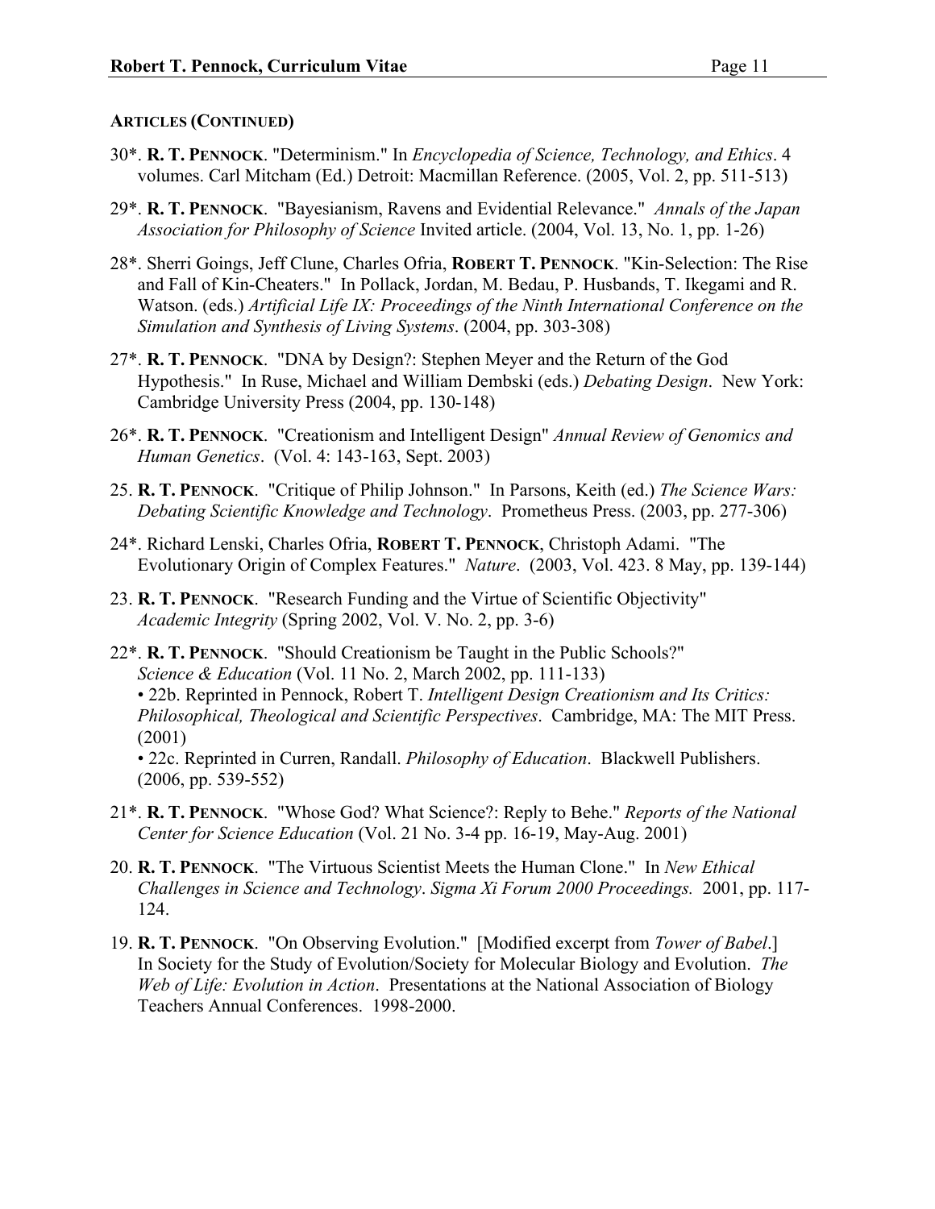**ARTICLES (CONTINUED)**

30*. **R. T. PENNOCK**. "Determinism." In *Encyclopedia of Science, Technology, and Ethics*. 4 volumes. Carl Mitcham (Ed.) Detroit: Macmillan Reference. (2005, Vol. 2, pp. 511-513)

29*. **R. T. PENNOCK**. "Bayesianism, Ravens and Evidential Relevance." *Annals of the Japan Association for Philosophy of Science* Invited article. (2004, Vol. 13, No. 1, pp. 1-26)

28*. Sherri Goings, Jeff Clune, Charles Ofria, **ROBERT T. PENNOCK**. "Kin-Selection: The Rise and Fall of Kin-Cheaters." In Pollack, Jordan, M. Bedau, P. Husbands, T. Ikegami and R. Watson. (eds.) *Artificial Life IX: Proceedings of the Ninth International Conference on the Simulation and Synthesis of Living Systems*. (2004, pp. 303-308)

27*. **R. T. PENNOCK**. "DNA by Design?: Stephen Meyer and the Return of the God Hypothesis." In Ruse, Michael and William Dembski (eds.) *Debating Design*. New York: Cambridge University Press (2004, pp. 130-148)

26*. **R. T. PENNOCK**. "Creationism and Intelligent Design" *Annual Review of Genomics and Human Genetics*. (Vol. 4: 143-163, Sept. 2003)

25. **R. T. PENNOCK**. "Critique of Philip Johnson." In Parsons, Keith (ed.) *The Science Wars: Debating Scientific Knowledge and Technology*. Prometheus Press. (2003, pp. 277-306)

24*. Richard Lenski, Charles Ofria, **ROBERT T. PENNOCK**, Christoph Adami. "The Evolutionary Origin of Complex Features." *Nature*. (2003, Vol. 423. 8 May, pp. 139-144)

23. **R. T. PENNOCK**. "Research Funding and the Virtue of Scientific Objectivity" *Academic Integrity* (Spring 2002, Vol. V. No. 2, pp. 3-6)

22*. **R. T. PENNOCK**. "Should Creationism be Taught in the Public Schools?" *Science & Education* (Vol. 11 No. 2, March 2002, pp. 111-133)
• 22b. Reprinted in Pennock, Robert T. *Intelligent Design Creationism and Its Critics: Philosophical, Theological and Scientific Perspectives*. Cambridge, MA: The MIT Press. (2001)
• 22c. Reprinted in Curren, Randall. *Philosophy of Education*. Blackwell Publishers. (2006, pp. 539-552)

21*. **R. T. PENNOCK**. "Whose God? What Science?: Reply to Behe." *Reports of the National Center for Science Education* (Vol. 21 No. 3-4 pp. 16-19, May-Aug. 2001)

20. **R. T. PENNOCK**. "The Virtuous Scientist Meets the Human Clone." In *New Ethical Challenges in Science and Technology*. *Sigma Xi Forum 2000 Proceedings.* 2001, pp. 117-124.

19. **R. T. PENNOCK**. "On Observing Evolution." [Modified excerpt from *Tower of Babel*.] In Society for the Study of Evolution/Society for Molecular Biology and Evolution. *The Web of Life: Evolution in Action*. Presentations at the National Association of Biology Teachers Annual Conferences. 1998-2000.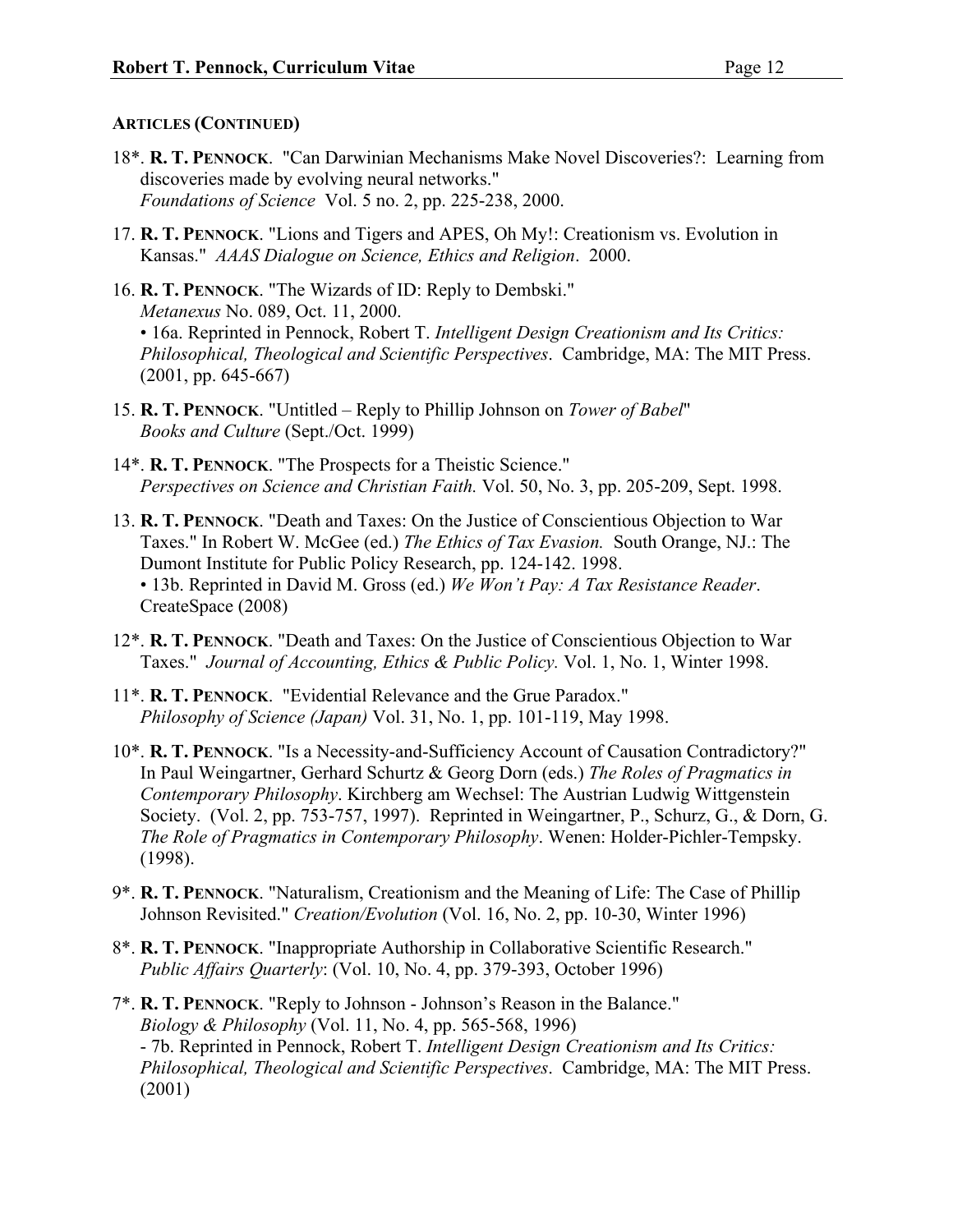### ARTICLES (CONTINUED)

18*. **R. T. PENNOCK**. "Can Darwinian Mechanisms Make Novel Discoveries?: Learning from discoveries made by evolving neural networks." *Foundations of Science* Vol. 5 no. 2, pp. 225-238, 2000.

17. **R. T. PENNOCK**. "Lions and Tigers and APES, Oh My!: Creationism vs. Evolution in Kansas." *AAAS Dialogue on Science, Ethics and Religion*. 2000.

16. **R. T. PENNOCK**. "The Wizards of ID: Reply to Dembski." *Metanexus* No. 089, Oct. 11, 2000.
 • 16a. Reprinted in Pennock, Robert T. *Intelligent Design Creationism and Its Critics: Philosophical, Theological and Scientific Perspectives*. Cambridge, MA: The MIT Press. (2001, pp. 645-667)

15. **R. T. PENNOCK**. "Untitled – Reply to Phillip Johnson on *Tower of Babel*" *Books and Culture* (Sept./Oct. 1999)

14*. **R. T. PENNOCK**. "The Prospects for a Theistic Science." *Perspectives on Science and Christian Faith.* Vol. 50, No. 3, pp. 205-209, Sept. 1998.

13. **R. T. PENNOCK**. "Death and Taxes: On the Justice of Conscientious Objection to War Taxes." In Robert W. McGee (ed.) *The Ethics of Tax Evasion.* South Orange, NJ.: The Dumont Institute for Public Policy Research, pp. 124-142. 1998.
 • 13b. Reprinted in David M. Gross (ed.) *We Won't Pay: A Tax Resistance Reader*. CreateSpace (2008)

12*. **R. T. PENNOCK**. "Death and Taxes: On the Justice of Conscientious Objection to War Taxes." *Journal of Accounting, Ethics & Public Policy.* Vol. 1, No. 1, Winter 1998.

11*. **R. T. PENNOCK**. "Evidential Relevance and the Grue Paradox." *Philosophy of Science (Japan)* Vol. 31, No. 1, pp. 101-119, May 1998.

10*. **R. T. PENNOCK**. "Is a Necessity-and-Sufficiency Account of Causation Contradictory?" In Paul Weingartner, Gerhard Schurtz & Georg Dorn (eds.) *The Roles of Pragmatics in Contemporary Philosophy*. Kirchberg am Wechsel: The Austrian Ludwig Wittgenstein Society. (Vol. 2, pp. 753-757, 1997). Reprinted in Weingartner, P., Schurz, G., & Dorn, G. *The Role of Pragmatics in Contemporary Philosophy*. Wenen: Holder-Pichler-Tempsky. (1998).

9*. **R. T. PENNOCK**. "Naturalism, Creationism and the Meaning of Life: The Case of Phillip Johnson Revisited." *Creation/Evolution* (Vol. 16, No. 2, pp. 10-30, Winter 1996)

8*. **R. T. PENNOCK**. "Inappropriate Authorship in Collaborative Scientific Research." *Public Affairs Quarterly*: (Vol. 10, No. 4, pp. 379-393, October 1996)

7*. **R. T. PENNOCK**. "Reply to Johnson - Johnson's Reason in the Balance." *Biology & Philosophy* (Vol. 11, No. 4, pp. 565-568, 1996)
 - 7b. Reprinted in Pennock, Robert T. *Intelligent Design Creationism and Its Critics: Philosophical, Theological and Scientific Perspectives*. Cambridge, MA: The MIT Press. (2001)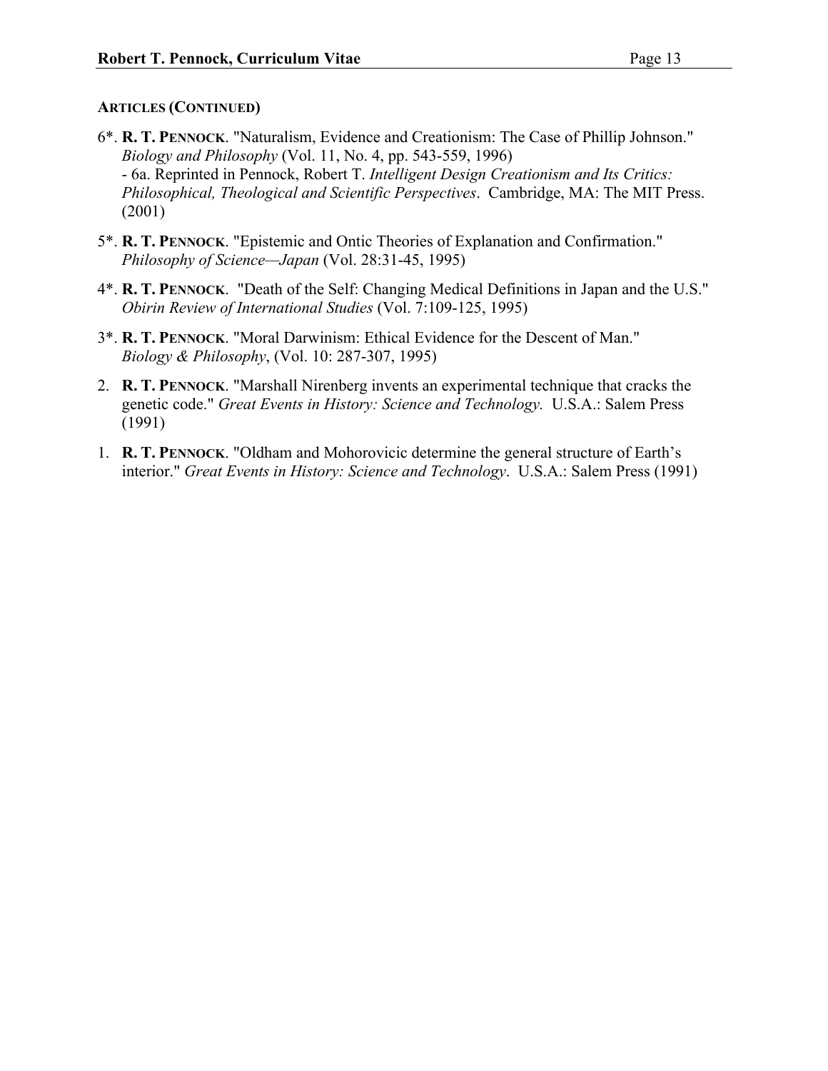**ARTICLES (CONTINUED)**

6*. **R. T. PENNOCK**. "Naturalism, Evidence and Creationism: The Case of Phillip Johnson." *Biology and Philosophy* (Vol. 11, No. 4, pp. 543-559, 1996)
- 6a. Reprinted in Pennock, Robert T. *Intelligent Design Creationism and Its Critics: Philosophical, Theological and Scientific Perspectives*. Cambridge, MA: The MIT Press. (2001)

5*. **R. T. PENNOCK**. "Epistemic and Ontic Theories of Explanation and Confirmation." *Philosophy of Science—Japan* (Vol. 28:31-45, 1995)

4*. **R. T. PENNOCK**. "Death of the Self: Changing Medical Definitions in Japan and the U.S." *Obirin Review of International Studies* (Vol. 7:109-125, 1995)

3*. **R. T. PENNOCK**. "Moral Darwinism: Ethical Evidence for the Descent of Man." *Biology & Philosophy*, (Vol. 10: 287-307, 1995)

2. **R. T. PENNOCK**. "Marshall Nirenberg invents an experimental technique that cracks the genetic code." *Great Events in History: Science and Technology.* U.S.A.: Salem Press (1991)

1. **R. T. PENNOCK**. "Oldham and Mohorovicic determine the general structure of Earth's interior." *Great Events in History: Science and Technology*. U.S.A.: Salem Press (1991)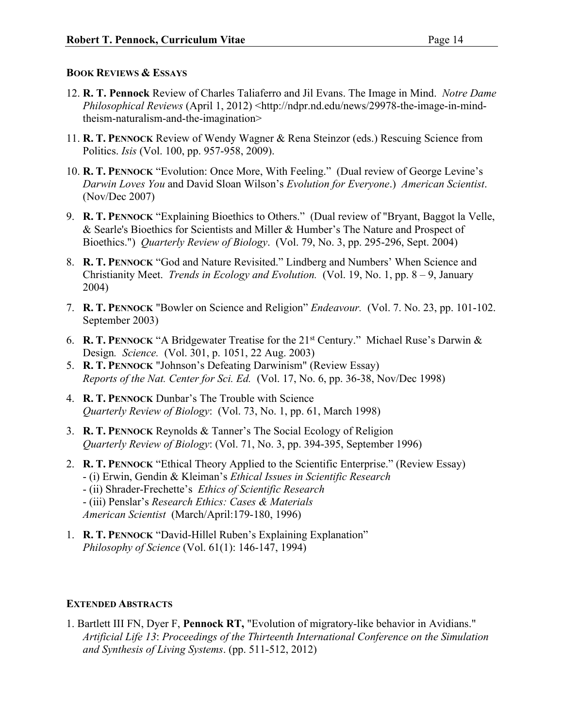**BOOK REVIEWS & ESSAYS**

12. **R. T. Pennock** Review of Charles Taliaferro and Jil Evans. The Image in Mind. *Notre Dame Philosophical Reviews* (April 1, 2012) <http://ndpr.nd.edu/news/29978-the-image-in-mind-theism-naturalism-and-the-imagination>

11. **R. T. PENNOCK** Review of Wendy Wagner & Rena Steinzor (eds.) Rescuing Science from Politics. *Isis* (Vol. 100, pp. 957-958, 2009).

10. **R. T. PENNOCK** "Evolution: Once More, With Feeling." (Dual review of George Levine's *Darwin Loves You* and David Sloan Wilson's *Evolution for Everyone*.) *American Scientist*. (Nov/Dec 2007)

9. **R. T. PENNOCK** "Explaining Bioethics to Others." (Dual review of "Bryant, Baggot la Velle, & Searle's Bioethics for Scientists and Miller & Humber's The Nature and Prospect of Bioethics.") *Quarterly Review of Biology*. (Vol. 79, No. 3, pp. 295-296, Sept. 2004)

8. **R. T. PENNOCK** "God and Nature Revisited." Lindberg and Numbers' When Science and Christianity Meet. *Trends in Ecology and Evolution.* (Vol. 19, No. 1, pp. 8 – 9, January 2004)

7. **R. T. PENNOCK** "Bowler on Science and Religion" *Endeavour.* (Vol. 7. No. 23, pp. 101-102. September 2003)

6. **R. T. PENNOCK** "A Bridgewater Treatise for the 21st Century." Michael Ruse's Darwin & Design*. Science.* (Vol. 301, p. 1051, 22 Aug. 2003)

5. **R. T. PENNOCK** "Johnson's Defeating Darwinism" (Review Essay) *Reports of the Nat. Center for Sci. Ed.* (Vol. 17, No. 6, pp. 36-38, Nov/Dec 1998)

4. **R. T. PENNOCK** Dunbar's The Trouble with Science *Quarterly Review of Biology*: (Vol. 73, No. 1, pp. 61, March 1998)

3. **R. T. PENNOCK** Reynolds & Tanner's The Social Ecology of Religion *Quarterly Review of Biology*: (Vol. 71, No. 3, pp. 394-395, September 1996)

2. **R. T. PENNOCK** "Ethical Theory Applied to the Scientific Enterprise." (Review Essay)
   - (i) Erwin, Gendin & Kleiman's *Ethical Issues in Scientific Research*
   - (ii) Shrader-Frechette's *Ethics of Scientific Research*
   - (iii) Penslar's *Research Ethics: Cases & Materials*

   *American Scientist* (March/April:179-180, 1996)

1. **R. T. PENNOCK** "David-Hillel Ruben's Explaining Explanation" *Philosophy of Science* (Vol. 61(1): 146-147, 1994)

**EXTENDED ABSTRACTS**

1. Bartlett III FN, Dyer F, **Pennock RT,** "Evolution of migratory-like behavior in Avidians." *Artificial Life 13*: *Proceedings of the Thirteenth International Conference on the Simulation and Synthesis of Living Systems*. (pp. 511-512, 2012)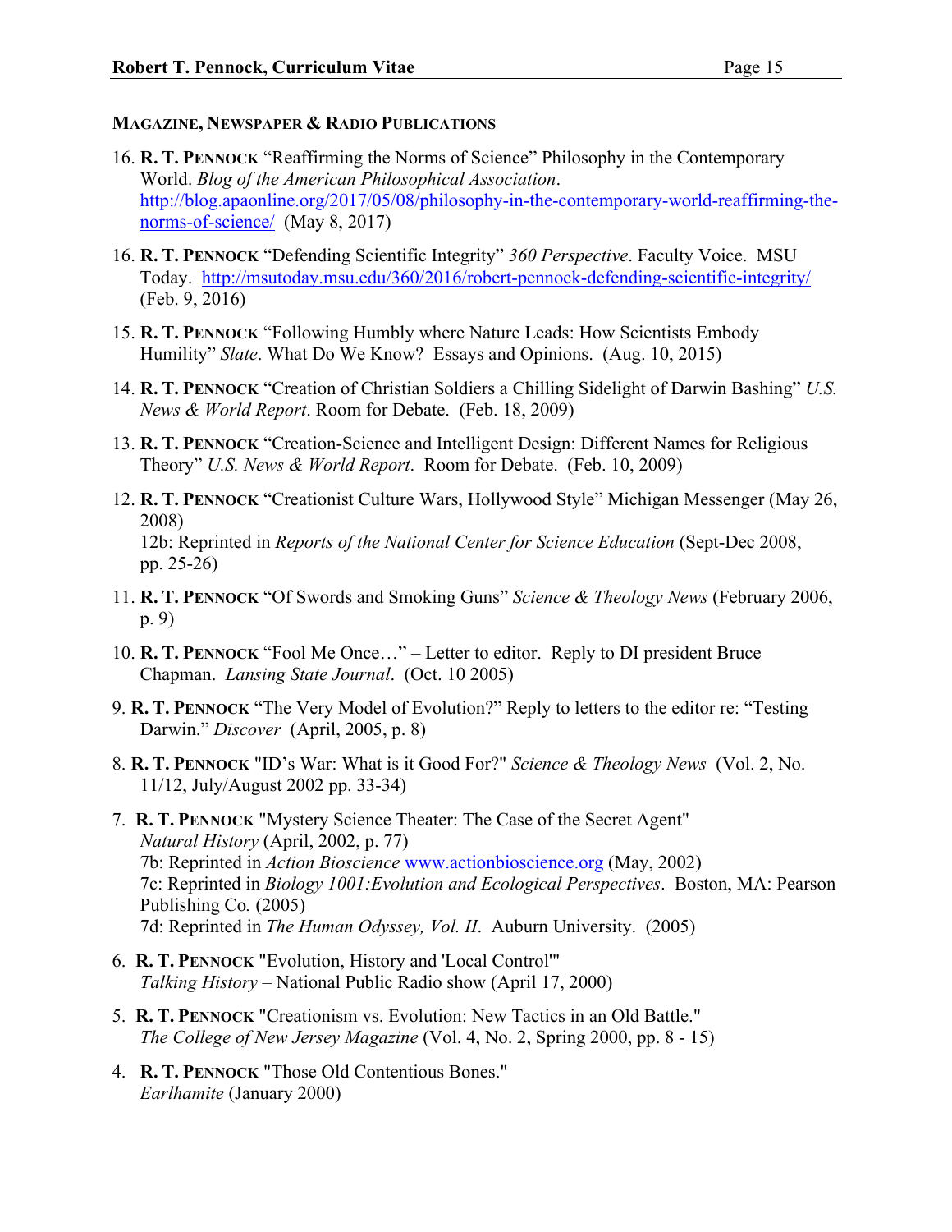## Magazine, Newspaper & Radio Publications

16. **R. T. Pennock** "Reaffirming the Norms of Science" Philosophy in the Contemporary World. *Blog of the American Philosophical Association*. http://blog.apaonline.org/2017/05/08/philosophy-in-the-contemporary-world-reaffirming-the-norms-of-science/ (May 8, 2017)

16. **R. T. Pennock** "Defending Scientific Integrity" *360 Perspective*. Faculty Voice. MSU Today. http://msutoday.msu.edu/360/2016/robert-pennock-defending-scientific-integrity/ (Feb. 9, 2016)

15. **R. T. Pennock** "Following Humbly where Nature Leads: How Scientists Embody Humility" *Slate*. What Do We Know? Essays and Opinions. (Aug. 10, 2015)

14. **R. T. Pennock** "Creation of Christian Soldiers a Chilling Sidelight of Darwin Bashing" *U.S. News & World Report*. Room for Debate. (Feb. 18, 2009)

13. **R. T. Pennock** "Creation-Science and Intelligent Design: Different Names for Religious Theory" *U.S. News & World Report*. Room for Debate. (Feb. 10, 2009)

12. **R. T. Pennock** "Creationist Culture Wars, Hollywood Style" Michigan Messenger (May 26, 2008)
    12b: Reprinted in *Reports of the National Center for Science Education* (Sept-Dec 2008, pp. 25-26)

11. **R. T. Pennock** "Of Swords and Smoking Guns" *Science & Theology News* (February 2006, p. 9)

10. **R. T. Pennock** "Fool Me Once…" – Letter to editor. Reply to DI president Bruce Chapman. *Lansing State Journal*. (Oct. 10 2005)

9. **R. T. Pennock** "The Very Model of Evolution?" Reply to letters to the editor re: "Testing Darwin." *Discover* (April, 2005, p. 8)

8. **R. T. Pennock** "ID's War: What is it Good For?" *Science & Theology News* (Vol. 2, No. 11/12, July/August 2002 pp. 33-34)

7. **R. T. Pennock** "Mystery Science Theater: The Case of the Secret Agent" *Natural History* (April, 2002, p. 77)
   7b: Reprinted in *Action Bioscience* www.actionbioscience.org (May, 2002)
   7c: Reprinted in *Biology 1001:Evolution and Ecological Perspectives*. Boston, MA: Pearson Publishing Co. (2005)
   7d: Reprinted in *The Human Odyssey, Vol. II*. Auburn University. (2005)

6. **R. T. Pennock** "Evolution, History and 'Local Control'" *Talking History* – National Public Radio show (April 17, 2000)

5. **R. T. Pennock** "Creationism vs. Evolution: New Tactics in an Old Battle." *The College of New Jersey Magazine* (Vol. 4, No. 2, Spring 2000, pp. 8 - 15)

4. **R. T. Pennock** "Those Old Contentious Bones." *Earlhamite* (January 2000)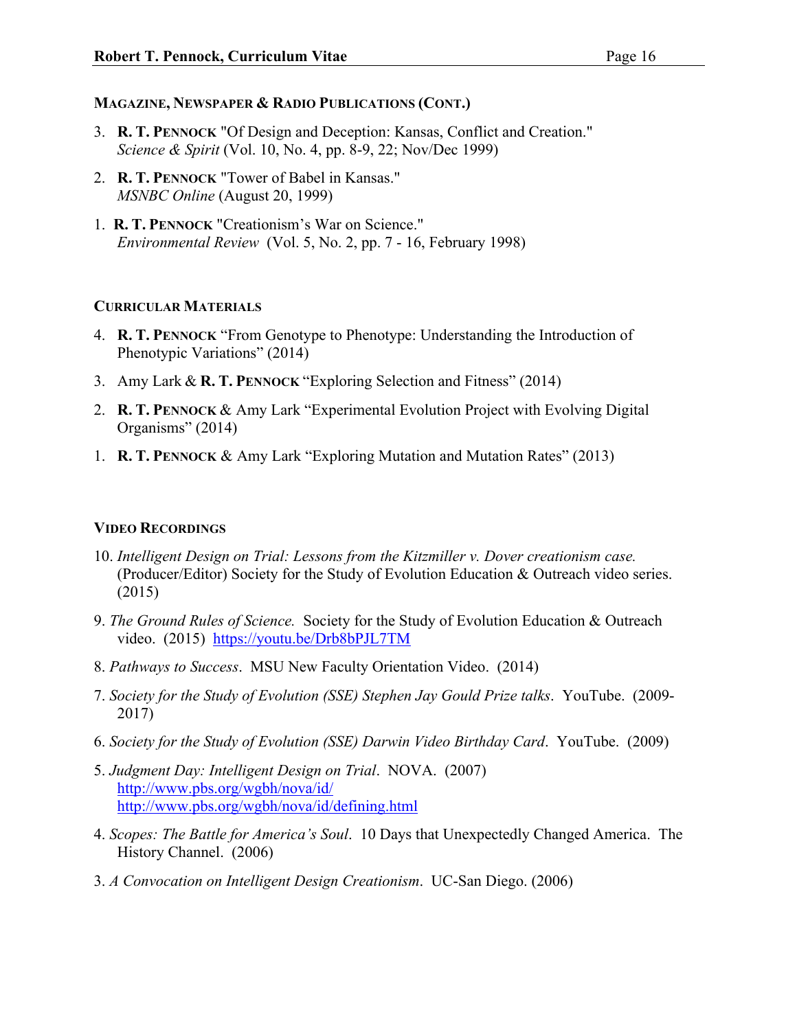### MAGAZINE, NEWSPAPER & RADIO PUBLICATIONS (CONT.)

3. **R. T. PENNOCK** "Of Design and Deception: Kansas, Conflict and Creation." *Science & Spirit* (Vol. 10, No. 4, pp. 8-9, 22; Nov/Dec 1999)

2. **R. T. PENNOCK** "Tower of Babel in Kansas." *MSNBC Online* (August 20, 1999)

1. **R. T. PENNOCK** "Creationism's War on Science." *Environmental Review* (Vol. 5, No. 2, pp. 7 - 16, February 1998)

### CURRICULAR MATERIALS

4. **R. T. PENNOCK** "From Genotype to Phenotype: Understanding the Introduction of Phenotypic Variations" (2014)

3. Amy Lark & **R. T. PENNOCK** "Exploring Selection and Fitness" (2014)

2. **R. T. PENNOCK** & Amy Lark "Experimental Evolution Project with Evolving Digital Organisms" (2014)

1. **R. T. PENNOCK** & Amy Lark "Exploring Mutation and Mutation Rates" (2013)

### VIDEO RECORDINGS

10. *Intelligent Design on Trial: Lessons from the Kitzmiller v. Dover creationism case.* (Producer/Editor) Society for the Study of Evolution Education & Outreach video series. (2015)

9. *The Ground Rules of Science.* Society for the Study of Evolution Education & Outreach video. (2015) https://youtu.be/Drb8bPJL7TM

8. *Pathways to Success*. MSU New Faculty Orientation Video. (2014)

7. *Society for the Study of Evolution (SSE) Stephen Jay Gould Prize talks*. YouTube. (2009-2017)

6. *Society for the Study of Evolution (SSE) Darwin Video Birthday Card*. YouTube. (2009)

5. *Judgment Day: Intelligent Design on Trial*. NOVA. (2007)
   http://www.pbs.org/wgbh/nova/id/
   http://www.pbs.org/wgbh/nova/id/defining.html

4. *Scopes: The Battle for America's Soul*. 10 Days that Unexpectedly Changed America. The History Channel. (2006)

3. *A Convocation on Intelligent Design Creationism*. UC-San Diego. (2006)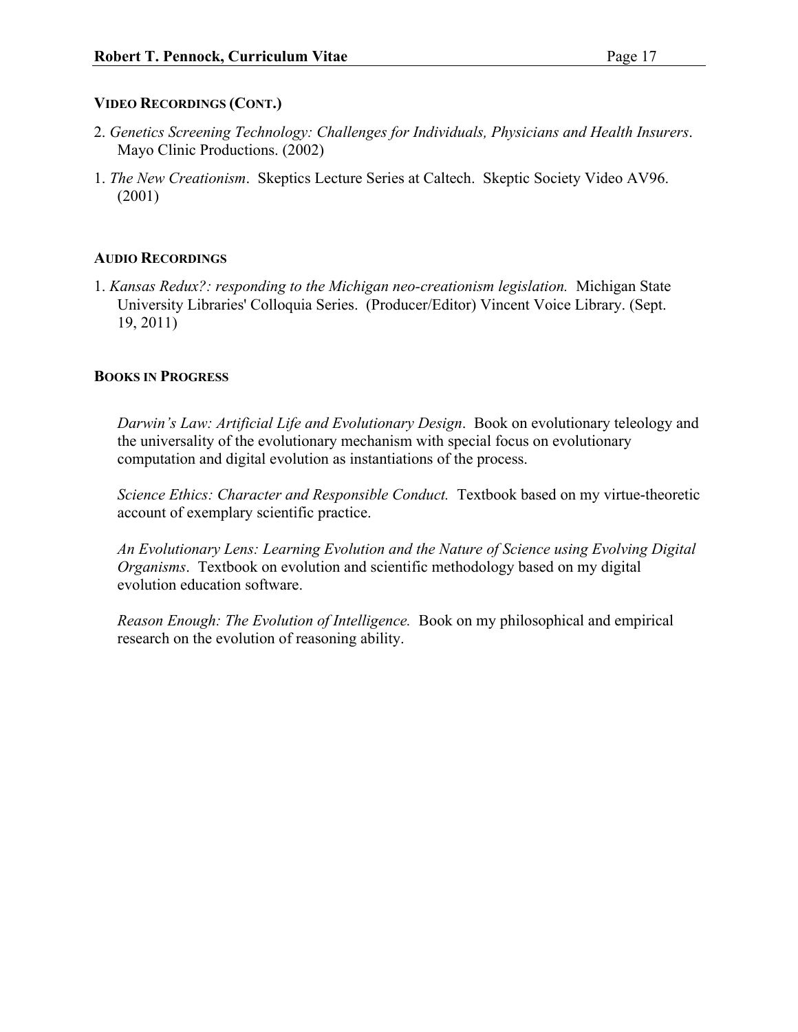### VIDEO RECORDINGS (CONT.)

2. *Genetics Screening Technology: Challenges for Individuals, Physicians and Health Insurers*. Mayo Clinic Productions. (2002)

1. *The New Creationism*. Skeptics Lecture Series at Caltech. Skeptic Society Video AV96. (2001)

### AUDIO RECORDINGS

1. *Kansas Redux?: responding to the Michigan neo-creationism legislation.* Michigan State University Libraries' Colloquia Series. (Producer/Editor) Vincent Voice Library. (Sept. 19, 2011)

### BOOKS IN PROGRESS

*Darwin's Law: Artificial Life and Evolutionary Design*. Book on evolutionary teleology and the universality of the evolutionary mechanism with special focus on evolutionary computation and digital evolution as instantiations of the process.

*Science Ethics: Character and Responsible Conduct.* Textbook based on my virtue-theoretic account of exemplary scientific practice.

*An Evolutionary Lens: Learning Evolution and the Nature of Science using Evolving Digital Organisms*. Textbook on evolution and scientific methodology based on my digital evolution education software.

*Reason Enough: The Evolution of Intelligence.* Book on my philosophical and empirical research on the evolution of reasoning ability.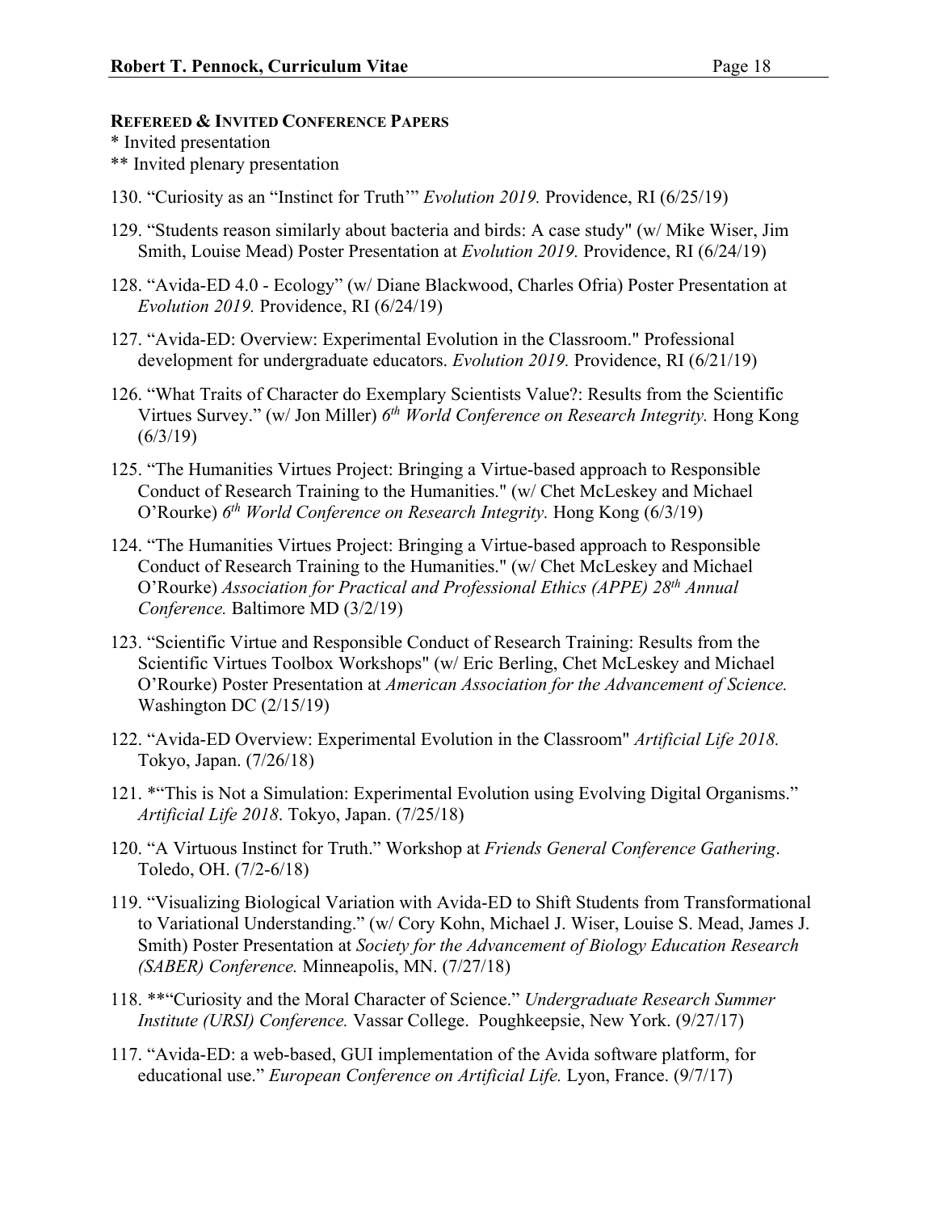**REFEREED & INVITED CONFERENCE PAPERS**

\* Invited presentation

\*\* Invited plenary presentation

130. "Curiosity as an "Instinct for Truth'" *Evolution 2019.* Providence, RI (6/25/19)

129. "Students reason similarly about bacteria and birds: A case study" (w/ Mike Wiser, Jim Smith, Louise Mead) Poster Presentation at *Evolution 2019.* Providence, RI (6/24/19)

128. "Avida-ED 4.0 - Ecology" (w/ Diane Blackwood, Charles Ofria) Poster Presentation at *Evolution 2019.* Providence, RI (6/24/19)

127. "Avida-ED: Overview: Experimental Evolution in the Classroom." Professional development for undergraduate educators. *Evolution 2019.* Providence, RI (6/21/19)

126. "What Traits of Character do Exemplary Scientists Value?: Results from the Scientific Virtues Survey." (w/ Jon Miller) *6th World Conference on Research Integrity.* Hong Kong (6/3/19)

125. "The Humanities Virtues Project: Bringing a Virtue-based approach to Responsible Conduct of Research Training to the Humanities." (w/ Chet McLeskey and Michael O'Rourke) *6th World Conference on Research Integrity.* Hong Kong (6/3/19)

124. "The Humanities Virtues Project: Bringing a Virtue-based approach to Responsible Conduct of Research Training to the Humanities." (w/ Chet McLeskey and Michael O'Rourke) *Association for Practical and Professional Ethics (APPE) 28th Annual Conference.* Baltimore MD (3/2/19)

123. "Scientific Virtue and Responsible Conduct of Research Training: Results from the Scientific Virtues Toolbox Workshops" (w/ Eric Berling, Chet McLeskey and Michael O'Rourke) Poster Presentation at *American Association for the Advancement of Science.* Washington DC (2/15/19)

122. "Avida-ED Overview: Experimental Evolution in the Classroom" *Artificial Life 2018.* Tokyo, Japan. (7/26/18)

121. *"This is Not a Simulation: Experimental Evolution using Evolving Digital Organisms." *Artificial Life 2018*. Tokyo, Japan. (7/25/18)

120. "A Virtuous Instinct for Truth." Workshop at *Friends General Conference Gathering*. Toledo, OH. (7/2-6/18)

119. "Visualizing Biological Variation with Avida-ED to Shift Students from Transformational to Variational Understanding." (w/ Cory Kohn, Michael J. Wiser, Louise S. Mead, James J. Smith) Poster Presentation at *Society for the Advancement of Biology Education Research (SABER) Conference.* Minneapolis, MN. (7/27/18)

118. **"Curiosity and the Moral Character of Science." *Undergraduate Research Summer Institute (URSI) Conference.* Vassar College. Poughkeepsie, New York. (9/27/17)

117. "Avida-ED: a web-based, GUI implementation of the Avida software platform, for educational use." *European Conference on Artificial Life.* Lyon, France. (9/7/17)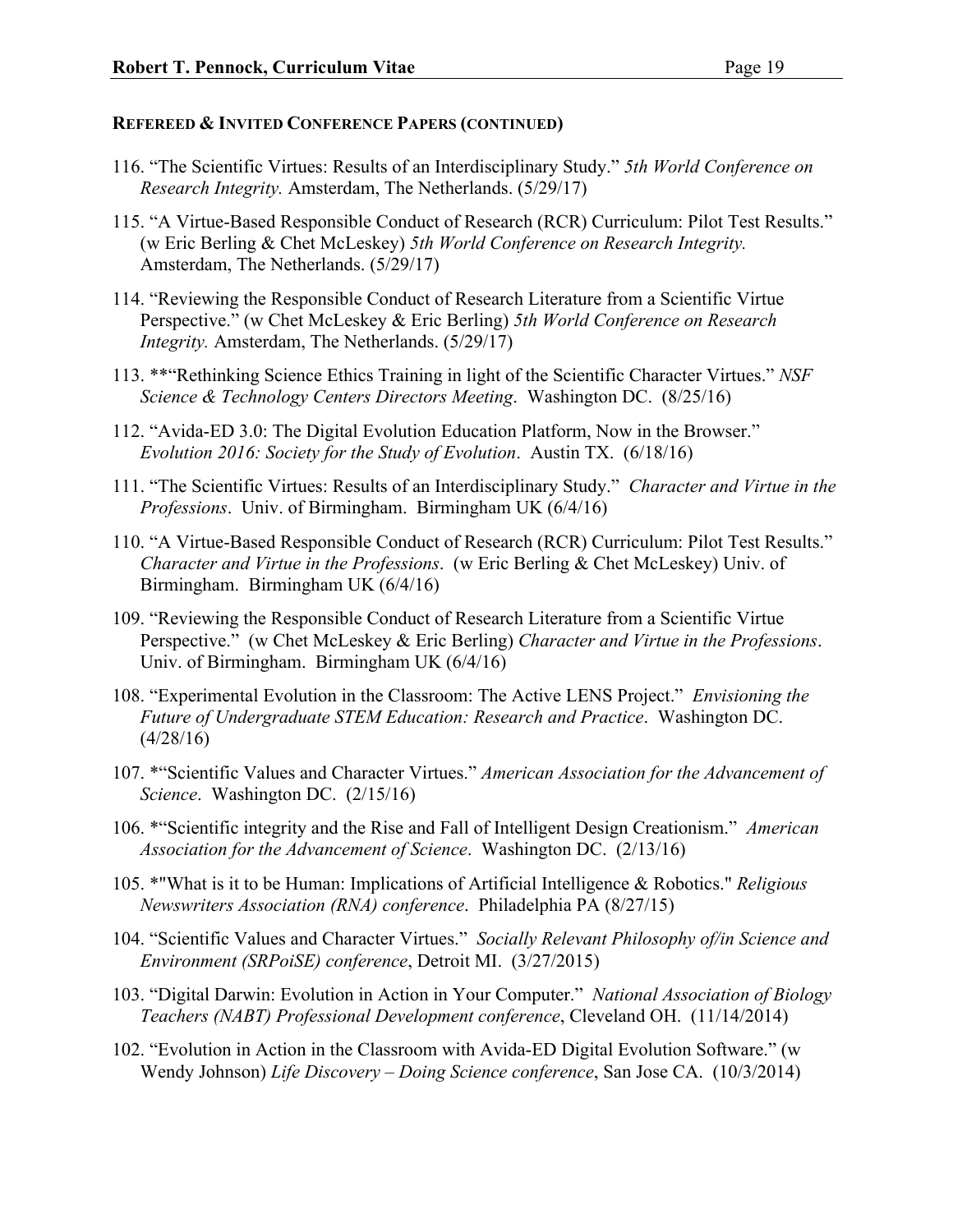**REFEREED & INVITED CONFERENCE PAPERS (CONTINUED)**

116. "The Scientific Virtues: Results of an Interdisciplinary Study." *5th World Conference on Research Integrity.* Amsterdam, The Netherlands. (5/29/17)

115. "A Virtue-Based Responsible Conduct of Research (RCR) Curriculum: Pilot Test Results." (w Eric Berling & Chet McLeskey) *5th World Conference on Research Integrity.* Amsterdam, The Netherlands. (5/29/17)

114. "Reviewing the Responsible Conduct of Research Literature from a Scientific Virtue Perspective." (w Chet McLeskey & Eric Berling) *5th World Conference on Research Integrity.* Amsterdam, The Netherlands. (5/29/17)

113. **"Rethinking Science Ethics Training in light of the Scientific Character Virtues." *NSF Science & Technology Centers Directors Meeting*. Washington DC. (8/25/16)

112. "Avida-ED 3.0: The Digital Evolution Education Platform, Now in the Browser." *Evolution 2016: Society for the Study of Evolution*. Austin TX. (6/18/16)

111. "The Scientific Virtues: Results of an Interdisciplinary Study." *Character and Virtue in the Professions*. Univ. of Birmingham. Birmingham UK (6/4/16)

110. "A Virtue-Based Responsible Conduct of Research (RCR) Curriculum: Pilot Test Results." *Character and Virtue in the Professions*. (w Eric Berling & Chet McLeskey) Univ. of Birmingham. Birmingham UK (6/4/16)

109. "Reviewing the Responsible Conduct of Research Literature from a Scientific Virtue Perspective." (w Chet McLeskey & Eric Berling) *Character and Virtue in the Professions*. Univ. of Birmingham. Birmingham UK (6/4/16)

108. "Experimental Evolution in the Classroom: The Active LENS Project." *Envisioning the Future of Undergraduate STEM Education: Research and Practice*. Washington DC. (4/28/16)

107. *"Scientific Values and Character Virtues." *American Association for the Advancement of Science*. Washington DC. (2/15/16)

106. *"Scientific integrity and the Rise and Fall of Intelligent Design Creationism." *American Association for the Advancement of Science*. Washington DC. (2/13/16)

105. *"What is it to be Human: Implications of Artificial Intelligence & Robotics." *Religious Newswriters Association (RNA) conference*. Philadelphia PA (8/27/15)

104. "Scientific Values and Character Virtues." *Socially Relevant Philosophy of/in Science and Environment (SRPoiSE) conference*, Detroit MI. (3/27/2015)

103. "Digital Darwin: Evolution in Action in Your Computer." *National Association of Biology Teachers (NABT) Professional Development conference*, Cleveland OH. (11/14/2014)

102. "Evolution in Action in the Classroom with Avida-ED Digital Evolution Software." (w Wendy Johnson) *Life Discovery – Doing Science conference*, San Jose CA. (10/3/2014)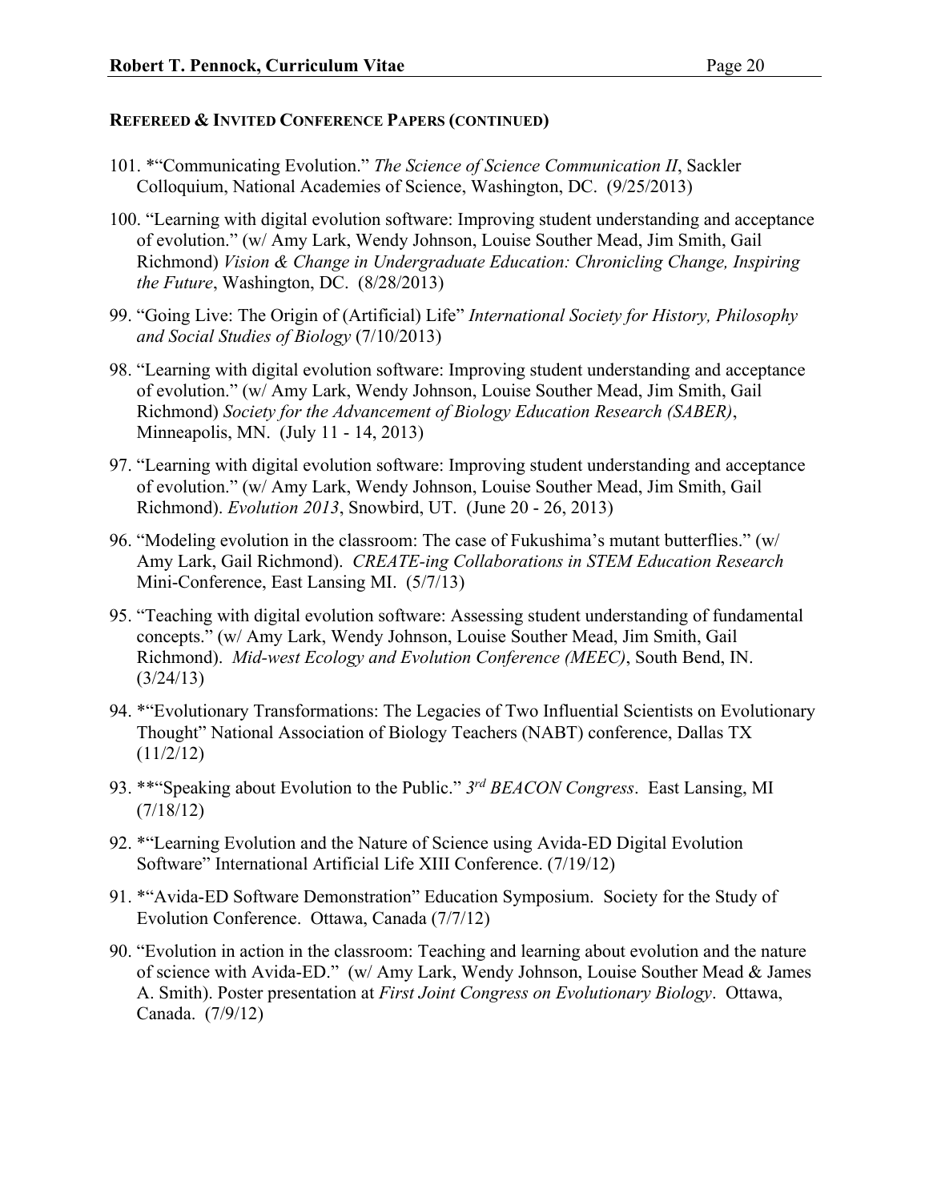**REFEREED & INVITED CONFERENCE PAPERS (CONTINUED)**

101. *"Communicating Evolution." *The Science of Science Communication II*, Sackler Colloquium, National Academies of Science, Washington, DC. (9/25/2013)

100. "Learning with digital evolution software: Improving student understanding and acceptance of evolution." (w/ Amy Lark, Wendy Johnson, Louise Souther Mead, Jim Smith, Gail Richmond) *Vision & Change in Undergraduate Education: Chronicling Change, Inspiring the Future*, Washington, DC. (8/28/2013)

99. "Going Live: The Origin of (Artificial) Life" *International Society for History, Philosophy and Social Studies of Biology* (7/10/2013)

98. "Learning with digital evolution software: Improving student understanding and acceptance of evolution." (w/ Amy Lark, Wendy Johnson, Louise Souther Mead, Jim Smith, Gail Richmond) *Society for the Advancement of Biology Education Research (SABER)*, Minneapolis, MN. (July 11 - 14, 2013)

97. "Learning with digital evolution software: Improving student understanding and acceptance of evolution." (w/ Amy Lark, Wendy Johnson, Louise Souther Mead, Jim Smith, Gail Richmond). *Evolution 2013*, Snowbird, UT. (June 20 - 26, 2013)

96. "Modeling evolution in the classroom: The case of Fukushima's mutant butterflies." (w/ Amy Lark, Gail Richmond). *CREATE-ing Collaborations in STEM Education Research* Mini-Conference, East Lansing MI. (5/7/13)

95. "Teaching with digital evolution software: Assessing student understanding of fundamental concepts." (w/ Amy Lark, Wendy Johnson, Louise Souther Mead, Jim Smith, Gail Richmond). *Mid-west Ecology and Evolution Conference (MEEC)*, South Bend, IN. (3/24/13)

94. *"Evolutionary Transformations: The Legacies of Two Influential Scientists on Evolutionary Thought" National Association of Biology Teachers (NABT) conference, Dallas TX (11/2/12)

93. **"Speaking about Evolution to the Public." *3rd BEACON Congress*. East Lansing, MI (7/18/12)

92. *"Learning Evolution and the Nature of Science using Avida-ED Digital Evolution Software" International Artificial Life XIII Conference. (7/19/12)

91. *"Avida-ED Software Demonstration" Education Symposium. Society for the Study of Evolution Conference. Ottawa, Canada (7/7/12)

90. "Evolution in action in the classroom: Teaching and learning about evolution and the nature of science with Avida-ED." (w/ Amy Lark, Wendy Johnson, Louise Souther Mead & James A. Smith). Poster presentation at *First Joint Congress on Evolutionary Biology*. Ottawa, Canada. (7/9/12)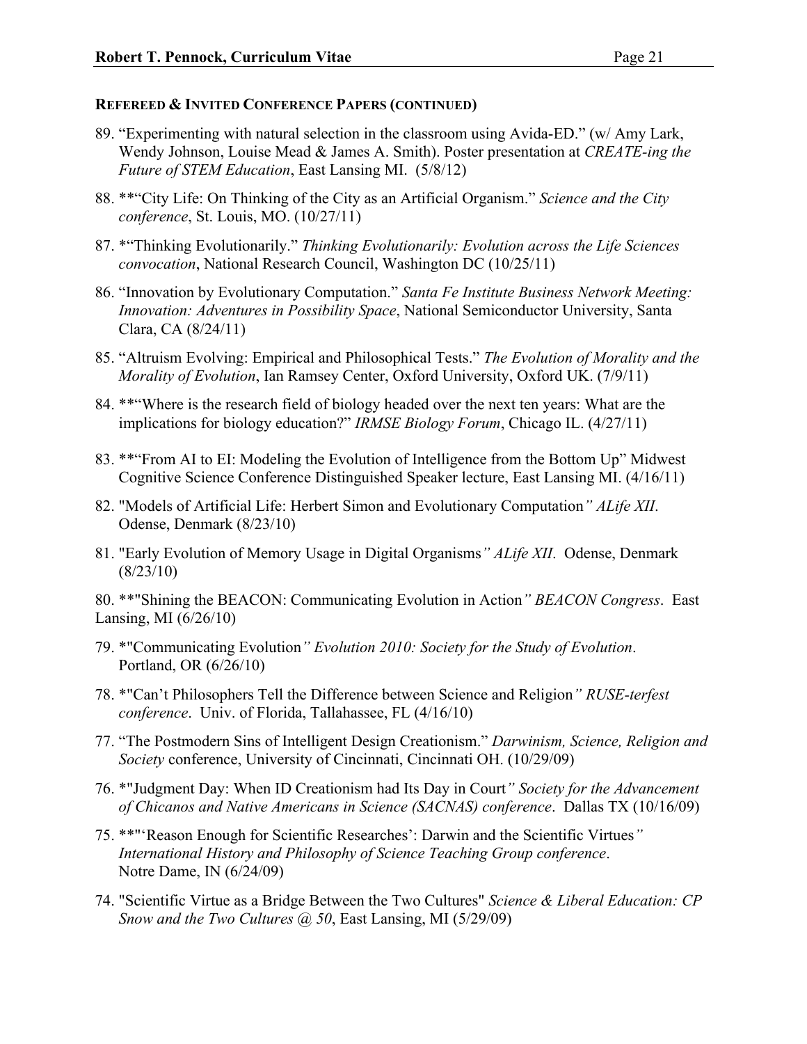**REFEREED & INVITED CONFERENCE PAPERS (CONTINUED)**

89. "Experimenting with natural selection in the classroom using Avida-ED." (w/ Amy Lark, Wendy Johnson, Louise Mead & James A. Smith). Poster presentation at *CREATE-ing the Future of STEM Education*, East Lansing MI. (5/8/12)

88. **"City Life: On Thinking of the City as an Artificial Organism." *Science and the City conference*, St. Louis, MO. (10/27/11)

87. *"Thinking Evolutionarily." *Thinking Evolutionarily: Evolution across the Life Sciences convocation*, National Research Council, Washington DC (10/25/11)

86. "Innovation by Evolutionary Computation." *Santa Fe Institute Business Network Meeting: Innovation: Adventures in Possibility Space*, National Semiconductor University, Santa Clara, CA (8/24/11)

85. "Altruism Evolving: Empirical and Philosophical Tests." *The Evolution of Morality and the Morality of Evolution*, Ian Ramsey Center, Oxford University, Oxford UK. (7/9/11)

84. **"Where is the research field of biology headed over the next ten years: What are the implications for biology education?" *IRMSE Biology Forum*, Chicago IL. (4/27/11)

83. **"From AI to EI: Modeling the Evolution of Intelligence from the Bottom Up" Midwest Cognitive Science Conference Distinguished Speaker lecture, East Lansing MI. (4/16/11)

82. "Models of Artificial Life: Herbert Simon and Evolutionary Computation" *ALife XII*. Odense, Denmark (8/23/10)

81. "Early Evolution of Memory Usage in Digital Organisms" *ALife XII*. Odense, Denmark (8/23/10)

80. **"Shining the BEACON: Communicating Evolution in Action" *BEACON Congress*. East Lansing, MI (6/26/10)

79. *"Communicating Evolution" *Evolution 2010: Society for the Study of Evolution*. Portland, OR (6/26/10)

78. *"Can't Philosophers Tell the Difference between Science and Religion" *RUSE-terfest conference*. Univ. of Florida, Tallahassee, FL (4/16/10)

77. "The Postmodern Sins of Intelligent Design Creationism." *Darwinism, Science, Religion and Society* conference, University of Cincinnati, Cincinnati OH. (10/29/09)

76. *"Judgment Day: When ID Creationism had Its Day in Court" *Society for the Advancement of Chicanos and Native Americans in Science (SACNAS) conference*. Dallas TX (10/16/09)

75. **"'Reason Enough for Scientific Researches': Darwin and the Scientific Virtues" *International History and Philosophy of Science Teaching Group conference*. Notre Dame, IN (6/24/09)

74. "Scientific Virtue as a Bridge Between the Two Cultures" *Science & Liberal Education: CP Snow and the Two Cultures @ 50*, East Lansing, MI (5/29/09)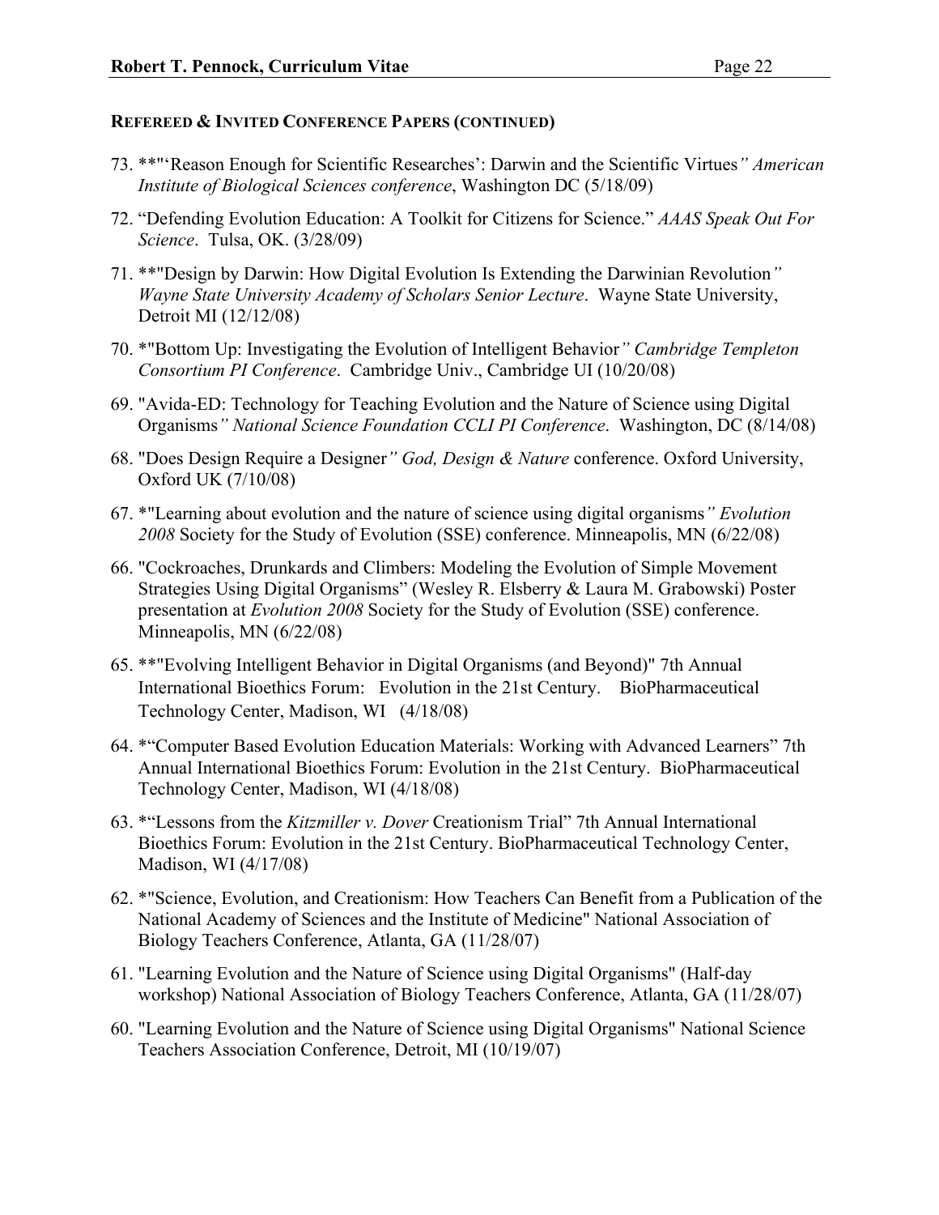**REFEREED & INVITED CONFERENCE PAPERS (CONTINUED)**

73. **"'Reason Enough for Scientific Researches': Darwin and the Scientific Virtues*" American Institute of Biological Sciences conference*, Washington DC (5/18/09)

72. "Defending Evolution Education: A Toolkit for Citizens for Science." *AAAS Speak Out For Science*. Tulsa, OK. (3/28/09)

71. **"Design by Darwin: How Digital Evolution Is Extending the Darwinian Revolution*" Wayne State University Academy of Scholars Senior Lecture*. Wayne State University, Detroit MI (12/12/08)

70. *"Bottom Up: Investigating the Evolution of Intelligent Behavior*" Cambridge Templeton Consortium PI Conference*. Cambridge Univ., Cambridge UI (10/20/08)

69. "Avida-ED: Technology for Teaching Evolution and the Nature of Science using Digital Organisms*" National Science Foundation CCLI PI Conference*. Washington, DC (8/14/08)

68. "Does Design Require a Designer*" God, Design & Nature* conference. Oxford University, Oxford UK (7/10/08)

67. *"Learning about evolution and the nature of science using digital organisms*" Evolution 2008* Society for the Study of Evolution (SSE) conference. Minneapolis, MN (6/22/08)

66. "Cockroaches, Drunkards and Climbers: Modeling the Evolution of Simple Movement Strategies Using Digital Organisms" (Wesley R. Elsberry & Laura M. Grabowski) Poster presentation at *Evolution 2008* Society for the Study of Evolution (SSE) conference. Minneapolis, MN (6/22/08)

65. **"Evolving Intelligent Behavior in Digital Organisms (and Beyond)" 7th Annual International Bioethics Forum: Evolution in the 21st Century. BioPharmaceutical Technology Center, Madison, WI (4/18/08)

64. *"Computer Based Evolution Education Materials: Working with Advanced Learners" 7th Annual International Bioethics Forum: Evolution in the 21st Century. BioPharmaceutical Technology Center, Madison, WI (4/18/08)

63. *"Lessons from the *Kitzmiller v. Dover* Creationism Trial" 7th Annual International Bioethics Forum: Evolution in the 21st Century. BioPharmaceutical Technology Center, Madison, WI (4/17/08)

62. *"Science, Evolution, and Creationism: How Teachers Can Benefit from a Publication of the National Academy of Sciences and the Institute of Medicine" National Association of Biology Teachers Conference, Atlanta, GA (11/28/07)

61. "Learning Evolution and the Nature of Science using Digital Organisms" (Half-day workshop) National Association of Biology Teachers Conference, Atlanta, GA (11/28/07)

60. "Learning Evolution and the Nature of Science using Digital Organisms" National Science Teachers Association Conference, Detroit, MI (10/19/07)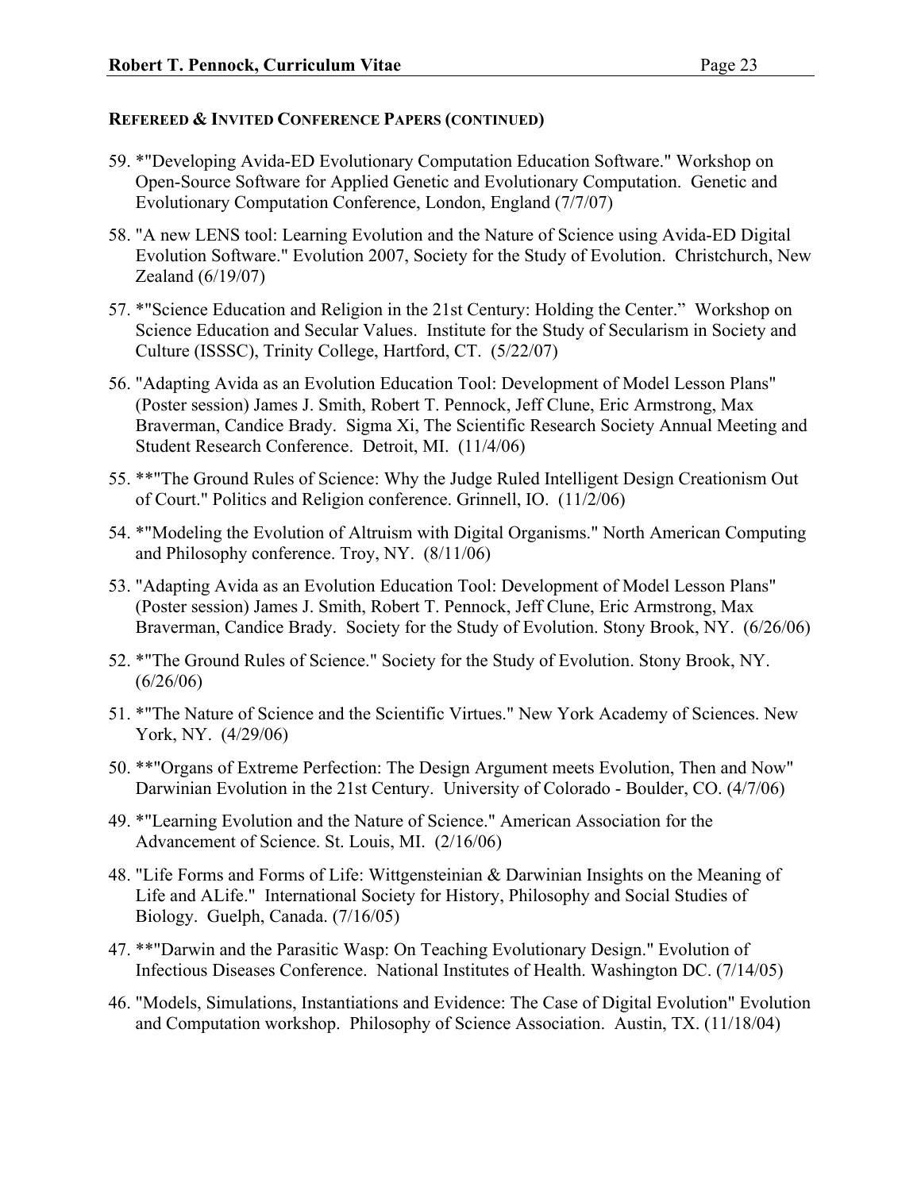**REFEREED & INVITED CONFERENCE PAPERS (CONTINUED)**

59. *"Developing Avida-ED Evolutionary Computation Education Software." Workshop on Open-Source Software for Applied Genetic and Evolutionary Computation. Genetic and Evolutionary Computation Conference, London, England (7/7/07)

58. "A new LENS tool: Learning Evolution and the Nature of Science using Avida-ED Digital Evolution Software." Evolution 2007, Society for the Study of Evolution. Christchurch, New Zealand (6/19/07)

57. *"Science Education and Religion in the 21st Century: Holding the Center." Workshop on Science Education and Secular Values. Institute for the Study of Secularism in Society and Culture (ISSSC), Trinity College, Hartford, CT. (5/22/07)

56. "Adapting Avida as an Evolution Education Tool: Development of Model Lesson Plans" (Poster session) James J. Smith, Robert T. Pennock, Jeff Clune, Eric Armstrong, Max Braverman, Candice Brady. Sigma Xi, The Scientific Research Society Annual Meeting and Student Research Conference. Detroit, MI. (11/4/06)

55. **"The Ground Rules of Science: Why the Judge Ruled Intelligent Design Creationism Out of Court." Politics and Religion conference. Grinnell, IO. (11/2/06)

54. *"Modeling the Evolution of Altruism with Digital Organisms." North American Computing and Philosophy conference. Troy, NY. (8/11/06)

53. "Adapting Avida as an Evolution Education Tool: Development of Model Lesson Plans" (Poster session) James J. Smith, Robert T. Pennock, Jeff Clune, Eric Armstrong, Max Braverman, Candice Brady. Society for the Study of Evolution. Stony Brook, NY. (6/26/06)

52. *"The Ground Rules of Science." Society for the Study of Evolution. Stony Brook, NY. (6/26/06)

51. *"The Nature of Science and the Scientific Virtues." New York Academy of Sciences. New York, NY. (4/29/06)

50. **"Organs of Extreme Perfection: The Design Argument meets Evolution, Then and Now" Darwinian Evolution in the 21st Century. University of Colorado - Boulder, CO. (4/7/06)

49. *"Learning Evolution and the Nature of Science." American Association for the Advancement of Science. St. Louis, MI. (2/16/06)

48. "Life Forms and Forms of Life: Wittgensteinian & Darwinian Insights on the Meaning of Life and ALife." International Society for History, Philosophy and Social Studies of Biology. Guelph, Canada. (7/16/05)

47. **"Darwin and the Parasitic Wasp: On Teaching Evolutionary Design." Evolution of Infectious Diseases Conference. National Institutes of Health. Washington DC. (7/14/05)

46. "Models, Simulations, Instantiations and Evidence: The Case of Digital Evolution" Evolution and Computation workshop. Philosophy of Science Association. Austin, TX. (11/18/04)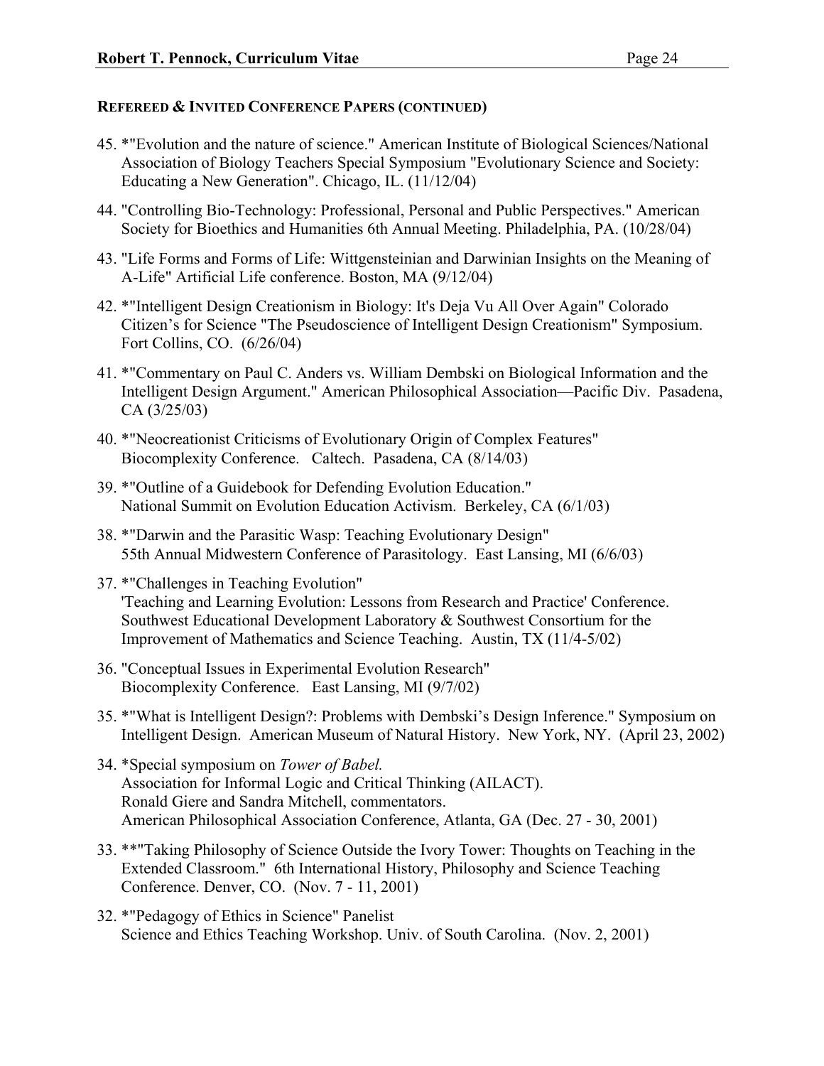**REFEREED & INVITED CONFERENCE PAPERS (CONTINUED)**

45. *"Evolution and the nature of science." American Institute of Biological Sciences/National Association of Biology Teachers Special Symposium "Evolutionary Science and Society: Educating a New Generation". Chicago, IL. (11/12/04)

44. "Controlling Bio-Technology: Professional, Personal and Public Perspectives." American Society for Bioethics and Humanities 6th Annual Meeting. Philadelphia, PA. (10/28/04)

43. "Life Forms and Forms of Life: Wittgensteinian and Darwinian Insights on the Meaning of A-Life" Artificial Life conference. Boston, MA (9/12/04)

42. *"Intelligent Design Creationism in Biology: It's Deja Vu All Over Again" Colorado Citizen's for Science "The Pseudoscience of Intelligent Design Creationism" Symposium. Fort Collins, CO. (6/26/04)

41. *"Commentary on Paul C. Anders vs. William Dembski on Biological Information and the Intelligent Design Argument." American Philosophical Association—Pacific Div. Pasadena, CA (3/25/03)

40. *"Neocreationist Criticisms of Evolutionary Origin of Complex Features" Biocomplexity Conference. Caltech. Pasadena, CA (8/14/03)

39. *"Outline of a Guidebook for Defending Evolution Education." National Summit on Evolution Education Activism. Berkeley, CA (6/1/03)

38. *"Darwin and the Parasitic Wasp: Teaching Evolutionary Design" 55th Annual Midwestern Conference of Parasitology. East Lansing, MI (6/6/03)

37. *"Challenges in Teaching Evolution" 'Teaching and Learning Evolution: Lessons from Research and Practice' Conference. Southwest Educational Development Laboratory & Southwest Consortium for the Improvement of Mathematics and Science Teaching. Austin, TX (11/4-5/02)

36. "Conceptual Issues in Experimental Evolution Research" Biocomplexity Conference. East Lansing, MI (9/7/02)

35. *"What is Intelligent Design?: Problems with Dembski's Design Inference." Symposium on Intelligent Design. American Museum of Natural History. New York, NY. (April 23, 2002)

34. *Special symposium on *Tower of Babel.* Association for Informal Logic and Critical Thinking (AILACT). Ronald Giere and Sandra Mitchell, commentators. American Philosophical Association Conference, Atlanta, GA (Dec. 27 - 30, 2001)

33. **"Taking Philosophy of Science Outside the Ivory Tower: Thoughts on Teaching in the Extended Classroom." 6th International History, Philosophy and Science Teaching Conference. Denver, CO. (Nov. 7 - 11, 2001)

32. *"Pedagogy of Ethics in Science" Panelist Science and Ethics Teaching Workshop. Univ. of South Carolina. (Nov. 2, 2001)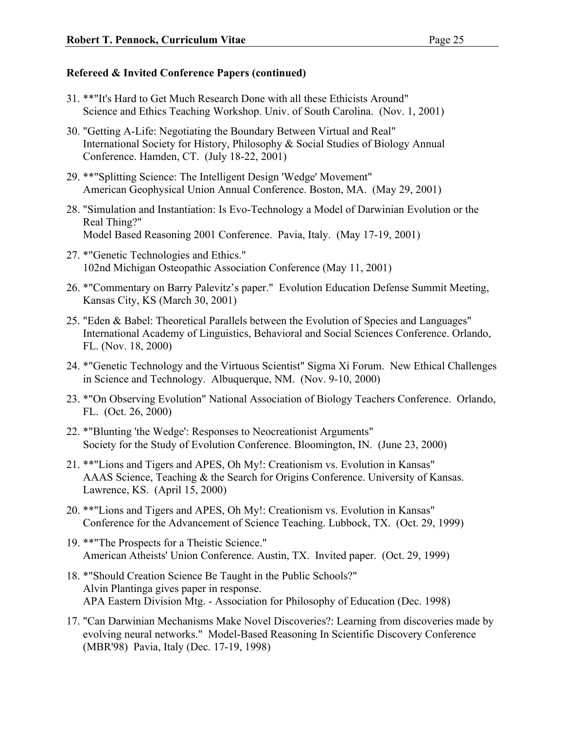**Refereed & Invited Conference Papers (continued)**

31. **"It's Hard to Get Much Research Done with all these Ethicists Around"
    Science and Ethics Teaching Workshop. Univ. of South Carolina. (Nov. 1, 2001)

30. "Getting A-Life: Negotiating the Boundary Between Virtual and Real"
    International Society for History, Philosophy & Social Studies of Biology Annual Conference. Hamden, CT. (July 18-22, 2001)

29. **"Splitting Science: The Intelligent Design 'Wedge' Movement"
    American Geophysical Union Annual Conference. Boston, MA. (May 29, 2001)

28. "Simulation and Instantiation: Is Evo-Technology a Model of Darwinian Evolution or the Real Thing?"
    Model Based Reasoning 2001 Conference. Pavia, Italy. (May 17-19, 2001)

27. *"Genetic Technologies and Ethics."
    102nd Michigan Osteopathic Association Conference (May 11, 2001)

26. *"Commentary on Barry Palevitz's paper." Evolution Education Defense Summit Meeting, Kansas City, KS (March 30, 2001)

25. "Eden & Babel: Theoretical Parallels between the Evolution of Species and Languages"
    International Academy of Linguistics, Behavioral and Social Sciences Conference. Orlando, FL. (Nov. 18, 2000)

24. *"Genetic Technology and the Virtuous Scientist" Sigma Xi Forum. New Ethical Challenges in Science and Technology. Albuquerque, NM. (Nov. 9-10, 2000)

23. *"On Observing Evolution" National Association of Biology Teachers Conference. Orlando, FL. (Oct. 26, 2000)

22. *"Blunting 'the Wedge': Responses to Neocreationist Arguments"
    Society for the Study of Evolution Conference. Bloomington, IN. (June 23, 2000)

21. **"Lions and Tigers and APES, Oh My!: Creationism vs. Evolution in Kansas"
    AAAS Science, Teaching & the Search for Origins Conference. University of Kansas. Lawrence, KS. (April 15, 2000)

20. **"Lions and Tigers and APES, Oh My!: Creationism vs. Evolution in Kansas"
    Conference for the Advancement of Science Teaching. Lubbock, TX. (Oct. 29, 1999)

19. **"The Prospects for a Theistic Science."
    American Atheists' Union Conference. Austin, TX. Invited paper. (Oct. 29, 1999)

18. *"Should Creation Science Be Taught in the Public Schools?"
    Alvin Plantinga gives paper in response.
    APA Eastern Division Mtg. - Association for Philosophy of Education (Dec. 1998)

17. "Can Darwinian Mechanisms Make Novel Discoveries?: Learning from discoveries made by evolving neural networks." Model-Based Reasoning In Scientific Discovery Conference (MBR'98) Pavia, Italy (Dec. 17-19, 1998)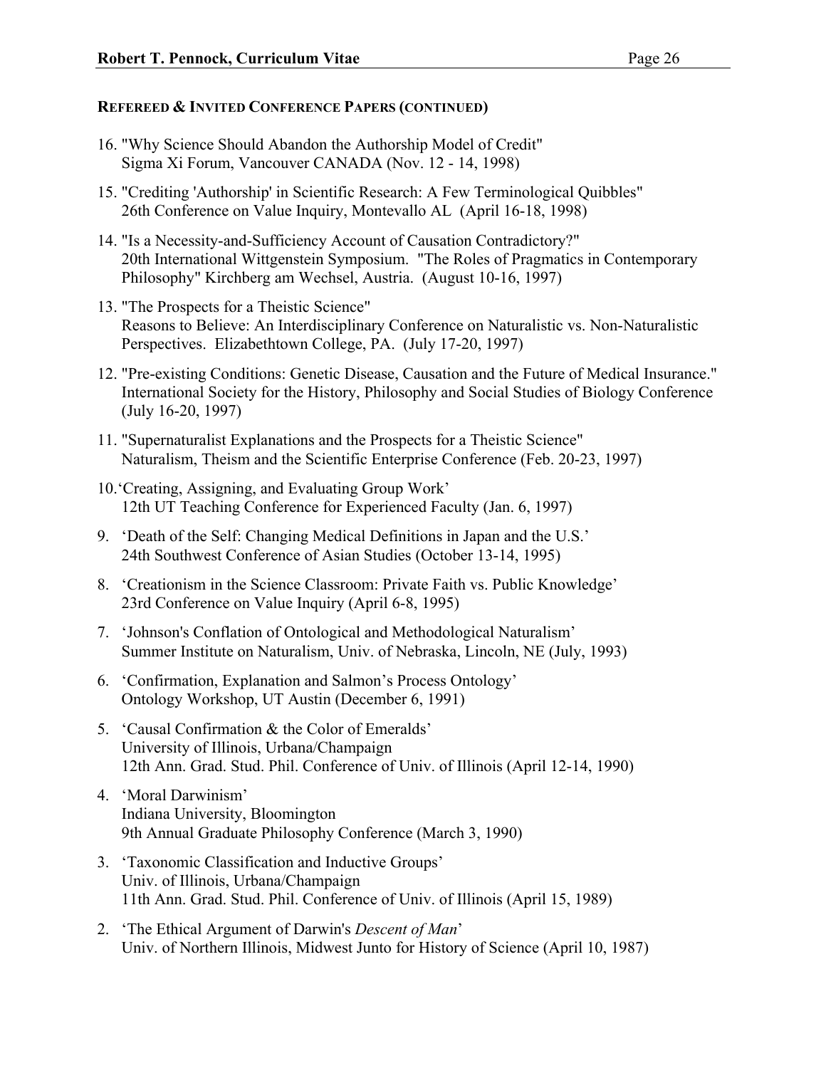### REFEREED & INVITED CONFERENCE PAPERS (CONTINUED)

16. "Why Science Should Abandon the Authorship Model of Credit"
    Sigma Xi Forum, Vancouver CANADA (Nov. 12 - 14, 1998)

15. "Crediting 'Authorship' in Scientific Research: A Few Terminological Quibbles"
    26th Conference on Value Inquiry, Montevallo AL (April 16-18, 1998)

14. "Is a Necessity-and-Sufficiency Account of Causation Contradictory?"
    20th International Wittgenstein Symposium. "The Roles of Pragmatics in Contemporary Philosophy" Kirchberg am Wechsel, Austria. (August 10-16, 1997)

13. "The Prospects for a Theistic Science"
    Reasons to Believe: An Interdisciplinary Conference on Naturalistic vs. Non-Naturalistic Perspectives. Elizabethtown College, PA. (July 17-20, 1997)

12. "Pre-existing Conditions: Genetic Disease, Causation and the Future of Medical Insurance."
    International Society for the History, Philosophy and Social Studies of Biology Conference (July 16-20, 1997)

11. "Supernaturalist Explanations and the Prospects for a Theistic Science"
    Naturalism, Theism and the Scientific Enterprise Conference (Feb. 20-23, 1997)

10. 'Creating, Assigning, and Evaluating Group Work'
    12th UT Teaching Conference for Experienced Faculty (Jan. 6, 1997)

9. 'Death of the Self: Changing Medical Definitions in Japan and the U.S.'
   24th Southwest Conference of Asian Studies (October 13-14, 1995)

8. 'Creationism in the Science Classroom: Private Faith vs. Public Knowledge'
   23rd Conference on Value Inquiry (April 6-8, 1995)

7. 'Johnson's Conflation of Ontological and Methodological Naturalism'
   Summer Institute on Naturalism, Univ. of Nebraska, Lincoln, NE (July, 1993)

6. 'Confirmation, Explanation and Salmon's Process Ontology'
   Ontology Workshop, UT Austin (December 6, 1991)

5. 'Causal Confirmation & the Color of Emeralds'
   University of Illinois, Urbana/Champaign
   12th Ann. Grad. Stud. Phil. Conference of Univ. of Illinois (April 12-14, 1990)

4. 'Moral Darwinism'
   Indiana University, Bloomington
   9th Annual Graduate Philosophy Conference (March 3, 1990)

3. 'Taxonomic Classification and Inductive Groups'
   Univ. of Illinois, Urbana/Champaign
   11th Ann. Grad. Stud. Phil. Conference of Univ. of Illinois (April 15, 1989)

2. 'The Ethical Argument of Darwin's *Descent of Man*'
   Univ. of Northern Illinois, Midwest Junto for History of Science (April 10, 1987)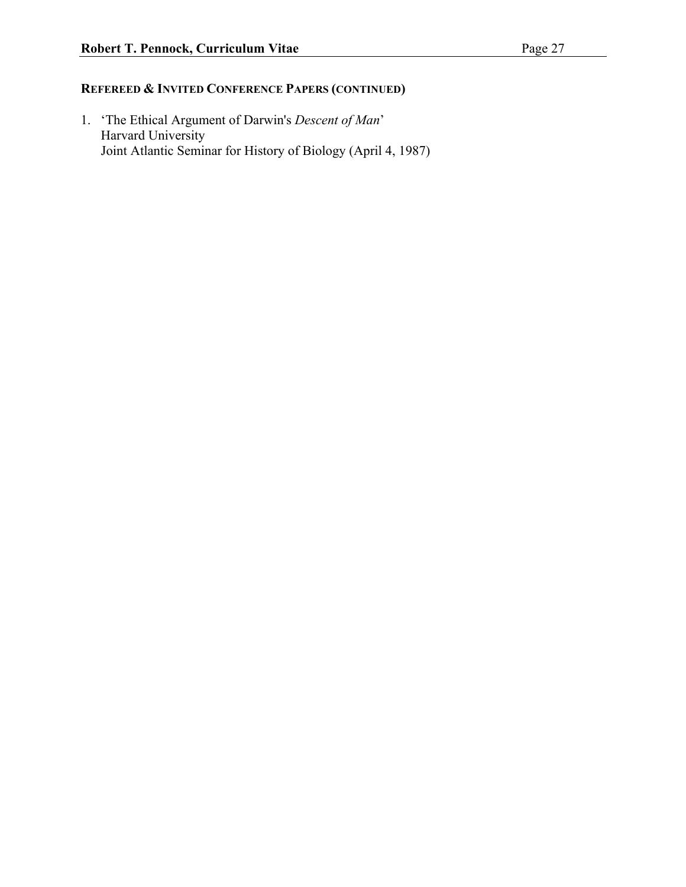## REFEREED & INVITED CONFERENCE PAPERS (CONTINUED)

1. ‘The Ethical Argument of Darwin's *Descent of Man*’
   Harvard University
   Joint Atlantic Seminar for History of Biology (April 4, 1987)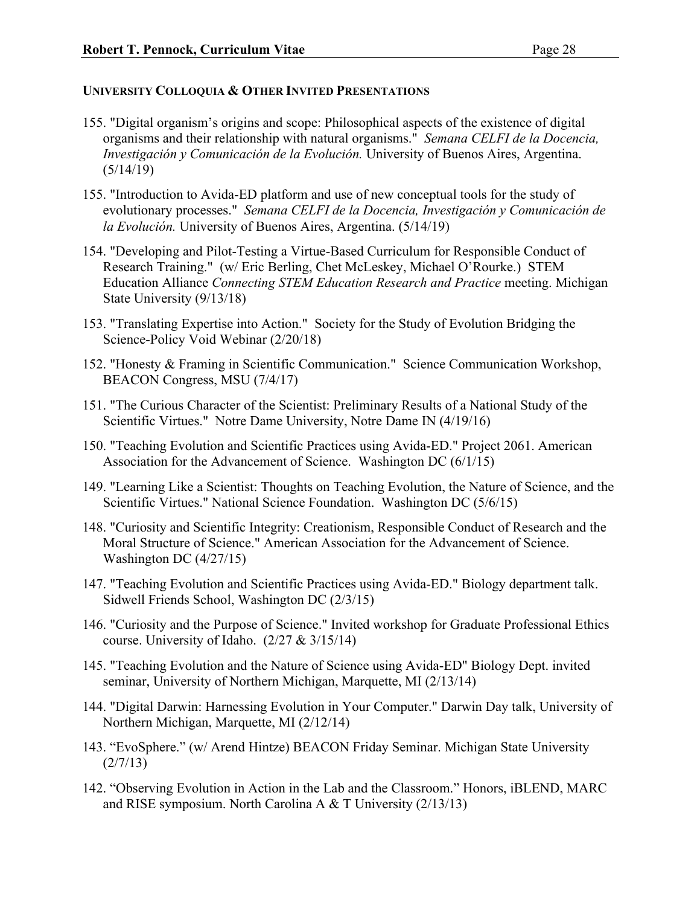## UNIVERSITY COLLOQUIA & OTHER INVITED PRESENTATIONS

155. "Digital organism's origins and scope: Philosophical aspects of the existence of digital organisms and their relationship with natural organisms." *Semana CELFI de la Docencia, Investigación y Comunicación de la Evolución.* University of Buenos Aires, Argentina. (5/14/19)

155. "Introduction to Avida-ED platform and use of new conceptual tools for the study of evolutionary processes." *Semana CELFI de la Docencia, Investigación y Comunicación de la Evolución.* University of Buenos Aires, Argentina. (5/14/19)

154. "Developing and Pilot-Testing a Virtue-Based Curriculum for Responsible Conduct of Research Training." (w/ Eric Berling, Chet McLeskey, Michael O'Rourke.) STEM Education Alliance *Connecting STEM Education Research and Practice* meeting. Michigan State University (9/13/18)

153. "Translating Expertise into Action." Society for the Study of Evolution Bridging the Science-Policy Void Webinar (2/20/18)

152. "Honesty & Framing in Scientific Communication." Science Communication Workshop, BEACON Congress, MSU (7/4/17)

151. "The Curious Character of the Scientist: Preliminary Results of a National Study of the Scientific Virtues." Notre Dame University, Notre Dame IN (4/19/16)

150. "Teaching Evolution and Scientific Practices using Avida-ED." Project 2061. American Association for the Advancement of Science. Washington DC (6/1/15)

149. "Learning Like a Scientist: Thoughts on Teaching Evolution, the Nature of Science, and the Scientific Virtues." National Science Foundation. Washington DC (5/6/15)

148. "Curiosity and Scientific Integrity: Creationism, Responsible Conduct of Research and the Moral Structure of Science." American Association for the Advancement of Science. Washington DC (4/27/15)

147. "Teaching Evolution and Scientific Practices using Avida-ED." Biology department talk. Sidwell Friends School, Washington DC (2/3/15)

146. "Curiosity and the Purpose of Science." Invited workshop for Graduate Professional Ethics course. University of Idaho. (2/27 & 3/15/14)

145. "Teaching Evolution and the Nature of Science using Avida-ED" Biology Dept. invited seminar, University of Northern Michigan, Marquette, MI (2/13/14)

144. "Digital Darwin: Harnessing Evolution in Your Computer." Darwin Day talk, University of Northern Michigan, Marquette, MI (2/12/14)

143. "EvoSphere." (w/ Arend Hintze) BEACON Friday Seminar. Michigan State University (2/7/13)

142. "Observing Evolution in Action in the Lab and the Classroom." Honors, iBLEND, MARC and RISE symposium. North Carolina A & T University (2/13/13)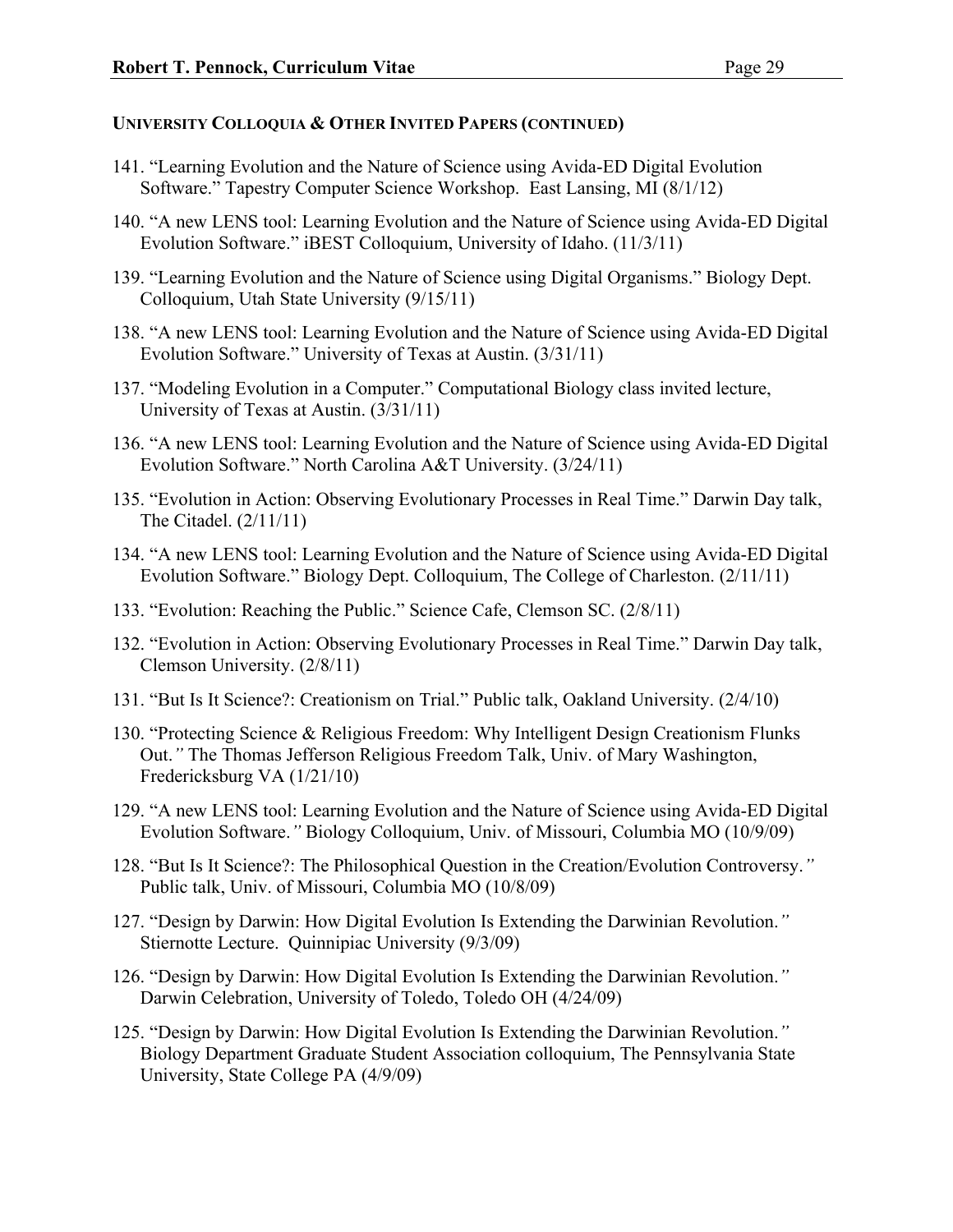#### UNIVERSITY COLLOQUIA & OTHER INVITED PAPERS (CONTINUED)

141. "Learning Evolution and the Nature of Science using Avida-ED Digital Evolution Software." Tapestry Computer Science Workshop. East Lansing, MI (8/1/12)

140. "A new LENS tool: Learning Evolution and the Nature of Science using Avida-ED Digital Evolution Software." iBEST Colloquium, University of Idaho. (11/3/11)

139. "Learning Evolution and the Nature of Science using Digital Organisms." Biology Dept. Colloquium, Utah State University (9/15/11)

138. "A new LENS tool: Learning Evolution and the Nature of Science using Avida-ED Digital Evolution Software." University of Texas at Austin. (3/31/11)

137. "Modeling Evolution in a Computer." Computational Biology class invited lecture, University of Texas at Austin. (3/31/11)

136. "A new LENS tool: Learning Evolution and the Nature of Science using Avida-ED Digital Evolution Software." North Carolina A&T University. (3/24/11)

135. "Evolution in Action: Observing Evolutionary Processes in Real Time." Darwin Day talk, The Citadel. (2/11/11)

134. "A new LENS tool: Learning Evolution and the Nature of Science using Avida-ED Digital Evolution Software." Biology Dept. Colloquium, The College of Charleston. (2/11/11)

133. "Evolution: Reaching the Public." Science Cafe, Clemson SC. (2/8/11)

132. "Evolution in Action: Observing Evolutionary Processes in Real Time." Darwin Day talk, Clemson University. (2/8/11)

131. "But Is It Science?: Creationism on Trial." Public talk, Oakland University. (2/4/10)

130. "Protecting Science & Religious Freedom: Why Intelligent Design Creationism Flunks Out.*"* The Thomas Jefferson Religious Freedom Talk, Univ. of Mary Washington, Fredericksburg VA (1/21/10)

129. "A new LENS tool: Learning Evolution and the Nature of Science using Avida-ED Digital Evolution Software.*"* Biology Colloquium, Univ. of Missouri, Columbia MO (10/9/09)

128. "But Is It Science?: The Philosophical Question in the Creation/Evolution Controversy.*"* Public talk, Univ. of Missouri, Columbia MO (10/8/09)

127. "Design by Darwin: How Digital Evolution Is Extending the Darwinian Revolution.*"* Stiernotte Lecture. Quinnipiac University (9/3/09)

126. "Design by Darwin: How Digital Evolution Is Extending the Darwinian Revolution.*"* Darwin Celebration, University of Toledo, Toledo OH (4/24/09)

125. "Design by Darwin: How Digital Evolution Is Extending the Darwinian Revolution.*"* Biology Department Graduate Student Association colloquium, The Pennsylvania State University, State College PA (4/9/09)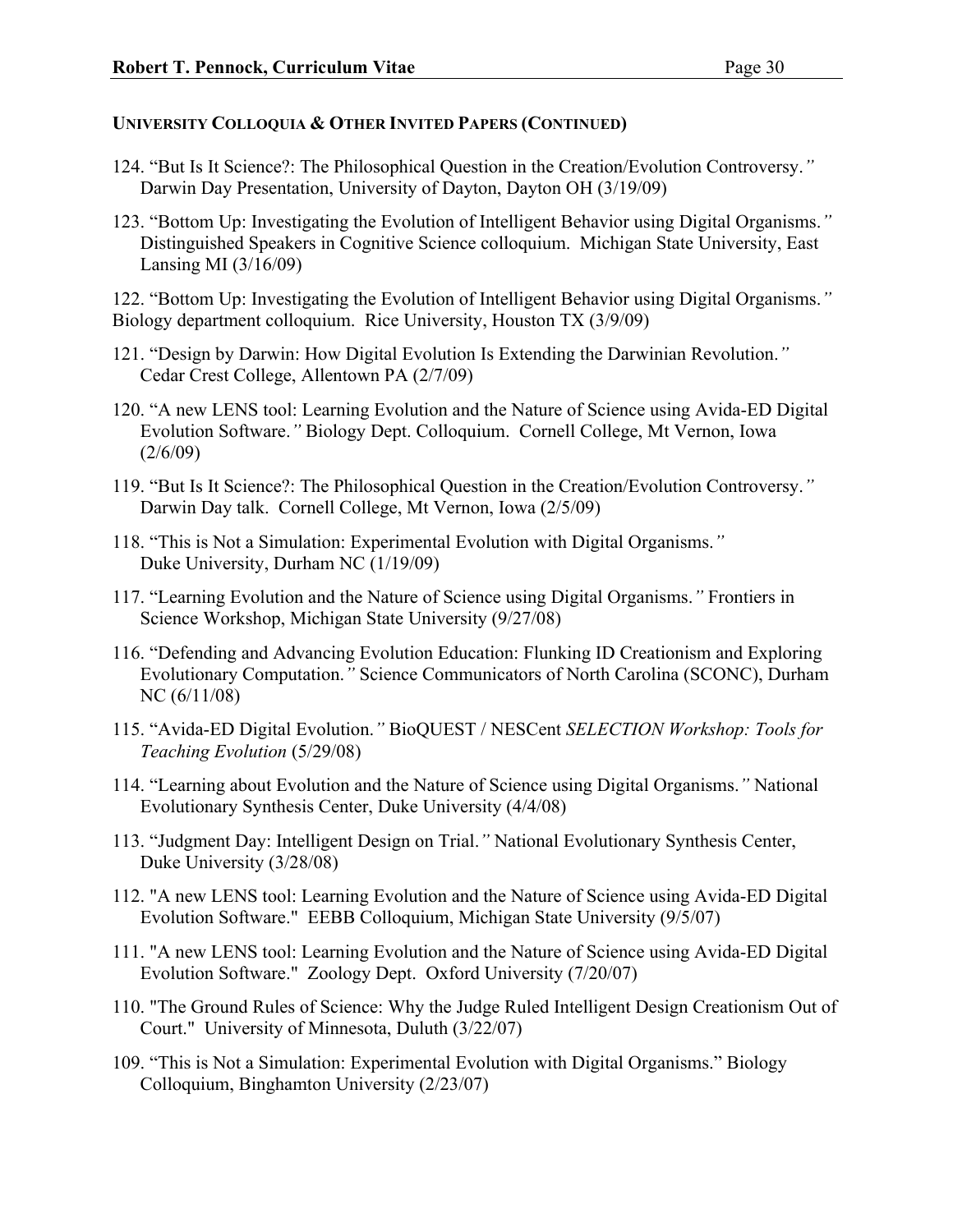### UNIVERSITY COLLOQUIA & OTHER INVITED PAPERS (CONTINUED)

124. "But Is It Science?: The Philosophical Question in the Creation/Evolution Controversy." Darwin Day Presentation, University of Dayton, Dayton OH (3/19/09)

123. "Bottom Up: Investigating the Evolution of Intelligent Behavior using Digital Organisms." Distinguished Speakers in Cognitive Science colloquium. Michigan State University, East Lansing MI (3/16/09)

122. "Bottom Up: Investigating the Evolution of Intelligent Behavior using Digital Organisms." Biology department colloquium. Rice University, Houston TX (3/9/09)

121. "Design by Darwin: How Digital Evolution Is Extending the Darwinian Revolution." Cedar Crest College, Allentown PA (2/7/09)

120. "A new LENS tool: Learning Evolution and the Nature of Science using Avida-ED Digital Evolution Software." Biology Dept. Colloquium. Cornell College, Mt Vernon, Iowa (2/6/09)

119. "But Is It Science?: The Philosophical Question in the Creation/Evolution Controversy." Darwin Day talk. Cornell College, Mt Vernon, Iowa (2/5/09)

118. "This is Not a Simulation: Experimental Evolution with Digital Organisms." Duke University, Durham NC (1/19/09)

117. "Learning Evolution and the Nature of Science using Digital Organisms." Frontiers in Science Workshop, Michigan State University (9/27/08)

116. "Defending and Advancing Evolution Education: Flunking ID Creationism and Exploring Evolutionary Computation." Science Communicators of North Carolina (SCONC), Durham NC (6/11/08)

115. "Avida-ED Digital Evolution." BioQUEST / NESCent *SELECTION Workshop: Tools for Teaching Evolution* (5/29/08)

114. "Learning about Evolution and the Nature of Science using Digital Organisms." National Evolutionary Synthesis Center, Duke University (4/4/08)

113. "Judgment Day: Intelligent Design on Trial." National Evolutionary Synthesis Center, Duke University (3/28/08)

112. "A new LENS tool: Learning Evolution and the Nature of Science using Avida-ED Digital Evolution Software." EEBB Colloquium, Michigan State University (9/5/07)

111. "A new LENS tool: Learning Evolution and the Nature of Science using Avida-ED Digital Evolution Software." Zoology Dept. Oxford University (7/20/07)

110. "The Ground Rules of Science: Why the Judge Ruled Intelligent Design Creationism Out of Court." University of Minnesota, Duluth (3/22/07)

109. "This is Not a Simulation: Experimental Evolution with Digital Organisms." Biology Colloquium, Binghamton University (2/23/07)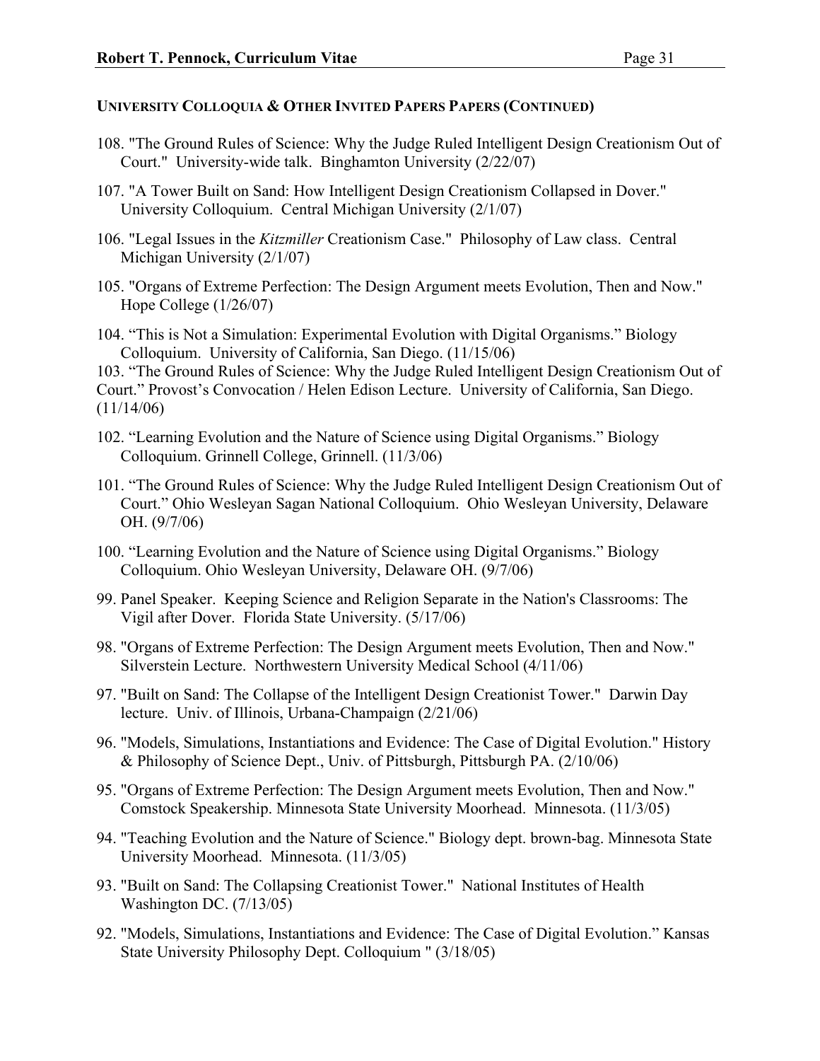**UNIVERSITY COLLOQUIA & OTHER INVITED PAPERS PAPERS (CONTINUED)**

108. "The Ground Rules of Science: Why the Judge Ruled Intelligent Design Creationism Out of Court." University-wide talk. Binghamton University (2/22/07)

107. "A Tower Built on Sand: How Intelligent Design Creationism Collapsed in Dover." University Colloquium. Central Michigan University (2/1/07)

106. "Legal Issues in the *Kitzmiller* Creationism Case." Philosophy of Law class. Central Michigan University (2/1/07)

105. "Organs of Extreme Perfection: The Design Argument meets Evolution, Then and Now." Hope College (1/26/07)

104. "This is Not a Simulation: Experimental Evolution with Digital Organisms." Biology Colloquium. University of California, San Diego. (11/15/06)

103. "The Ground Rules of Science: Why the Judge Ruled Intelligent Design Creationism Out of Court." Provost's Convocation / Helen Edison Lecture. University of California, San Diego. (11/14/06)

102. "Learning Evolution and the Nature of Science using Digital Organisms." Biology Colloquium. Grinnell College, Grinnell. (11/3/06)

101. "The Ground Rules of Science: Why the Judge Ruled Intelligent Design Creationism Out of Court." Ohio Wesleyan Sagan National Colloquium. Ohio Wesleyan University, Delaware OH. (9/7/06)

100. "Learning Evolution and the Nature of Science using Digital Organisms." Biology Colloquium. Ohio Wesleyan University, Delaware OH. (9/7/06)

99. Panel Speaker. Keeping Science and Religion Separate in the Nation's Classrooms: The Vigil after Dover. Florida State University. (5/17/06)

98. "Organs of Extreme Perfection: The Design Argument meets Evolution, Then and Now." Silverstein Lecture. Northwestern University Medical School (4/11/06)

97. "Built on Sand: The Collapse of the Intelligent Design Creationist Tower." Darwin Day lecture. Univ. of Illinois, Urbana-Champaign (2/21/06)

96. "Models, Simulations, Instantiations and Evidence: The Case of Digital Evolution." History & Philosophy of Science Dept., Univ. of Pittsburgh, Pittsburgh PA. (2/10/06)

95. "Organs of Extreme Perfection: The Design Argument meets Evolution, Then and Now." Comstock Speakership. Minnesota State University Moorhead. Minnesota. (11/3/05)

94. "Teaching Evolution and the Nature of Science." Biology dept. brown-bag. Minnesota State University Moorhead. Minnesota. (11/3/05)

93. "Built on Sand: The Collapsing Creationist Tower." National Institutes of Health Washington DC. (7/13/05)

92. "Models, Simulations, Instantiations and Evidence: The Case of Digital Evolution." Kansas State University Philosophy Dept. Colloquium " (3/18/05)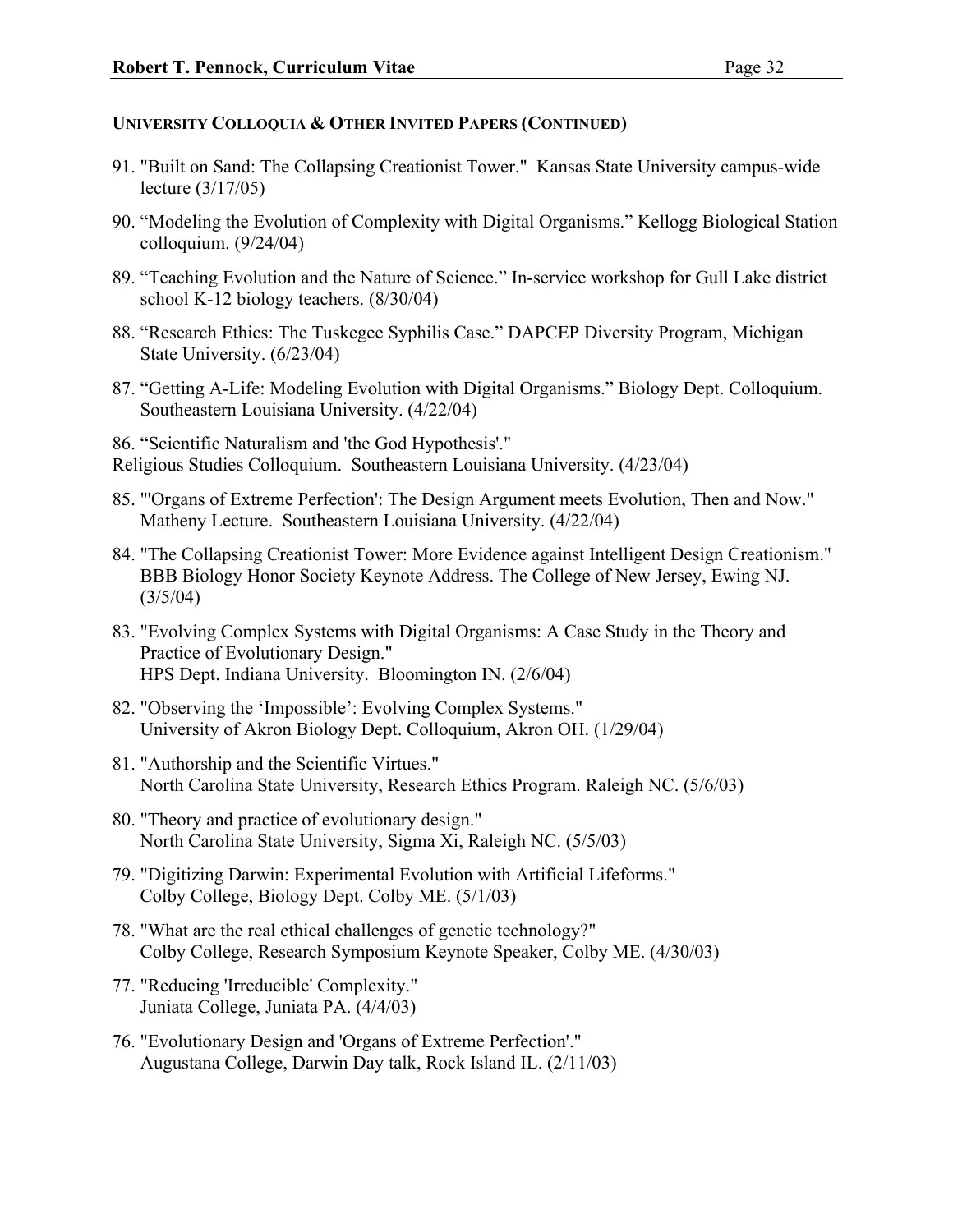### UNIVERSITY COLLOQUIA & OTHER INVITED PAPERS (CONTINUED)

91. "Built on Sand: The Collapsing Creationist Tower." Kansas State University campus-wide lecture (3/17/05)

90. "Modeling the Evolution of Complexity with Digital Organisms." Kellogg Biological Station colloquium. (9/24/04)

89. "Teaching Evolution and the Nature of Science." In-service workshop for Gull Lake district school K-12 biology teachers. (8/30/04)

88. "Research Ethics: The Tuskegee Syphilis Case." DAPCEP Diversity Program, Michigan State University. (6/23/04)

87. "Getting A-Life: Modeling Evolution with Digital Organisms." Biology Dept. Colloquium. Southeastern Louisiana University. (4/22/04)

86. "Scientific Naturalism and 'the God Hypothesis'." Religious Studies Colloquium. Southeastern Louisiana University. (4/23/04)

85. "'Organs of Extreme Perfection': The Design Argument meets Evolution, Then and Now." Matheny Lecture. Southeastern Louisiana University. (4/22/04)

84. "The Collapsing Creationist Tower: More Evidence against Intelligent Design Creationism." BBB Biology Honor Society Keynote Address. The College of New Jersey, Ewing NJ. (3/5/04)

83. "Evolving Complex Systems with Digital Organisms: A Case Study in the Theory and Practice of Evolutionary Design." HPS Dept. Indiana University. Bloomington IN. (2/6/04)

82. "Observing the 'Impossible': Evolving Complex Systems." University of Akron Biology Dept. Colloquium, Akron OH. (1/29/04)

81. "Authorship and the Scientific Virtues." North Carolina State University, Research Ethics Program. Raleigh NC. (5/6/03)

80. "Theory and practice of evolutionary design." North Carolina State University, Sigma Xi, Raleigh NC. (5/5/03)

79. "Digitizing Darwin: Experimental Evolution with Artificial Lifeforms." Colby College, Biology Dept. Colby ME. (5/1/03)

78. "What are the real ethical challenges of genetic technology?" Colby College, Research Symposium Keynote Speaker, Colby ME. (4/30/03)

77. "Reducing 'Irreducible' Complexity." Juniata College, Juniata PA. (4/4/03)

76. "Evolutionary Design and 'Organs of Extreme Perfection'." Augustana College, Darwin Day talk, Rock Island IL. (2/11/03)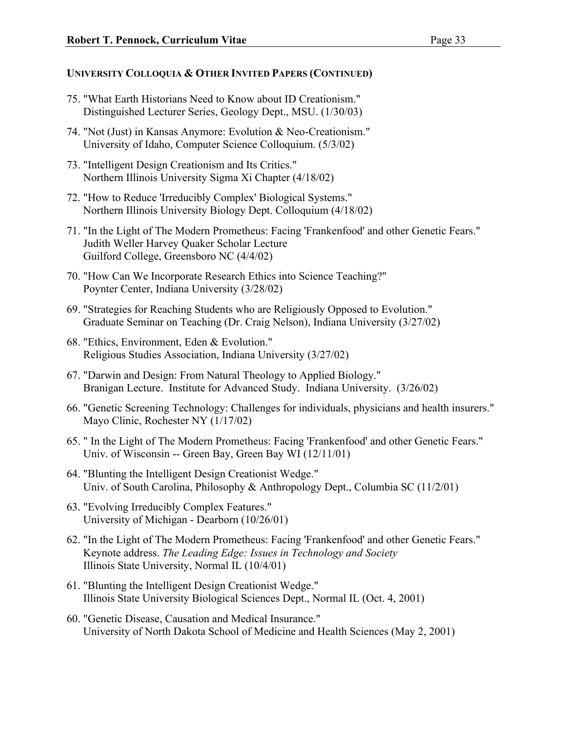**UNIVERSITY COLLOQUIA & OTHER INVITED PAPERS (CONTINUED)**

75. "What Earth Historians Need to Know about ID Creationism."
    Distinguished Lecturer Series, Geology Dept., MSU. (1/30/03)

74. "Not (Just) in Kansas Anymore: Evolution & Neo-Creationism."
    University of Idaho, Computer Science Colloquium. (5/3/02)

73. "Intelligent Design Creationism and Its Critics."
    Northern Illinois University Sigma Xi Chapter (4/18/02)

72. "How to Reduce 'Irreducibly Complex' Biological Systems."
    Northern Illinois University Biology Dept. Colloquium (4/18/02)

71. "In the Light of The Modern Prometheus: Facing 'Frankenfood' and other Genetic Fears."
    Judith Weller Harvey Quaker Scholar Lecture
    Guilford College, Greensboro NC (4/4/02)

70. "How Can We Incorporate Research Ethics into Science Teaching?"
    Poynter Center, Indiana University (3/28/02)

69. "Strategies for Reaching Students who are Religiously Opposed to Evolution."
    Graduate Seminar on Teaching (Dr. Craig Nelson), Indiana University (3/27/02)

68. "Ethics, Environment, Eden & Evolution."
    Religious Studies Association, Indiana University (3/27/02)

67. "Darwin and Design: From Natural Theology to Applied Biology."
    Branigan Lecture. Institute for Advanced Study. Indiana University. (3/26/02)

66. "Genetic Screening Technology: Challenges for individuals, physicians and health insurers."
    Mayo Clinic, Rochester NY (1/17/02)

65. " In the Light of The Modern Prometheus: Facing 'Frankenfood' and other Genetic Fears."
    Univ. of Wisconsin -- Green Bay, Green Bay WI (12/11/01)

64. "Blunting the Intelligent Design Creationist Wedge."
    Univ. of South Carolina, Philosophy & Anthropology Dept., Columbia SC (11/2/01)

63. "Evolving Irreducibly Complex Features."
    University of Michigan - Dearborn (10/26/01)

62. "In the Light of The Modern Prometheus: Facing 'Frankenfood' and other Genetic Fears."
    Keynote address. *The Leading Edge: Issues in Technology and Society*
    Illinois State University, Normal IL (10/4/01)

61. "Blunting the Intelligent Design Creationist Wedge."
    Illinois State University Biological Sciences Dept., Normal IL (Oct. 4, 2001)

60. "Genetic Disease, Causation and Medical Insurance."
    University of North Dakota School of Medicine and Health Sciences (May 2, 2001)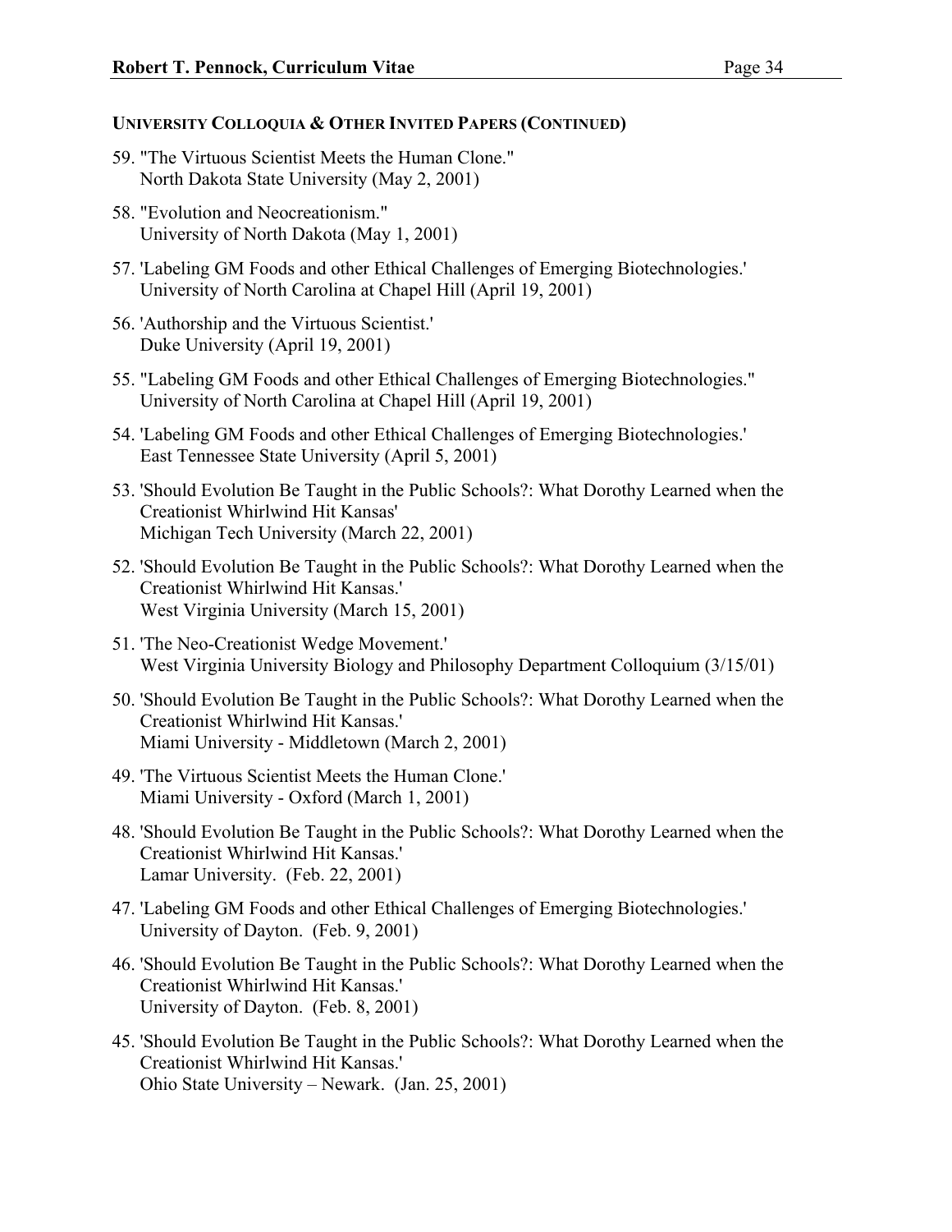**UNIVERSITY COLLOQUIA & OTHER INVITED PAPERS (CONTINUED)**

59. "The Virtuous Scientist Meets the Human Clone."
    North Dakota State University (May 2, 2001)

58. "Evolution and Neocreationism."
    University of North Dakota (May 1, 2001)

57. 'Labeling GM Foods and other Ethical Challenges of Emerging Biotechnologies.'
    University of North Carolina at Chapel Hill (April 19, 2001)

56. 'Authorship and the Virtuous Scientist.'
    Duke University (April 19, 2001)

55. "Labeling GM Foods and other Ethical Challenges of Emerging Biotechnologies."
    University of North Carolina at Chapel Hill (April 19, 2001)

54. 'Labeling GM Foods and other Ethical Challenges of Emerging Biotechnologies.'
    East Tennessee State University (April 5, 2001)

53. 'Should Evolution Be Taught in the Public Schools?: What Dorothy Learned when the Creationist Whirlwind Hit Kansas'
    Michigan Tech University (March 22, 2001)

52. 'Should Evolution Be Taught in the Public Schools?: What Dorothy Learned when the Creationist Whirlwind Hit Kansas.'
    West Virginia University (March 15, 2001)

51. 'The Neo-Creationist Wedge Movement.'
    West Virginia University Biology and Philosophy Department Colloquium (3/15/01)

50. 'Should Evolution Be Taught in the Public Schools?: What Dorothy Learned when the Creationist Whirlwind Hit Kansas.'
    Miami University - Middletown (March 2, 2001)

49. 'The Virtuous Scientist Meets the Human Clone.'
    Miami University - Oxford (March 1, 2001)

48. 'Should Evolution Be Taught in the Public Schools?: What Dorothy Learned when the Creationist Whirlwind Hit Kansas.'
    Lamar University. (Feb. 22, 2001)

47. 'Labeling GM Foods and other Ethical Challenges of Emerging Biotechnologies.'
    University of Dayton. (Feb. 9, 2001)

46. 'Should Evolution Be Taught in the Public Schools?: What Dorothy Learned when the Creationist Whirlwind Hit Kansas.'
    University of Dayton. (Feb. 8, 2001)

45. 'Should Evolution Be Taught in the Public Schools?: What Dorothy Learned when the Creationist Whirlwind Hit Kansas.'
    Ohio State University – Newark. (Jan. 25, 2001)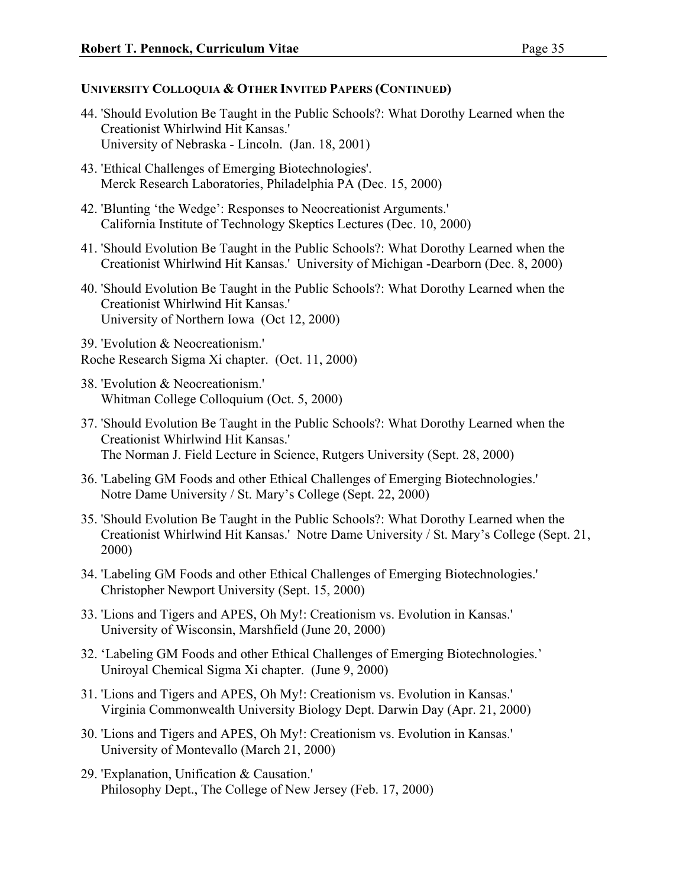### UNIVERSITY COLLOQUIA & OTHER INVITED PAPERS (CONTINUED)

44. 'Should Evolution Be Taught in the Public Schools?: What Dorothy Learned when the Creationist Whirlwind Hit Kansas.'  
    University of Nebraska - Lincoln. (Jan. 18, 2001)

43. 'Ethical Challenges of Emerging Biotechnologies'.  
    Merck Research Laboratories, Philadelphia PA (Dec. 15, 2000)

42. 'Blunting 'the Wedge': Responses to Neocreationist Arguments.'  
    California Institute of Technology Skeptics Lectures (Dec. 10, 2000)

41. 'Should Evolution Be Taught in the Public Schools?: What Dorothy Learned when the Creationist Whirlwind Hit Kansas.' University of Michigan -Dearborn (Dec. 8, 2000)

40. 'Should Evolution Be Taught in the Public Schools?: What Dorothy Learned when the Creationist Whirlwind Hit Kansas.'  
    University of Northern Iowa (Oct 12, 2000)

39. 'Evolution & Neocreationism.'  
    Roche Research Sigma Xi chapter. (Oct. 11, 2000)

38. 'Evolution & Neocreationism.'  
    Whitman College Colloquium (Oct. 5, 2000)

37. 'Should Evolution Be Taught in the Public Schools?: What Dorothy Learned when the Creationist Whirlwind Hit Kansas.'  
    The Norman J. Field Lecture in Science, Rutgers University (Sept. 28, 2000)

36. 'Labeling GM Foods and other Ethical Challenges of Emerging Biotechnologies.'  
    Notre Dame University / St. Mary's College (Sept. 22, 2000)

35. 'Should Evolution Be Taught in the Public Schools?: What Dorothy Learned when the Creationist Whirlwind Hit Kansas.' Notre Dame University / St. Mary's College (Sept. 21, 2000)

34. 'Labeling GM Foods and other Ethical Challenges of Emerging Biotechnologies.'  
    Christopher Newport University (Sept. 15, 2000)

33. 'Lions and Tigers and APES, Oh My!: Creationism vs. Evolution in Kansas.'  
    University of Wisconsin, Marshfield (June 20, 2000)

32. 'Labeling GM Foods and other Ethical Challenges of Emerging Biotechnologies.'  
    Uniroyal Chemical Sigma Xi chapter. (June 9, 2000)

31. 'Lions and Tigers and APES, Oh My!: Creationism vs. Evolution in Kansas.'  
    Virginia Commonwealth University Biology Dept. Darwin Day (Apr. 21, 2000)

30. 'Lions and Tigers and APES, Oh My!: Creationism vs. Evolution in Kansas.'  
    University of Montevallo (March 21, 2000)

29. 'Explanation, Unification & Causation.'  
    Philosophy Dept., The College of New Jersey (Feb. 17, 2000)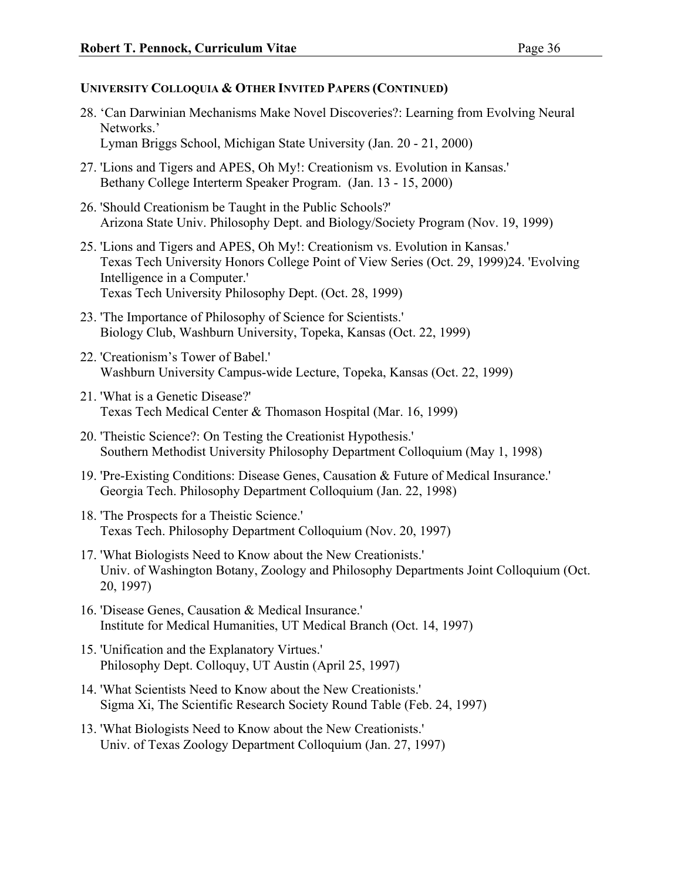**UNIVERSITY COLLOQUIA & OTHER INVITED PAPERS (CONTINUED)**

28. 'Can Darwinian Mechanisms Make Novel Discoveries?: Learning from Evolving Neural Networks.'
    Lyman Briggs School, Michigan State University (Jan. 20 - 21, 2000)

27. 'Lions and Tigers and APES, Oh My!: Creationism vs. Evolution in Kansas.'
    Bethany College Interterm Speaker Program. (Jan. 13 - 15, 2000)

26. 'Should Creationism be Taught in the Public Schools?'
    Arizona State Univ. Philosophy Dept. and Biology/Society Program (Nov. 19, 1999)

25. 'Lions and Tigers and APES, Oh My!: Creationism vs. Evolution in Kansas.'
    Texas Tech University Honors College Point of View Series (Oct. 29, 1999)24. 'Evolving Intelligence in a Computer.'
    Texas Tech University Philosophy Dept. (Oct. 28, 1999)

23. 'The Importance of Philosophy of Science for Scientists.'
    Biology Club, Washburn University, Topeka, Kansas (Oct. 22, 1999)

22. 'Creationism's Tower of Babel.'
    Washburn University Campus-wide Lecture, Topeka, Kansas (Oct. 22, 1999)

21. 'What is a Genetic Disease?'
    Texas Tech Medical Center & Thomason Hospital (Mar. 16, 1999)

20. 'Theistic Science?: On Testing the Creationist Hypothesis.'
    Southern Methodist University Philosophy Department Colloquium (May 1, 1998)

19. 'Pre-Existing Conditions: Disease Genes, Causation & Future of Medical Insurance.'
    Georgia Tech. Philosophy Department Colloquium (Jan. 22, 1998)

18. 'The Prospects for a Theistic Science.'
    Texas Tech. Philosophy Department Colloquium (Nov. 20, 1997)

17. 'What Biologists Need to Know about the New Creationists.'
    Univ. of Washington Botany, Zoology and Philosophy Departments Joint Colloquium (Oct. 20, 1997)

16. 'Disease Genes, Causation & Medical Insurance.'
    Institute for Medical Humanities, UT Medical Branch (Oct. 14, 1997)

15. 'Unification and the Explanatory Virtues.'
    Philosophy Dept. Colloquy, UT Austin (April 25, 1997)

14. 'What Scientists Need to Know about the New Creationists.'
    Sigma Xi, The Scientific Research Society Round Table (Feb. 24, 1997)

13. 'What Biologists Need to Know about the New Creationists.'
    Univ. of Texas Zoology Department Colloquium (Jan. 27, 1997)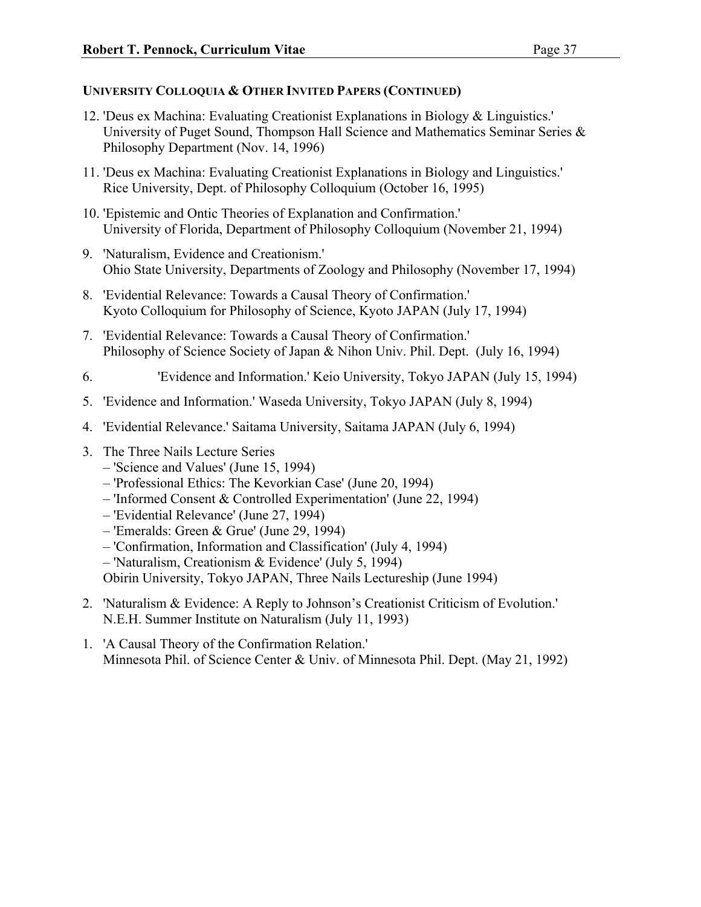### UNIVERSITY COLLOQUIA & OTHER INVITED PAPERS (CONTINUED)

12. 'Deus ex Machina: Evaluating Creationist Explanations in Biology & Linguistics.' University of Puget Sound, Thompson Hall Science and Mathematics Seminar Series & Philosophy Department (Nov. 14, 1996)

11. 'Deus ex Machina: Evaluating Creationist Explanations in Biology and Linguistics.' Rice University, Dept. of Philosophy Colloquium (October 16, 1995)

10. 'Epistemic and Ontic Theories of Explanation and Confirmation.' University of Florida, Department of Philosophy Colloquium (November 21, 1994)

9. 'Naturalism, Evidence and Creationism.' Ohio State University, Departments of Zoology and Philosophy (November 17, 1994)

8. 'Evidential Relevance: Towards a Causal Theory of Confirmation.' Kyoto Colloquium for Philosophy of Science, Kyoto JAPAN (July 17, 1994)

7. 'Evidential Relevance: Towards a Causal Theory of Confirmation.' Philosophy of Science Society of Japan & Nihon Univ. Phil. Dept. (July 16, 1994)

6. 'Evidence and Information.' Keio University, Tokyo JAPAN (July 15, 1994)

5. 'Evidence and Information.' Waseda University, Tokyo JAPAN (July 8, 1994)

4. 'Evidential Relevance.' Saitama University, Saitama JAPAN (July 6, 1994)

3. The Three Nails Lecture Series
   – 'Science and Values' (June 15, 1994)
   – 'Professional Ethics: The Kevorkian Case' (June 20, 1994)
   – 'Informed Consent & Controlled Experimentation' (June 22, 1994)
   – 'Evidential Relevance' (June 27, 1994)
   – 'Emeralds: Green & Grue' (June 29, 1994)
   – 'Confirmation, Information and Classification' (July 4, 1994)
   – 'Naturalism, Creationism & Evidence' (July 5, 1994)
   
   Obirin University, Tokyo JAPAN, Three Nails Lectureship (June 1994)

2. 'Naturalism & Evidence: A Reply to Johnson's Creationist Criticism of Evolution.' N.E.H. Summer Institute on Naturalism (July 11, 1993)

1. 'A Causal Theory of the Confirmation Relation.' Minnesota Phil. of Science Center & Univ. of Minnesota Phil. Dept. (May 21, 1992)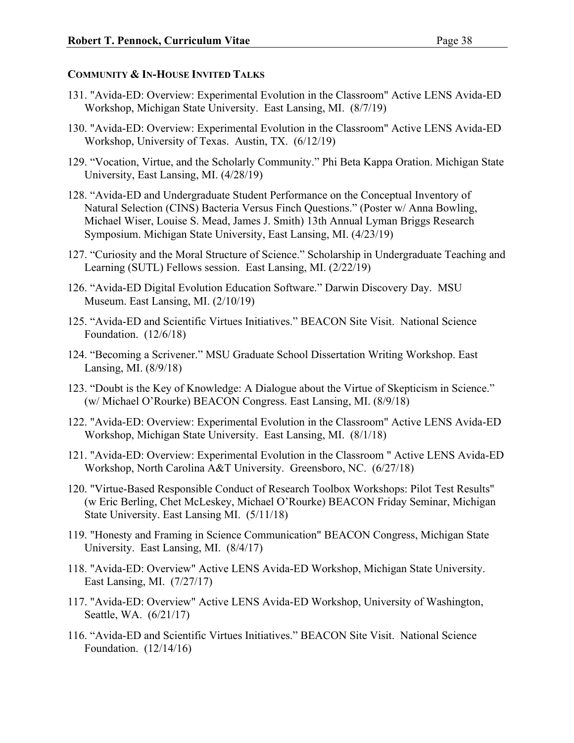### COMMUNITY & IN-HOUSE INVITED TALKS

131. "Avida-ED: Overview: Experimental Evolution in the Classroom" Active LENS Avida-ED Workshop, Michigan State University. East Lansing, MI. (8/7/19)

130. "Avida-ED: Overview: Experimental Evolution in the Classroom" Active LENS Avida-ED Workshop, University of Texas. Austin, TX. (6/12/19)

129. "Vocation, Virtue, and the Scholarly Community." Phi Beta Kappa Oration. Michigan State University, East Lansing, MI. (4/28/19)

128. "Avida-ED and Undergraduate Student Performance on the Conceptual Inventory of Natural Selection (CINS) Bacteria Versus Finch Questions." (Poster w/ Anna Bowling, Michael Wiser, Louise S. Mead, James J. Smith) 13th Annual Lyman Briggs Research Symposium. Michigan State University, East Lansing, MI. (4/23/19)

127. "Curiosity and the Moral Structure of Science." Scholarship in Undergraduate Teaching and Learning (SUTL) Fellows session. East Lansing, MI. (2/22/19)

126. "Avida-ED Digital Evolution Education Software." Darwin Discovery Day. MSU Museum. East Lansing, MI. (2/10/19)

125. "Avida-ED and Scientific Virtues Initiatives." BEACON Site Visit. National Science Foundation. (12/6/18)

124. "Becoming a Scrivener." MSU Graduate School Dissertation Writing Workshop. East Lansing, MI. (8/9/18)

123. "Doubt is the Key of Knowledge: A Dialogue about the Virtue of Skepticism in Science." (w/ Michael O'Rourke) BEACON Congress. East Lansing, MI. (8/9/18)

122. "Avida-ED: Overview: Experimental Evolution in the Classroom" Active LENS Avida-ED Workshop, Michigan State University. East Lansing, MI. (8/1/18)

121. "Avida-ED: Overview: Experimental Evolution in the Classroom " Active LENS Avida-ED Workshop, North Carolina A&T University. Greensboro, NC. (6/27/18)

120. "Virtue-Based Responsible Conduct of Research Toolbox Workshops: Pilot Test Results" (w Eric Berling, Chet McLeskey, Michael O'Rourke) BEACON Friday Seminar, Michigan State University. East Lansing MI. (5/11/18)

119. "Honesty and Framing in Science Communication" BEACON Congress, Michigan State University. East Lansing, MI. (8/4/17)

118. "Avida-ED: Overview" Active LENS Avida-ED Workshop, Michigan State University. East Lansing, MI. (7/27/17)

117. "Avida-ED: Overview" Active LENS Avida-ED Workshop, University of Washington, Seattle, WA. (6/21/17)

116. "Avida-ED and Scientific Virtues Initiatives." BEACON Site Visit. National Science Foundation. (12/14/16)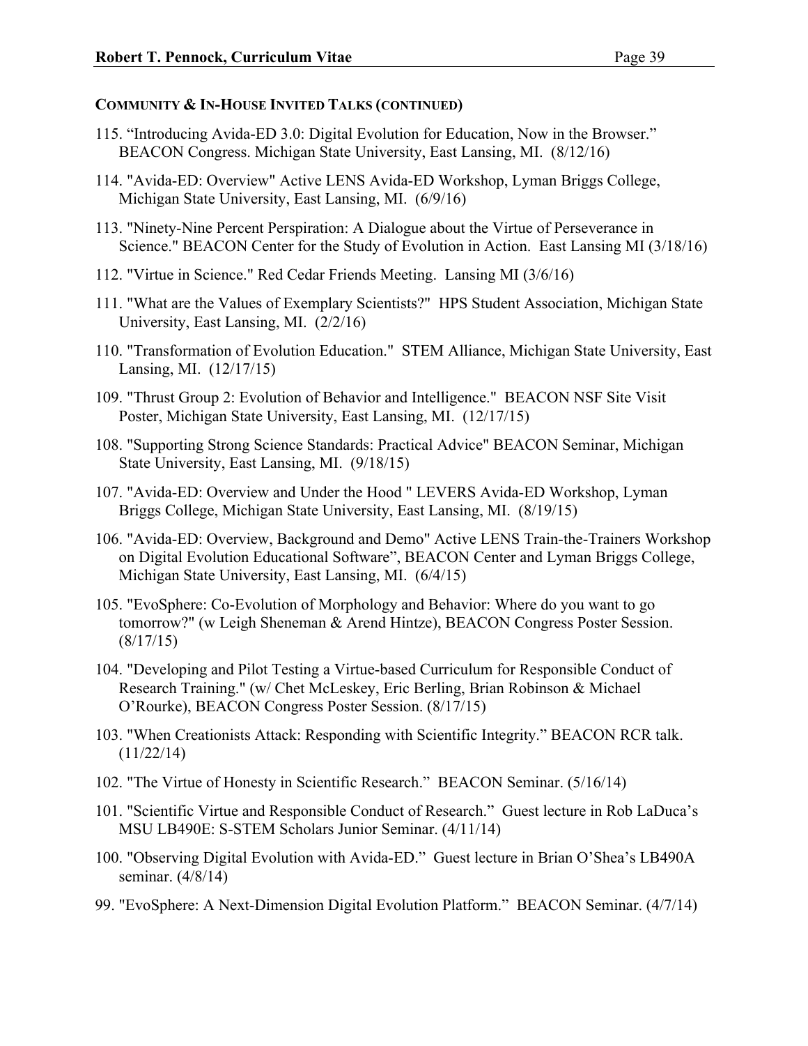### COMMUNITY & IN-HOUSE INVITED TALKS (CONTINUED)

115. "Introducing Avida-ED 3.0: Digital Evolution for Education, Now in the Browser." BEACON Congress. Michigan State University, East Lansing, MI. (8/12/16)

114. "Avida-ED: Overview" Active LENS Avida-ED Workshop, Lyman Briggs College, Michigan State University, East Lansing, MI. (6/9/16)

113. "Ninety-Nine Percent Perspiration: A Dialogue about the Virtue of Perseverance in Science." BEACON Center for the Study of Evolution in Action. East Lansing MI (3/18/16)

112. "Virtue in Science." Red Cedar Friends Meeting. Lansing MI (3/6/16)

111. "What are the Values of Exemplary Scientists?" HPS Student Association, Michigan State University, East Lansing, MI. (2/2/16)

110. "Transformation of Evolution Education." STEM Alliance, Michigan State University, East Lansing, MI. (12/17/15)

109. "Thrust Group 2: Evolution of Behavior and Intelligence." BEACON NSF Site Visit Poster, Michigan State University, East Lansing, MI. (12/17/15)

108. "Supporting Strong Science Standards: Practical Advice" BEACON Seminar, Michigan State University, East Lansing, MI. (9/18/15)

107. "Avida-ED: Overview and Under the Hood " LEVERS Avida-ED Workshop, Lyman Briggs College, Michigan State University, East Lansing, MI. (8/19/15)

106. "Avida-ED: Overview, Background and Demo" Active LENS Train-the-Trainers Workshop on Digital Evolution Educational Software", BEACON Center and Lyman Briggs College, Michigan State University, East Lansing, MI. (6/4/15)

105. "EvoSphere: Co-Evolution of Morphology and Behavior: Where do you want to go tomorrow?" (w Leigh Sheneman & Arend Hintze), BEACON Congress Poster Session. (8/17/15)

104. "Developing and Pilot Testing a Virtue-based Curriculum for Responsible Conduct of Research Training." (w/ Chet McLeskey, Eric Berling, Brian Robinson & Michael O'Rourke), BEACON Congress Poster Session. (8/17/15)

103. "When Creationists Attack: Responding with Scientific Integrity." BEACON RCR talk. (11/22/14)

102. "The Virtue of Honesty in Scientific Research." BEACON Seminar. (5/16/14)

101. "Scientific Virtue and Responsible Conduct of Research." Guest lecture in Rob LaDuca's MSU LB490E: S-STEM Scholars Junior Seminar. (4/11/14)

100. "Observing Digital Evolution with Avida-ED." Guest lecture in Brian O'Shea's LB490A seminar. (4/8/14)

99. "EvoSphere: A Next-Dimension Digital Evolution Platform." BEACON Seminar. (4/7/14)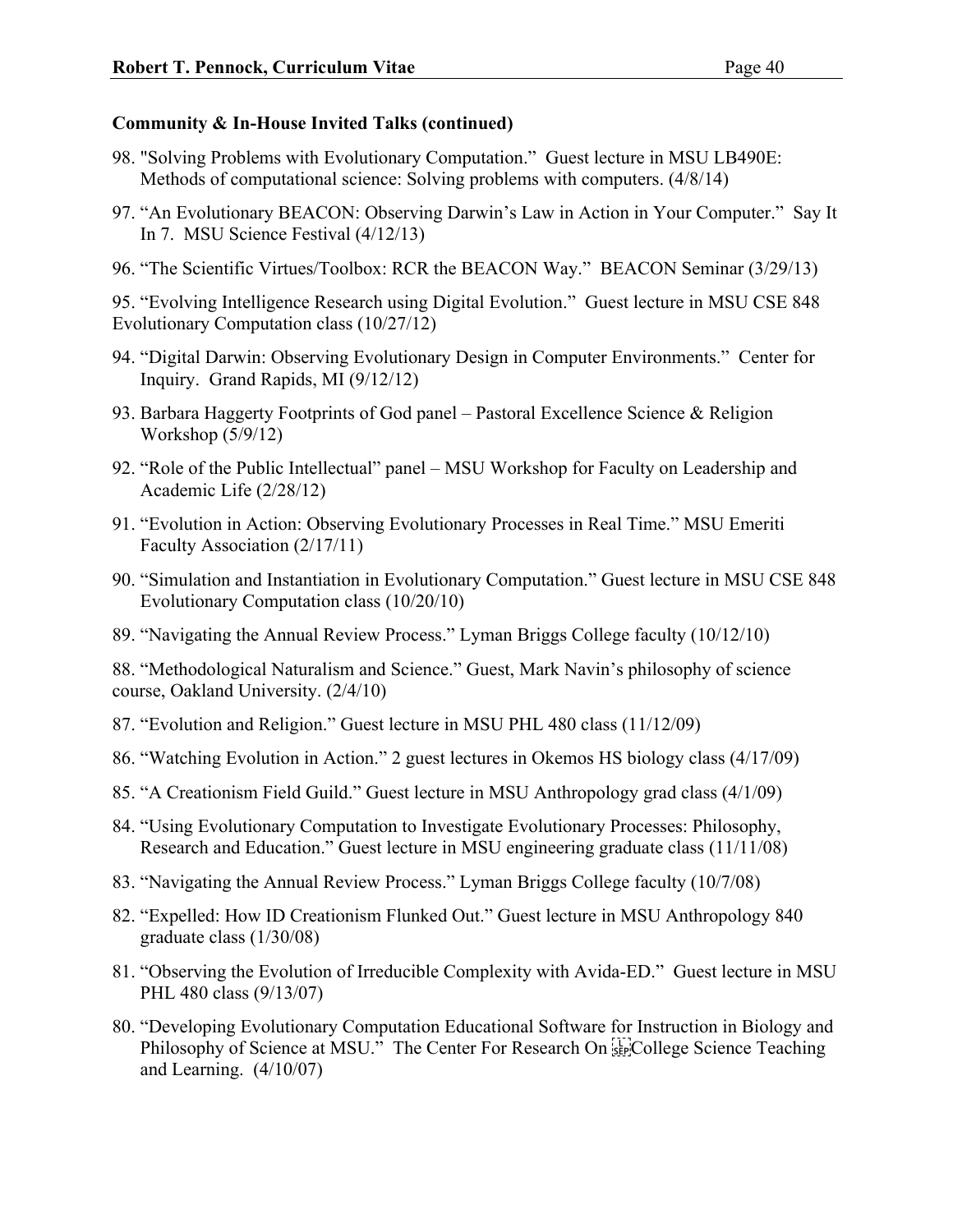**Community & In-House Invited Talks (continued)**

98. "Solving Problems with Evolutionary Computation." Guest lecture in MSU LB490E: Methods of computational science: Solving problems with computers. (4/8/14)

97. "An Evolutionary BEACON: Observing Darwin's Law in Action in Your Computer." Say It In 7. MSU Science Festival (4/12/13)

96. "The Scientific Virtues/Toolbox: RCR the BEACON Way." BEACON Seminar (3/29/13)

95. "Evolving Intelligence Research using Digital Evolution." Guest lecture in MSU CSE 848 Evolutionary Computation class (10/27/12)

94. "Digital Darwin: Observing Evolutionary Design in Computer Environments." Center for Inquiry. Grand Rapids, MI (9/12/12)

93. Barbara Haggerty Footprints of God panel – Pastoral Excellence Science & Religion Workshop (5/9/12)

92. "Role of the Public Intellectual" panel – MSU Workshop for Faculty on Leadership and Academic Life (2/28/12)

91. "Evolution in Action: Observing Evolutionary Processes in Real Time." MSU Emeriti Faculty Association (2/17/11)

90. "Simulation and Instantiation in Evolutionary Computation." Guest lecture in MSU CSE 848 Evolutionary Computation class (10/20/10)

89. "Navigating the Annual Review Process." Lyman Briggs College faculty (10/12/10)

88. "Methodological Naturalism and Science." Guest, Mark Navin's philosophy of science course, Oakland University. (2/4/10)

87. "Evolution and Religion." Guest lecture in MSU PHL 480 class (11/12/09)

86. "Watching Evolution in Action." 2 guest lectures in Okemos HS biology class (4/17/09)

85. "A Creationism Field Guild." Guest lecture in MSU Anthropology grad class (4/1/09)

84. "Using Evolutionary Computation to Investigate Evolutionary Processes: Philosophy, Research and Education." Guest lecture in MSU engineering graduate class (11/11/08)

83. "Navigating the Annual Review Process." Lyman Briggs College faculty (10/7/08)

82. "Expelled: How ID Creationism Flunked Out." Guest lecture in MSU Anthropology 840 graduate class (1/30/08)

81. "Observing the Evolution of Irreducible Complexity with Avida-ED." Guest lecture in MSU PHL 480 class (9/13/07)

80. "Developing Evolutionary Computation Educational Software for Instruction in Biology and Philosophy of Science at MSU." The Center For Research On College Science Teaching and Learning. (4/10/07)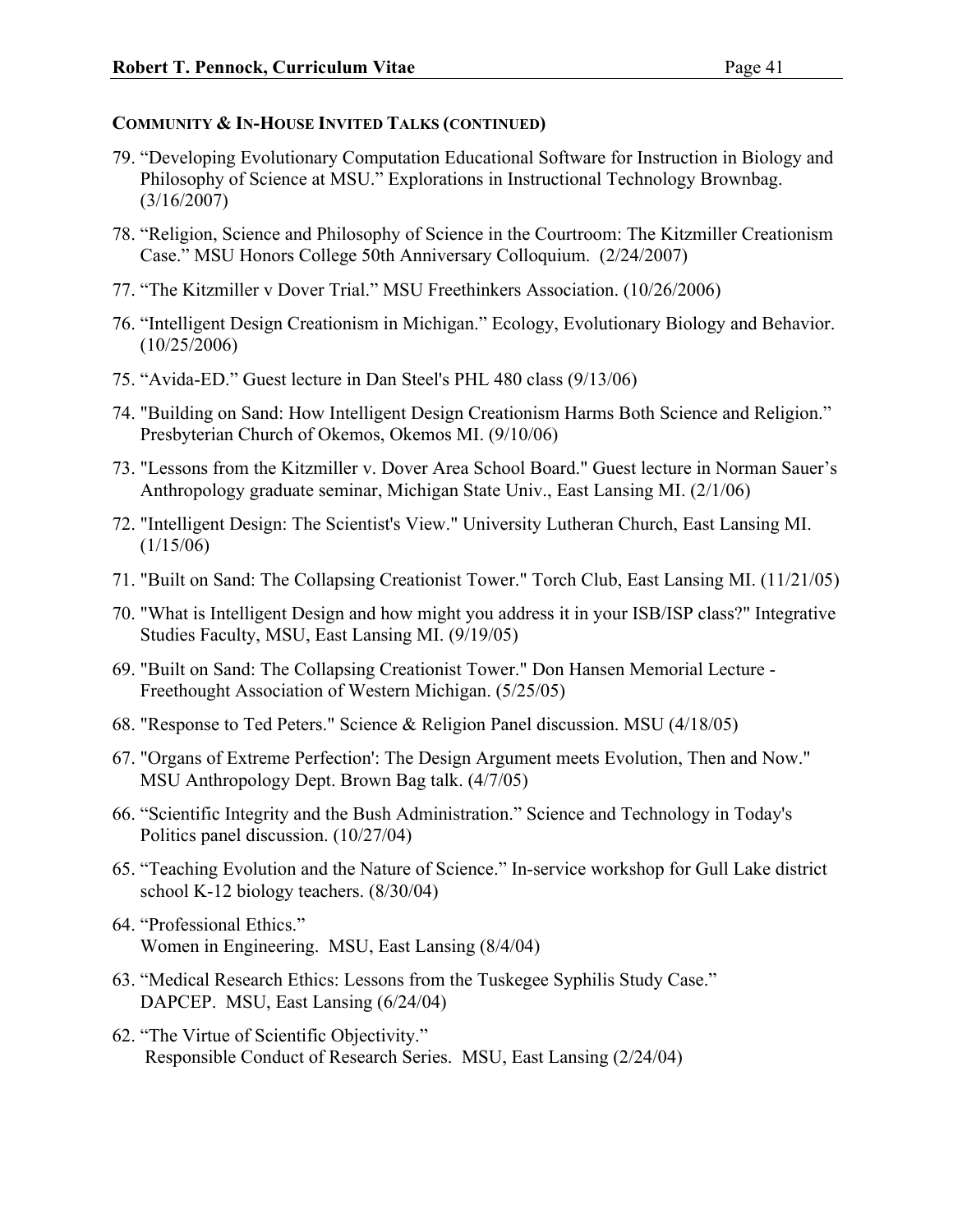### Community & In-House Invited Talks (continued)

79. “Developing Evolutionary Computation Educational Software for Instruction in Biology and Philosophy of Science at MSU.” Explorations in Instructional Technology Brownbag. (3/16/2007)

78. “Religion, Science and Philosophy of Science in the Courtroom: The Kitzmiller Creationism Case.” MSU Honors College 50th Anniversary Colloquium. (2/24/2007)

77. “The Kitzmiller v Dover Trial.” MSU Freethinkers Association. (10/26/2006)

76. “Intelligent Design Creationism in Michigan.” Ecology, Evolutionary Biology and Behavior. (10/25/2006)

75. “Avida-ED.” Guest lecture in Dan Steel's PHL 480 class (9/13/06)

74. "Building on Sand: How Intelligent Design Creationism Harms Both Science and Religion.” Presbyterian Church of Okemos, Okemos MI. (9/10/06)

73. "Lessons from the Kitzmiller v. Dover Area School Board." Guest lecture in Norman Sauer’s Anthropology graduate seminar, Michigan State Univ., East Lansing MI. (2/1/06)

72. "Intelligent Design: The Scientist's View." University Lutheran Church, East Lansing MI. (1/15/06)

71. "Built on Sand: The Collapsing Creationist Tower." Torch Club, East Lansing MI. (11/21/05)

70. "What is Intelligent Design and how might you address it in your ISB/ISP class?" Integrative Studies Faculty, MSU, East Lansing MI. (9/19/05)

69. "Built on Sand: The Collapsing Creationist Tower." Don Hansen Memorial Lecture - Freethought Association of Western Michigan. (5/25/05)

68. "Response to Ted Peters." Science & Religion Panel discussion. MSU (4/18/05)

67. "Organs of Extreme Perfection': The Design Argument meets Evolution, Then and Now." MSU Anthropology Dept. Brown Bag talk. (4/7/05)

66. “Scientific Integrity and the Bush Administration.” Science and Technology in Today's Politics panel discussion. (10/27/04)

65. “Teaching Evolution and the Nature of Science.” In-service workshop for Gull Lake district school K-12 biology teachers. (8/30/04)

64. “Professional Ethics.”
 Women in Engineering. MSU, East Lansing (8/4/04)

63. “Medical Research Ethics: Lessons from the Tuskegee Syphilis Study Case.”
 DAPCEP. MSU, East Lansing (6/24/04)

62. “The Virtue of Scientific Objectivity.”
 Responsible Conduct of Research Series. MSU, East Lansing (2/24/04)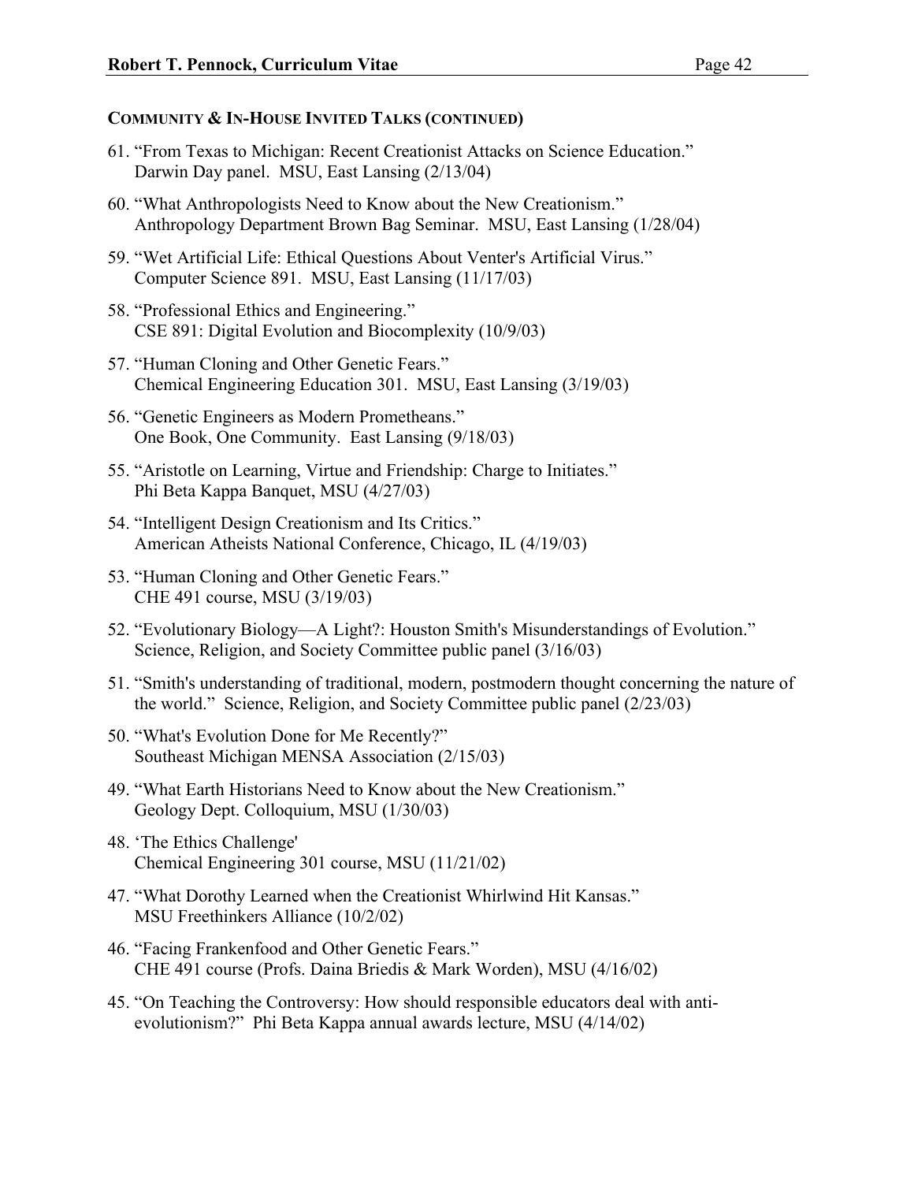**COMMUNITY & IN-HOUSE INVITED TALKS (CONTINUED)**

61. "From Texas to Michigan: Recent Creationist Attacks on Science Education." Darwin Day panel. MSU, East Lansing (2/13/04)

60. "What Anthropologists Need to Know about the New Creationism." Anthropology Department Brown Bag Seminar. MSU, East Lansing (1/28/04)

59. "Wet Artificial Life: Ethical Questions About Venter's Artificial Virus." Computer Science 891. MSU, East Lansing (11/17/03)

58. "Professional Ethics and Engineering." CSE 891: Digital Evolution and Biocomplexity (10/9/03)

57. "Human Cloning and Other Genetic Fears." Chemical Engineering Education 301. MSU, East Lansing (3/19/03)

56. "Genetic Engineers as Modern Prometheans." One Book, One Community. East Lansing (9/18/03)

55. "Aristotle on Learning, Virtue and Friendship: Charge to Initiates." Phi Beta Kappa Banquet, MSU (4/27/03)

54. "Intelligent Design Creationism and Its Critics." American Atheists National Conference, Chicago, IL (4/19/03)

53. "Human Cloning and Other Genetic Fears." CHE 491 course, MSU (3/19/03)

52. "Evolutionary Biology—A Light?: Houston Smith's Misunderstandings of Evolution." Science, Religion, and Society Committee public panel (3/16/03)

51. "Smith's understanding of traditional, modern, postmodern thought concerning the nature of the world." Science, Religion, and Society Committee public panel (2/23/03)

50. "What's Evolution Done for Me Recently?" Southeast Michigan MENSA Association (2/15/03)

49. "What Earth Historians Need to Know about the New Creationism." Geology Dept. Colloquium, MSU (1/30/03)

48. 'The Ethics Challenge' Chemical Engineering 301 course, MSU (11/21/02)

47. "What Dorothy Learned when the Creationist Whirlwind Hit Kansas." MSU Freethinkers Alliance (10/2/02)

46. "Facing Frankenfood and Other Genetic Fears." CHE 491 course (Profs. Daina Briedis & Mark Worden), MSU (4/16/02)

45. "On Teaching the Controversy: How should responsible educators deal with anti-evolutionism?" Phi Beta Kappa annual awards lecture, MSU (4/14/02)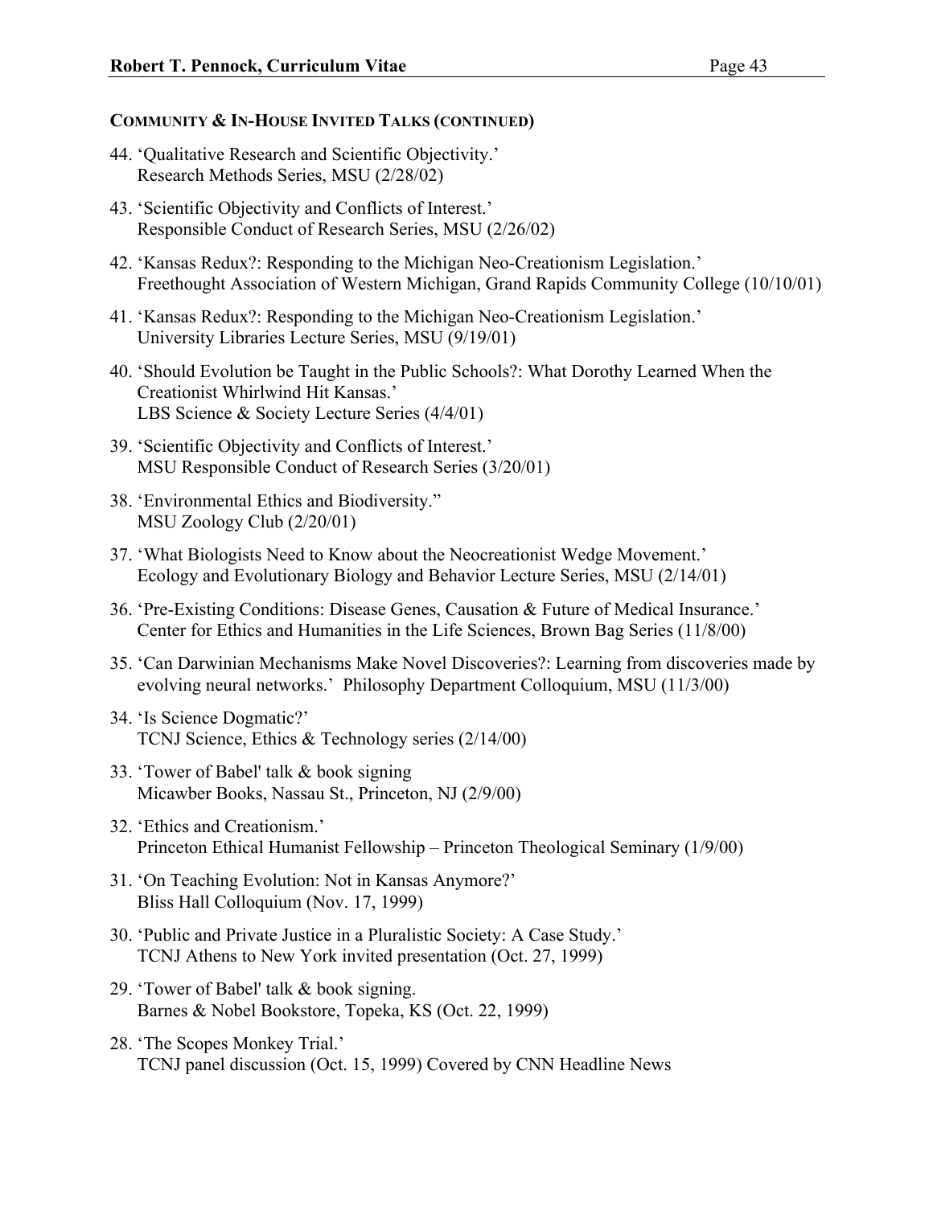### COMMUNITY & IN-HOUSE INVITED TALKS (CONTINUED)

44. 'Qualitative Research and Scientific Objectivity.'
    Research Methods Series, MSU (2/28/02)

43. 'Scientific Objectivity and Conflicts of Interest.'
    Responsible Conduct of Research Series, MSU (2/26/02)

42. 'Kansas Redux?: Responding to the Michigan Neo-Creationism Legislation.'
    Freethought Association of Western Michigan, Grand Rapids Community College (10/10/01)

41. 'Kansas Redux?: Responding to the Michigan Neo-Creationism Legislation.'
    University Libraries Lecture Series, MSU (9/19/01)

40. 'Should Evolution be Taught in the Public Schools?: What Dorothy Learned When the Creationist Whirlwind Hit Kansas.'
    LBS Science & Society Lecture Series (4/4/01)

39. 'Scientific Objectivity and Conflicts of Interest.'
    MSU Responsible Conduct of Research Series (3/20/01)

38. 'Environmental Ethics and Biodiversity."
    MSU Zoology Club (2/20/01)

37. 'What Biologists Need to Know about the Neocreationist Wedge Movement.'
    Ecology and Evolutionary Biology and Behavior Lecture Series, MSU (2/14/01)

36. 'Pre-Existing Conditions: Disease Genes, Causation & Future of Medical Insurance.'
    Center for Ethics and Humanities in the Life Sciences, Brown Bag Series (11/8/00)

35. 'Can Darwinian Mechanisms Make Novel Discoveries?: Learning from discoveries made by evolving neural networks.' Philosophy Department Colloquium, MSU (11/3/00)

34. 'Is Science Dogmatic?'
    TCNJ Science, Ethics & Technology series (2/14/00)

33. 'Tower of Babel' talk & book signing
    Micawber Books, Nassau St., Princeton, NJ (2/9/00)

32. 'Ethics and Creationism.'
    Princeton Ethical Humanist Fellowship – Princeton Theological Seminary (1/9/00)

31. 'On Teaching Evolution: Not in Kansas Anymore?'
    Bliss Hall Colloquium (Nov. 17, 1999)

30. 'Public and Private Justice in a Pluralistic Society: A Case Study.'
    TCNJ Athens to New York invited presentation (Oct. 27, 1999)

29. 'Tower of Babel' talk & book signing.
    Barnes & Nobel Bookstore, Topeka, KS (Oct. 22, 1999)

28. 'The Scopes Monkey Trial.'
    TCNJ panel discussion (Oct. 15, 1999) Covered by CNN Headline News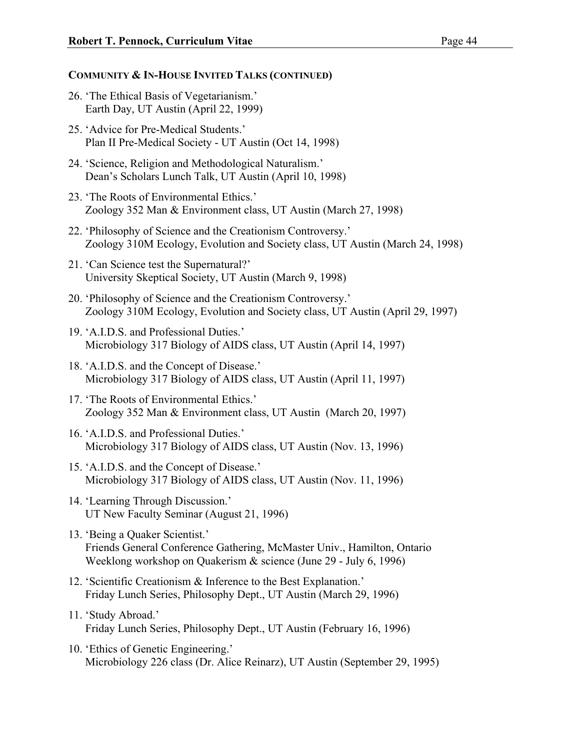**COMMUNITY & IN-HOUSE INVITED TALKS (CONTINUED)**

26. 'The Ethical Basis of Vegetarianism.'
    Earth Day, UT Austin (April 22, 1999)

25. 'Advice for Pre-Medical Students.'
    Plan II Pre-Medical Society - UT Austin (Oct 14, 1998)

24. 'Science, Religion and Methodological Naturalism.'
    Dean's Scholars Lunch Talk, UT Austin (April 10, 1998)

23. 'The Roots of Environmental Ethics.'
    Zoology 352 Man & Environment class, UT Austin (March 27, 1998)

22. 'Philosophy of Science and the Creationism Controversy.'
    Zoology 310M Ecology, Evolution and Society class, UT Austin (March 24, 1998)

21. 'Can Science test the Supernatural?'
    University Skeptical Society, UT Austin (March 9, 1998)

20. 'Philosophy of Science and the Creationism Controversy.'
    Zoology 310M Ecology, Evolution and Society class, UT Austin (April 29, 1997)

19. 'A.I.D.S. and Professional Duties.'
    Microbiology 317 Biology of AIDS class, UT Austin (April 14, 1997)

18. 'A.I.D.S. and the Concept of Disease.'
    Microbiology 317 Biology of AIDS class, UT Austin (April 11, 1997)

17. 'The Roots of Environmental Ethics.'
    Zoology 352 Man & Environment class, UT Austin (March 20, 1997)

16. 'A.I.D.S. and Professional Duties.'
    Microbiology 317 Biology of AIDS class, UT Austin (Nov. 13, 1996)

15. 'A.I.D.S. and the Concept of Disease.'
    Microbiology 317 Biology of AIDS class, UT Austin (Nov. 11, 1996)

14. 'Learning Through Discussion.'
    UT New Faculty Seminar (August 21, 1996)

13. 'Being a Quaker Scientist.'
    Friends General Conference Gathering, McMaster Univ., Hamilton, Ontario
    Weeklong workshop on Quakerism & science (June 29 - July 6, 1996)

12. 'Scientific Creationism & Inference to the Best Explanation.'
    Friday Lunch Series, Philosophy Dept., UT Austin (March 29, 1996)

11. 'Study Abroad.'
    Friday Lunch Series, Philosophy Dept., UT Austin (February 16, 1996)

10. 'Ethics of Genetic Engineering.'
    Microbiology 226 class (Dr. Alice Reinarz), UT Austin (September 29, 1995)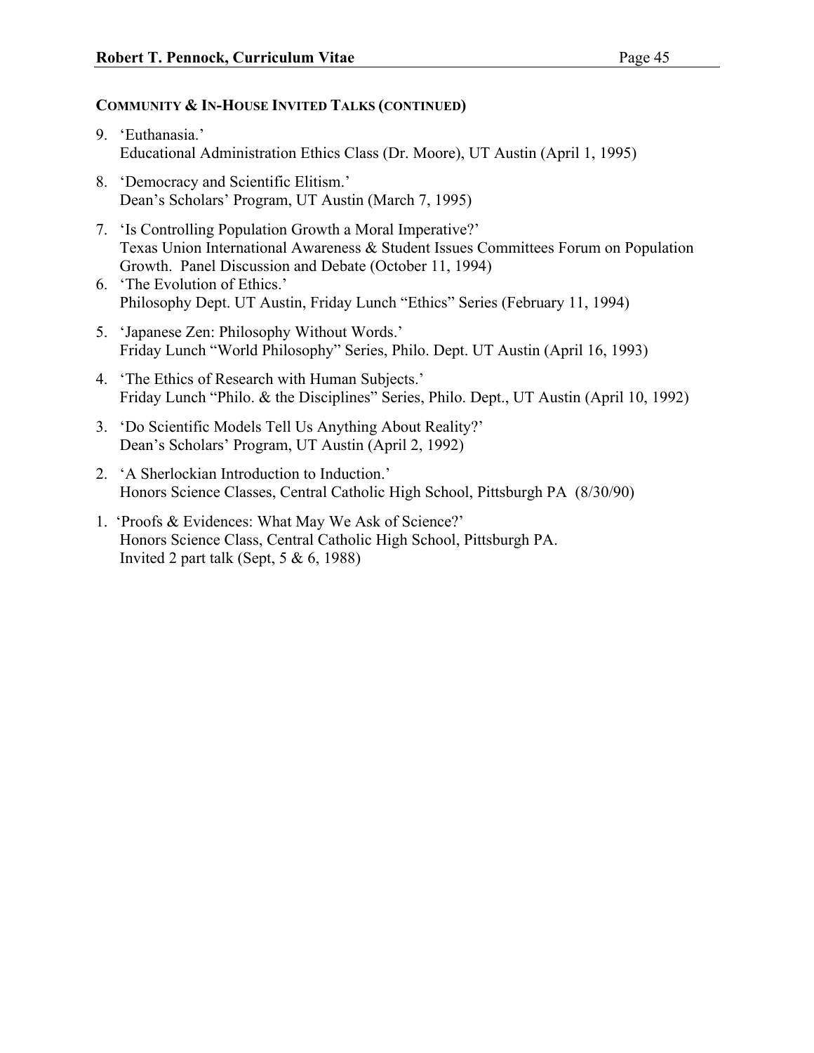### COMMUNITY & IN-HOUSE INVITED TALKS (CONTINUED)

9. 'Euthanasia.'
   Educational Administration Ethics Class (Dr. Moore), UT Austin (April 1, 1995)

8. 'Democracy and Scientific Elitism.'
   Dean's Scholars' Program, UT Austin (March 7, 1995)

7. 'Is Controlling Population Growth a Moral Imperative?'
   Texas Union International Awareness & Student Issues Committees Forum on Population Growth. Panel Discussion and Debate (October 11, 1994)

6. 'The Evolution of Ethics.'
   Philosophy Dept. UT Austin, Friday Lunch "Ethics" Series (February 11, 1994)

5. 'Japanese Zen: Philosophy Without Words.'
   Friday Lunch "World Philosophy" Series, Philo. Dept. UT Austin (April 16, 1993)

4. 'The Ethics of Research with Human Subjects.'
   Friday Lunch "Philo. & the Disciplines" Series, Philo. Dept., UT Austin (April 10, 1992)

3. 'Do Scientific Models Tell Us Anything About Reality?'
   Dean's Scholars' Program, UT Austin (April 2, 1992)

2. 'A Sherlockian Introduction to Induction.'
   Honors Science Classes, Central Catholic High School, Pittsburgh PA (8/30/90)

1. 'Proofs & Evidences: What May We Ask of Science?'
   Honors Science Class, Central Catholic High School, Pittsburgh PA.
   Invited 2 part talk (Sept, 5 & 6, 1988)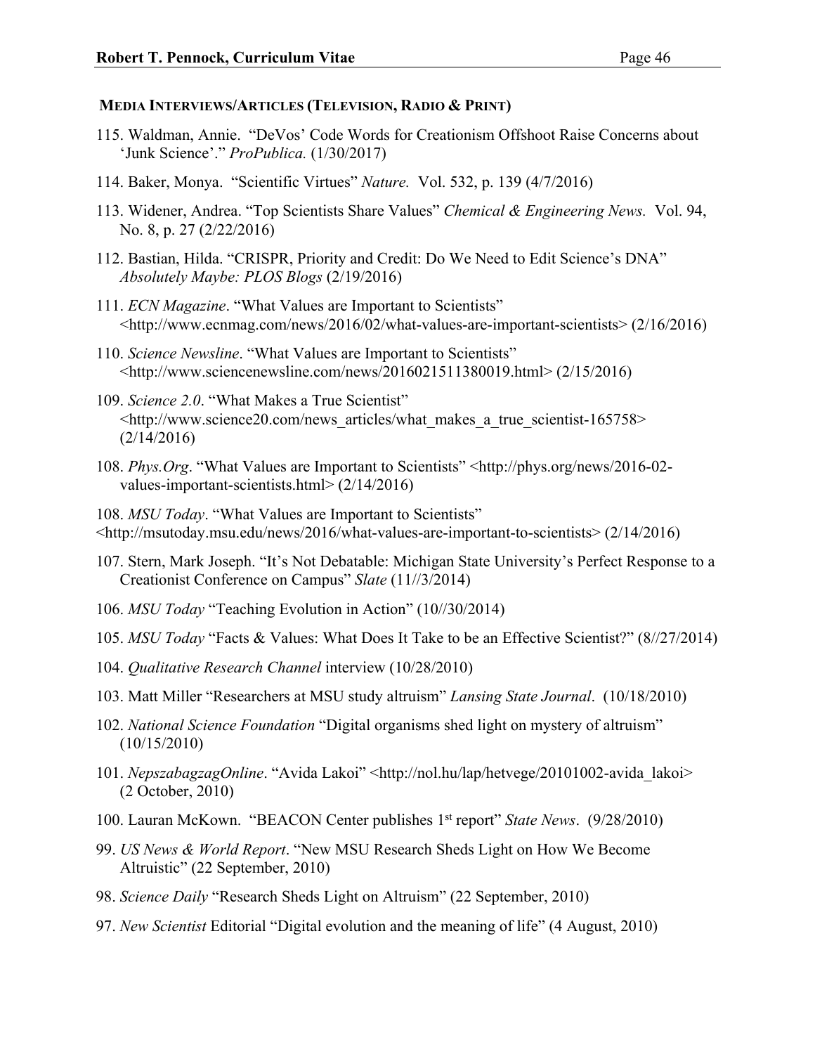**MEDIA INTERVIEWS/ARTICLES (TELEVISION, RADIO & PRINT)**

115. Waldman, Annie. "DeVos' Code Words for Creationism Offshoot Raise Concerns about 'Junk Science'." *ProPublica.* (1/30/2017)

114. Baker, Monya. "Scientific Virtues" *Nature.* Vol. 532, p. 139 (4/7/2016)

113. Widener, Andrea. "Top Scientists Share Values" *Chemical & Engineering News.* Vol. 94, No. 8, p. 27 (2/22/2016)

112. Bastian, Hilda. "CRISPR, Priority and Credit: Do We Need to Edit Science's DNA" *Absolutely Maybe: PLOS Blogs* (2/19/2016)

111. *ECN Magazine*. "What Values are Important to Scientists" <http://www.ecnmag.com/news/2016/02/what-values-are-important-scientists> (2/16/2016)

110. *Science Newsline*. "What Values are Important to Scientists" <http://www.sciencenewsline.com/news/2016021511380019.html> (2/15/2016)

109. *Science 2.0*. "What Makes a True Scientist" <http://www.science20.com/news_articles/what_makes_a_true_scientist-165758> (2/14/2016)

108. *Phys.Org*. "What Values are Important to Scientists" <http://phys.org/news/2016-02-values-important-scientists.html> (2/14/2016)

108. *MSU Today*. "What Values are Important to Scientists" <http://msutoday.msu.edu/news/2016/what-values-are-important-to-scientists> (2/14/2016)

107. Stern, Mark Joseph. "It's Not Debatable: Michigan State University's Perfect Response to a Creationist Conference on Campus" *Slate* (11//3/2014)

106. *MSU Today* "Teaching Evolution in Action" (10//30/2014)

105. *MSU Today* "Facts & Values: What Does It Take to be an Effective Scientist?" (8//27/2014)

104. *Qualitative Research Channel* interview (10/28/2010)

103. Matt Miller "Researchers at MSU study altruism" *Lansing State Journal*. (10/18/2010)

102. *National Science Foundation* "Digital organisms shed light on mystery of altruism" (10/15/2010)

101. *NepszabagzagOnline*. "Avida Lakoi" <http://nol.hu/lap/hetvege/20101002-avida_lakoi> (2 October, 2010)

100. Lauran McKown. "BEACON Center publishes 1st report" *State News*. (9/28/2010)

99. *US News & World Report*. "New MSU Research Sheds Light on How We Become Altruistic" (22 September, 2010)

98. *Science Daily* "Research Sheds Light on Altruism" (22 September, 2010)

97. *New Scientist* Editorial "Digital evolution and the meaning of life" (4 August, 2010)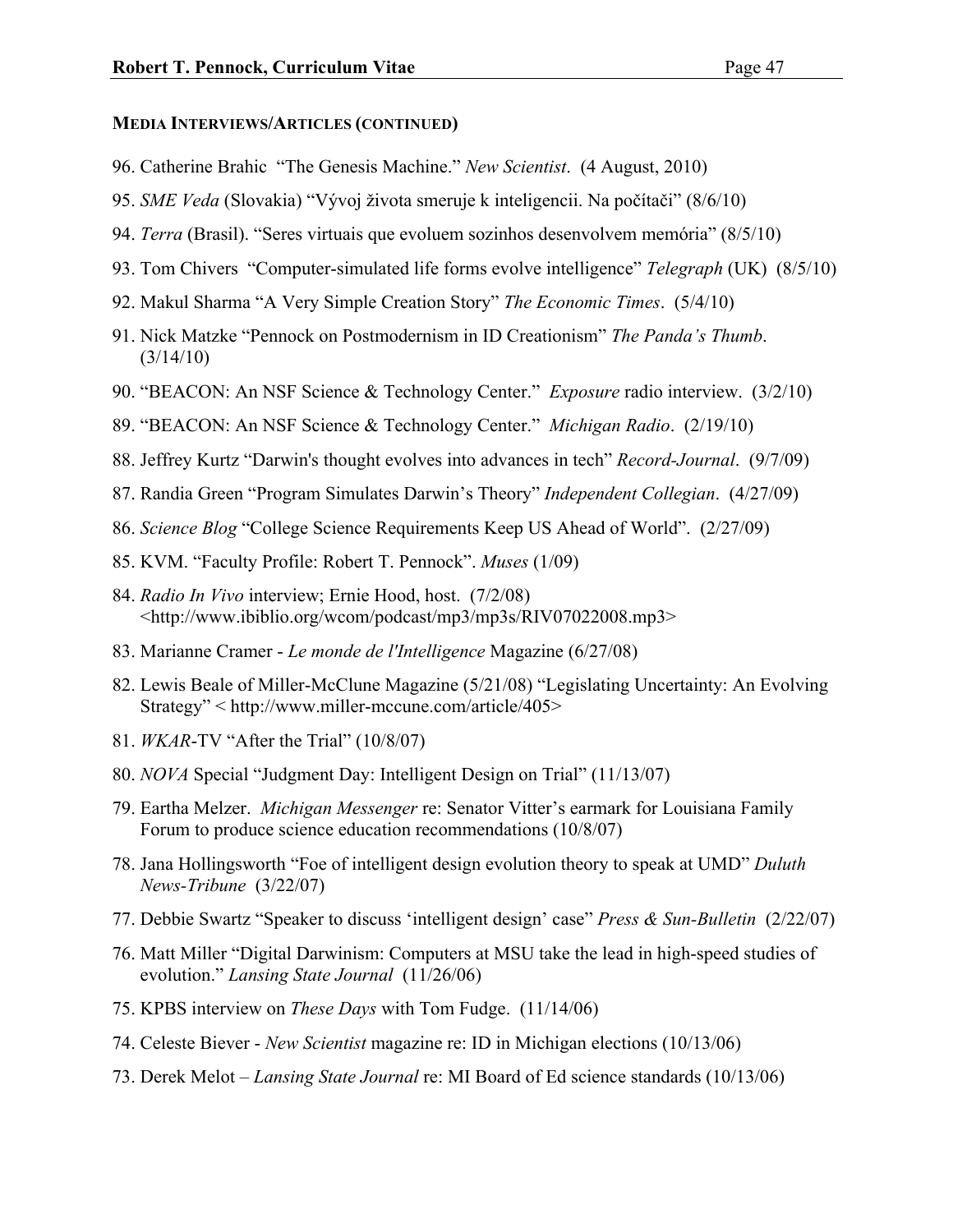**MEDIA INTERVIEWS/ARTICLES (CONTINUED)**

96. Catherine Brahic "The Genesis Machine." *New Scientist*. (4 August, 2010)
95. *SME Veda* (Slovakia) "Vývoj života smeruje k inteligencii. Na počítači" (8/6/10)
94. *Terra* (Brasil). "Seres virtuais que evoluem sozinhos desenvolvem memória" (8/5/10)
93. Tom Chivers "Computer-simulated life forms evolve intelligence" *Telegraph* (UK) (8/5/10)
92. Makul Sharma "A Very Simple Creation Story" *The Economic Times*. (5/4/10)
91. Nick Matzke "Pennock on Postmodernism in ID Creationism" *The Panda's Thumb*. (3/14/10)
90. "BEACON: An NSF Science & Technology Center." *Exposure* radio interview. (3/2/10)
89. "BEACON: An NSF Science & Technology Center." *Michigan Radio*. (2/19/10)
88. Jeffrey Kurtz "Darwin's thought evolves into advances in tech" *Record-Journal*. (9/7/09)
87. Randia Green "Program Simulates Darwin's Theory" *Independent Collegian*. (4/27/09)
86. *Science Blog* "College Science Requirements Keep US Ahead of World". (2/27/09)
85. KVM. "Faculty Profile: Robert T. Pennock". *Muses* (1/09)
84. *Radio In Vivo* interview; Ernie Hood, host. (7/2/08) <http://www.ibiblio.org/wcom/podcast/mp3/mp3s/RIV07022008.mp3>
83. Marianne Cramer - *Le monde de l'Intelligence* Magazine (6/27/08)
82. Lewis Beale of Miller-McClune Magazine (5/21/08) "Legislating Uncertainty: An Evolving Strategy" < http://www.miller-mccune.com/article/405>
81. *WKAR*-TV "After the Trial" (10/8/07)
80. *NOVA* Special "Judgment Day: Intelligent Design on Trial" (11/13/07)
79. Eartha Melzer. *Michigan Messenger* re: Senator Vitter's earmark for Louisiana Family Forum to produce science education recommendations (10/8/07)
78. Jana Hollingsworth "Foe of intelligent design evolution theory to speak at UMD" *Duluth News-Tribune* (3/22/07)
77. Debbie Swartz "Speaker to discuss 'intelligent design' case" *Press & Sun-Bulletin* (2/22/07)
76. Matt Miller "Digital Darwinism: Computers at MSU take the lead in high-speed studies of evolution." *Lansing State Journal* (11/26/06)
75. KPBS interview on *These Days* with Tom Fudge. (11/14/06)
74. Celeste Biever - *New Scientist* magazine re: ID in Michigan elections (10/13/06)
73. Derek Melot – *Lansing State Journal* re: MI Board of Ed science standards (10/13/06)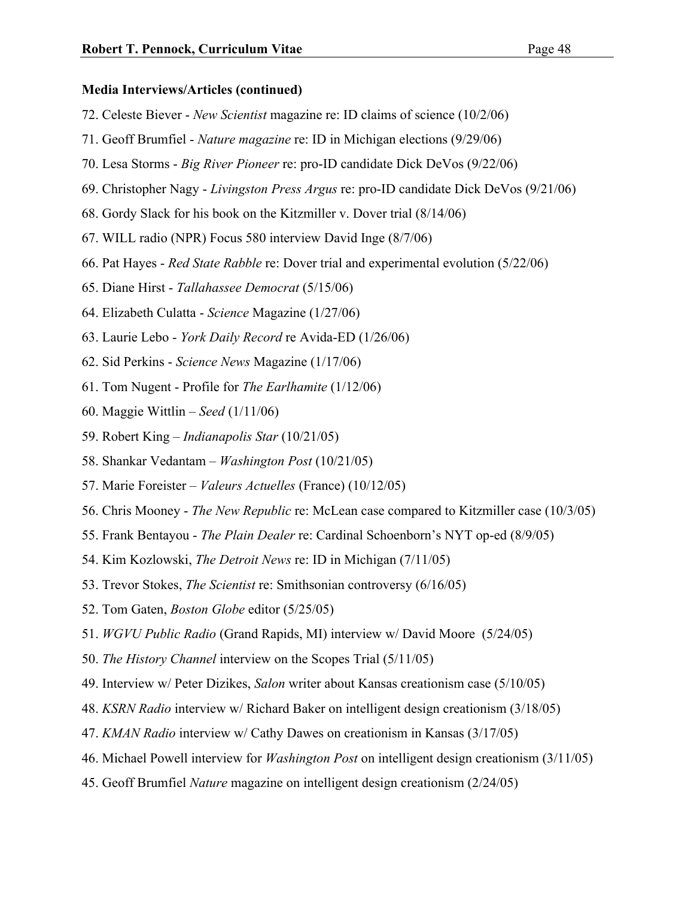**Media Interviews/Articles (continued)**

72. Celeste Biever - *New Scientist* magazine re: ID claims of science (10/2/06)
71. Geoff Brumfiel - *Nature magazine* re: ID in Michigan elections (9/29/06)
70. Lesa Storms - *Big River Pioneer* re: pro-ID candidate Dick DeVos (9/22/06)
69. Christopher Nagy - *Livingston Press Argus* re: pro-ID candidate Dick DeVos (9/21/06)
68. Gordy Slack for his book on the Kitzmiller v. Dover trial (8/14/06)
67. WILL radio (NPR) Focus 580 interview David Inge (8/7/06)
66. Pat Hayes - *Red State Rabble* re: Dover trial and experimental evolution (5/22/06)
65. Diane Hirst - *Tallahassee Democrat* (5/15/06)
64. Elizabeth Culatta - *Science* Magazine (1/27/06)
63. Laurie Lebo - *York Daily Record* re Avida-ED (1/26/06)
62. Sid Perkins - *Science News* Magazine (1/17/06)
61. Tom Nugent - Profile for *The Earlhamite* (1/12/06)
60. Maggie Wittlin – *Seed* (1/11/06)
59. Robert King – *Indianapolis Star* (10/21/05)
58. Shankar Vedantam – *Washington Post* (10/21/05)
57. Marie Foreister – *Valeurs Actuelles* (France) (10/12/05)
56. Chris Mooney - *The New Republic* re: McLean case compared to Kitzmiller case (10/3/05)
55. Frank Bentayou - *The Plain Dealer* re: Cardinal Schoenborn's NYT op-ed (8/9/05)
54. Kim Kozlowski, *The Detroit News* re: ID in Michigan (7/11/05)
53. Trevor Stokes, *The Scientist* re: Smithsonian controversy (6/16/05)
52. Tom Gaten, *Boston Globe* editor (5/25/05)
51. *WGVU Public Radio* (Grand Rapids, MI) interview w/ David Moore (5/24/05)
50. *The History Channel* interview on the Scopes Trial (5/11/05)
49. Interview w/ Peter Dizikes, *Salon* writer about Kansas creationism case (5/10/05)
48. *KSRN Radio* interview w/ Richard Baker on intelligent design creationism (3/18/05)
47. *KMAN Radio* interview w/ Cathy Dawes on creationism in Kansas (3/17/05)
46. Michael Powell interview for *Washington Post* on intelligent design creationism (3/11/05)
45. Geoff Brumfiel *Nature* magazine on intelligent design creationism (2/24/05)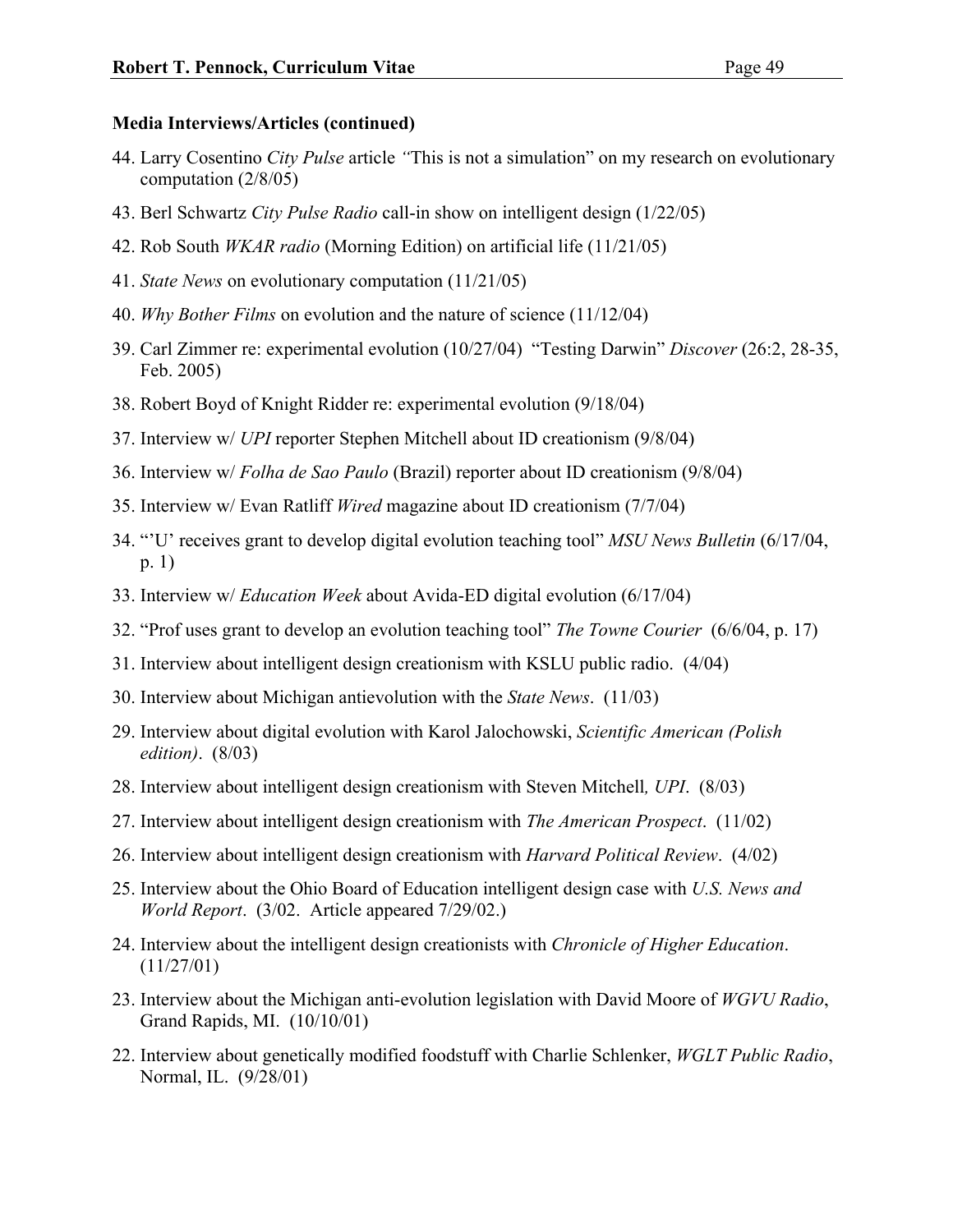**Media Interviews/Articles (continued)**

44. Larry Cosentino *City Pulse* article *"*This is not a simulation" on my research on evolutionary computation (2/8/05)
43. Berl Schwartz *City Pulse Radio* call-in show on intelligent design (1/22/05)
42. Rob South *WKAR radio* (Morning Edition) on artificial life (11/21/05)
41. *State News* on evolutionary computation (11/21/05)
40. *Why Bother Films* on evolution and the nature of science (11/12/04)
39. Carl Zimmer re: experimental evolution (10/27/04) "Testing Darwin" *Discover* (26:2, 28-35, Feb. 2005)
38. Robert Boyd of Knight Ridder re: experimental evolution (9/18/04)
37. Interview w/ *UPI* reporter Stephen Mitchell about ID creationism (9/8/04)
36. Interview w/ *Folha de Sao Paulo* (Brazil) reporter about ID creationism (9/8/04)
35. Interview w/ Evan Ratliff *Wired* magazine about ID creationism (7/7/04)
34. "'U' receives grant to develop digital evolution teaching tool" *MSU News Bulletin* (6/17/04, p. 1)
33. Interview w/ *Education Week* about Avida-ED digital evolution (6/17/04)
32. "Prof uses grant to develop an evolution teaching tool" *The Towne Courier* (6/6/04, p. 17)
31. Interview about intelligent design creationism with KSLU public radio. (4/04)
30. Interview about Michigan antievolution with the *State News*. (11/03)
29. Interview about digital evolution with Karol Jalochowski, *Scientific American (Polish edition)*. (8/03)
28. Interview about intelligent design creationism with Steven Mitchell*, UPI*. (8/03)
27. Interview about intelligent design creationism with *The American Prospect*. (11/02)
26. Interview about intelligent design creationism with *Harvard Political Review*. (4/02)
25. Interview about the Ohio Board of Education intelligent design case with *U.S. News and World Report*. (3/02. Article appeared 7/29/02.)
24. Interview about the intelligent design creationists with *Chronicle of Higher Education*. (11/27/01)
23. Interview about the Michigan anti-evolution legislation with David Moore of *WGVU Radio*, Grand Rapids, MI. (10/10/01)
22. Interview about genetically modified foodstuff with Charlie Schlenker, *WGLT Public Radio*, Normal, IL. (9/28/01)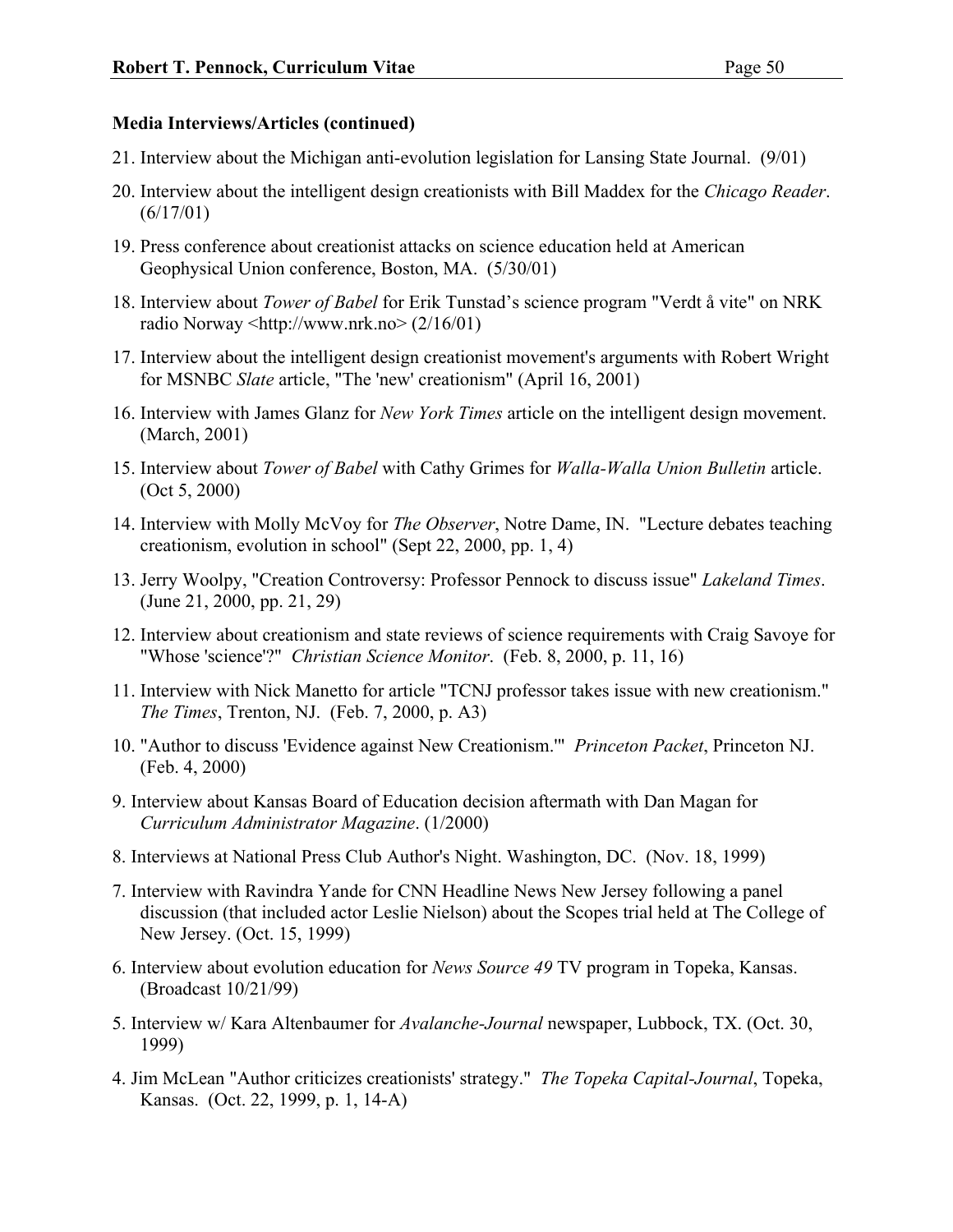**Media Interviews/Articles (continued)**

21. Interview about the Michigan anti-evolution legislation for Lansing State Journal. (9/01)

20. Interview about the intelligent design creationists with Bill Maddex for the *Chicago Reader*. (6/17/01)

19. Press conference about creationist attacks on science education held at American Geophysical Union conference, Boston, MA. (5/30/01)

18. Interview about *Tower of Babel* for Erik Tunstad's science program "Verdt å vite" on NRK radio Norway <http://www.nrk.no> (2/16/01)

17. Interview about the intelligent design creationist movement's arguments with Robert Wright for MSNBC *Slate* article, "The 'new' creationism" (April 16, 2001)

16. Interview with James Glanz for *New York Times* article on the intelligent design movement. (March, 2001)

15. Interview about *Tower of Babel* with Cathy Grimes for *Walla-Walla Union Bulletin* article. (Oct 5, 2000)

14. Interview with Molly McVoy for *The Observer*, Notre Dame, IN. "Lecture debates teaching creationism, evolution in school" (Sept 22, 2000, pp. 1, 4)

13. Jerry Woolpy, "Creation Controversy: Professor Pennock to discuss issue" *Lakeland Times*. (June 21, 2000, pp. 21, 29)

12. Interview about creationism and state reviews of science requirements with Craig Savoye for "Whose 'science'?" *Christian Science Monitor*. (Feb. 8, 2000, p. 11, 16)

11. Interview with Nick Manetto for article "TCNJ professor takes issue with new creationism." *The Times*, Trenton, NJ. (Feb. 7, 2000, p. A3)

10. "Author to discuss 'Evidence against New Creationism.'" *Princeton Packet*, Princeton NJ. (Feb. 4, 2000)

9. Interview about Kansas Board of Education decision aftermath with Dan Magan for *Curriculum Administrator Magazine*. (1/2000)

8. Interviews at National Press Club Author's Night. Washington, DC. (Nov. 18, 1999)

7. Interview with Ravindra Yande for CNN Headline News New Jersey following a panel discussion (that included actor Leslie Nielson) about the Scopes trial held at The College of New Jersey. (Oct. 15, 1999)

6. Interview about evolution education for *News Source 49* TV program in Topeka, Kansas. (Broadcast 10/21/99)

5. Interview w/ Kara Altenbaumer for *Avalanche-Journal* newspaper, Lubbock, TX. (Oct. 30, 1999)

4. Jim McLean "Author criticizes creationists' strategy." *The Topeka Capital-Journal*, Topeka, Kansas. (Oct. 22, 1999, p. 1, 14-A)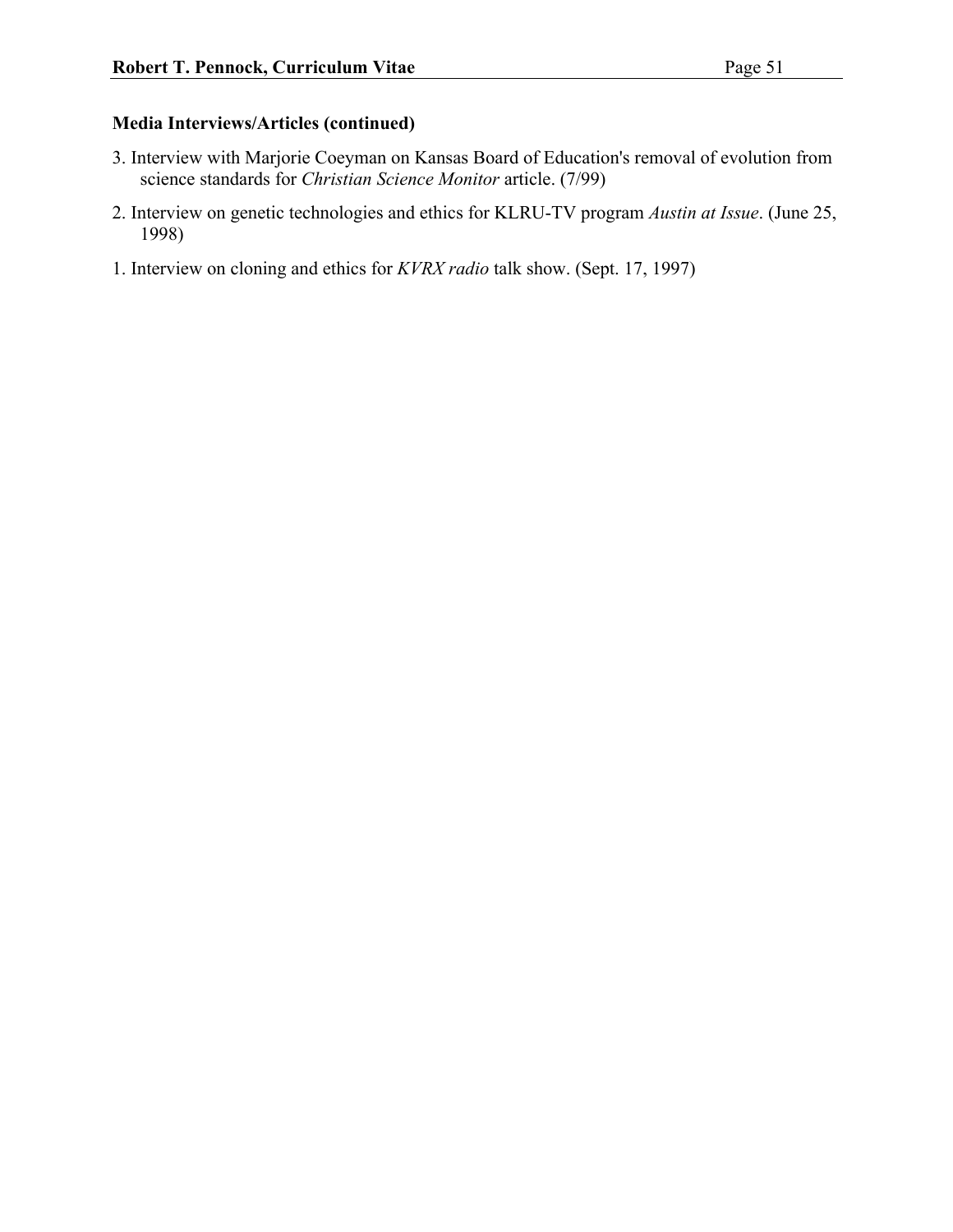**Media Interviews/Articles (continued)**

3. Interview with Marjorie Coeyman on Kansas Board of Education's removal of evolution from science standards for *Christian Science Monitor* article. (7/99)

2. Interview on genetic technologies and ethics for KLRU-TV program *Austin at Issue*. (June 25, 1998)

1. Interview on cloning and ethics for *KVRX radio* talk show. (Sept. 17, 1997)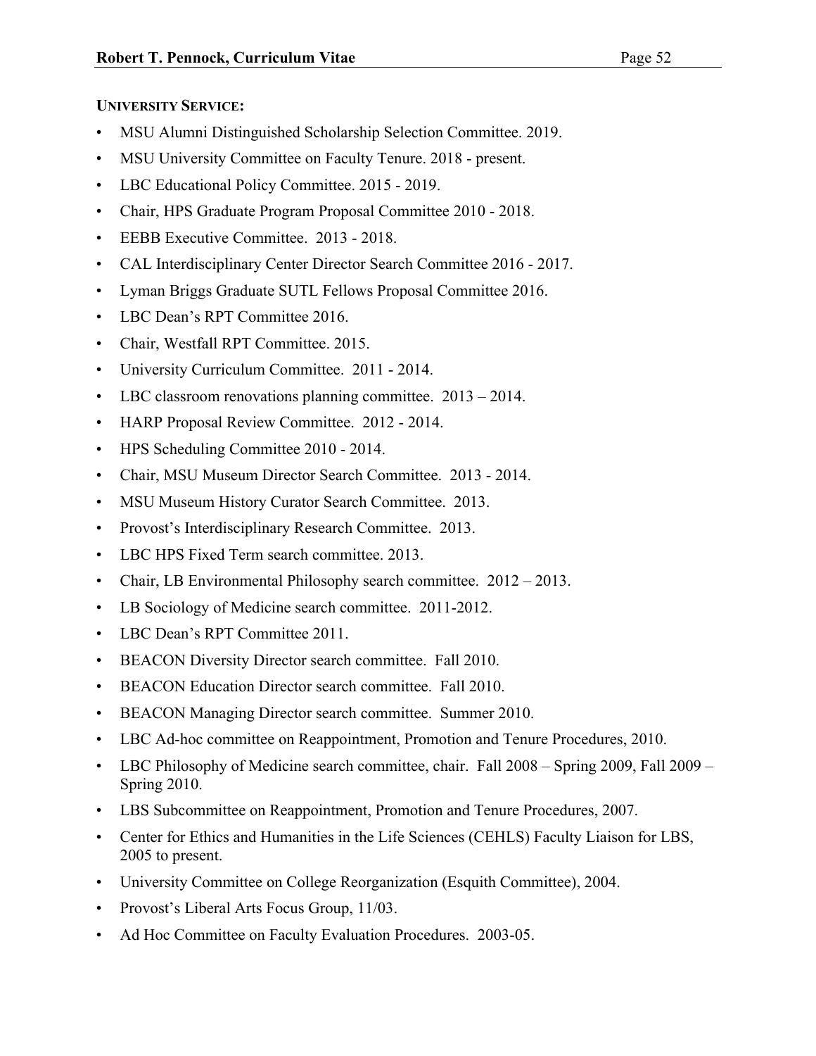**UNIVERSITY SERVICE:**

- MSU Alumni Distinguished Scholarship Selection Committee. 2019.
- MSU University Committee on Faculty Tenure. 2018 - present.
- LBC Educational Policy Committee. 2015 - 2019.
- Chair, HPS Graduate Program Proposal Committee 2010 - 2018.
- EEBB Executive Committee. 2013 - 2018.
- CAL Interdisciplinary Center Director Search Committee 2016 - 2017.
- Lyman Briggs Graduate SUTL Fellows Proposal Committee 2016.
- LBC Dean's RPT Committee 2016.
- Chair, Westfall RPT Committee. 2015.
- University Curriculum Committee. 2011 - 2014.
- LBC classroom renovations planning committee. 2013 – 2014.
- HARP Proposal Review Committee. 2012 - 2014.
- HPS Scheduling Committee 2010 - 2014.
- Chair, MSU Museum Director Search Committee. 2013 - 2014.
- MSU Museum History Curator Search Committee. 2013.
- Provost's Interdisciplinary Research Committee. 2013.
- LBC HPS Fixed Term search committee. 2013.
- Chair, LB Environmental Philosophy search committee. 2012 – 2013.
- LB Sociology of Medicine search committee. 2011-2012.
- LBC Dean's RPT Committee 2011.
- BEACON Diversity Director search committee. Fall 2010.
- BEACON Education Director search committee. Fall 2010.
- BEACON Managing Director search committee. Summer 2010.
- LBC Ad-hoc committee on Reappointment, Promotion and Tenure Procedures, 2010.
- LBC Philosophy of Medicine search committee, chair. Fall 2008 – Spring 2009, Fall 2009 – Spring 2010.
- LBS Subcommittee on Reappointment, Promotion and Tenure Procedures, 2007.
- Center for Ethics and Humanities in the Life Sciences (CEHLS) Faculty Liaison for LBS, 2005 to present.
- University Committee on College Reorganization (Esquith Committee), 2004.
- Provost's Liberal Arts Focus Group, 11/03.
- Ad Hoc Committee on Faculty Evaluation Procedures. 2003-05.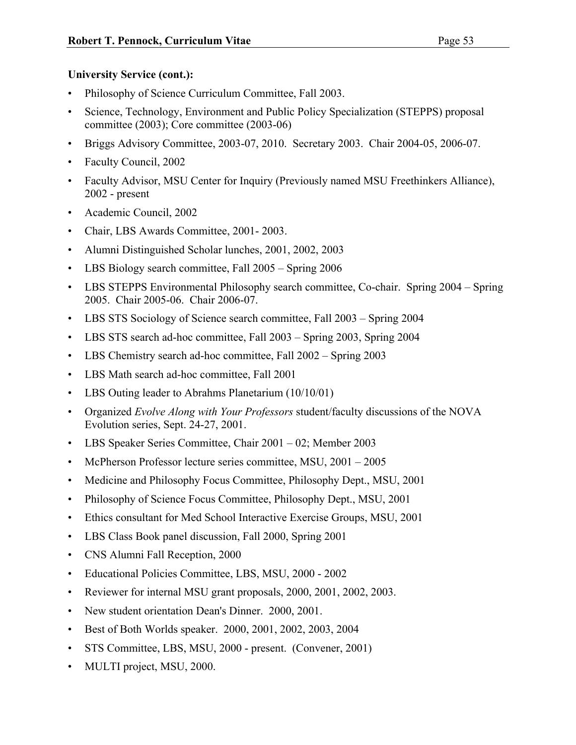**University Service (cont.):**

- Philosophy of Science Curriculum Committee, Fall 2003.
- Science, Technology, Environment and Public Policy Specialization (STEPPS) proposal committee (2003); Core committee (2003-06)
- Briggs Advisory Committee, 2003-07, 2010. Secretary 2003. Chair 2004-05, 2006-07.
- Faculty Council, 2002
- Faculty Advisor, MSU Center for Inquiry (Previously named MSU Freethinkers Alliance), 2002 - present
- Academic Council, 2002
- Chair, LBS Awards Committee, 2001- 2003.
- Alumni Distinguished Scholar lunches, 2001, 2002, 2003
- LBS Biology search committee, Fall 2005 – Spring 2006
- LBS STEPPS Environmental Philosophy search committee, Co-chair. Spring 2004 – Spring 2005. Chair 2005-06. Chair 2006-07.
- LBS STS Sociology of Science search committee, Fall 2003 – Spring 2004
- LBS STS search ad-hoc committee, Fall 2003 – Spring 2003, Spring 2004
- LBS Chemistry search ad-hoc committee, Fall 2002 – Spring 2003
- LBS Math search ad-hoc committee, Fall 2001
- LBS Outing leader to Abrahms Planetarium (10/10/01)
- Organized *Evolve Along with Your Professors* student/faculty discussions of the NOVA Evolution series, Sept. 24-27, 2001.
- LBS Speaker Series Committee, Chair 2001 – 02; Member 2003
- McPherson Professor lecture series committee, MSU, 2001 – 2005
- Medicine and Philosophy Focus Committee, Philosophy Dept., MSU, 2001
- Philosophy of Science Focus Committee, Philosophy Dept., MSU, 2001
- Ethics consultant for Med School Interactive Exercise Groups, MSU, 2001
- LBS Class Book panel discussion, Fall 2000, Spring 2001
- CNS Alumni Fall Reception, 2000
- Educational Policies Committee, LBS, MSU, 2000 - 2002
- Reviewer for internal MSU grant proposals, 2000, 2001, 2002, 2003.
- New student orientation Dean's Dinner. 2000, 2001.
- Best of Both Worlds speaker. 2000, 2001, 2002, 2003, 2004
- STS Committee, LBS, MSU, 2000 - present. (Convener, 2001)
- MULTI project, MSU, 2000.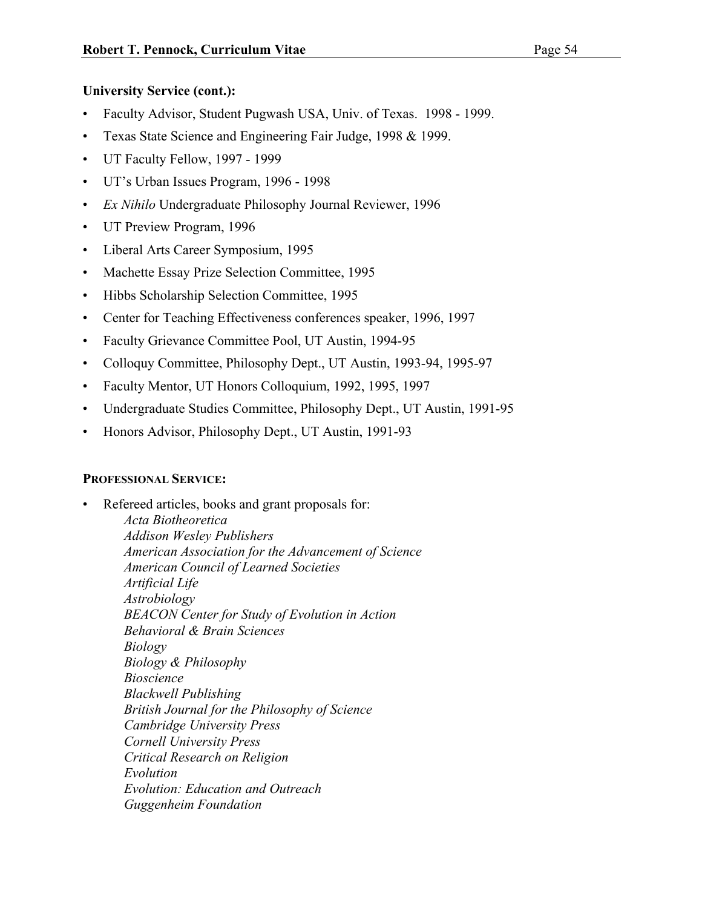**University Service (cont.):**

- Faculty Advisor, Student Pugwash USA, Univ. of Texas. 1998 - 1999.
- Texas State Science and Engineering Fair Judge, 1998 & 1999.
- UT Faculty Fellow, 1997 - 1999
- UT's Urban Issues Program, 1996 - 1998
- *Ex Nihilo* Undergraduate Philosophy Journal Reviewer, 1996
- UT Preview Program, 1996
- Liberal Arts Career Symposium, 1995
- Machette Essay Prize Selection Committee, 1995
- Hibbs Scholarship Selection Committee, 1995
- Center for Teaching Effectiveness conferences speaker, 1996, 1997
- Faculty Grievance Committee Pool, UT Austin, 1994-95
- Colloquy Committee, Philosophy Dept., UT Austin, 1993-94, 1995-97
- Faculty Mentor, UT Honors Colloquium, 1992, 1995, 1997
- Undergraduate Studies Committee, Philosophy Dept., UT Austin, 1991-95
- Honors Advisor, Philosophy Dept., UT Austin, 1991-93

**PROFESSIONAL SERVICE:**

- Refereed articles, books and grant proposals for:
  *Acta Biotheoretica*
  *Addison Wesley Publishers*
  *American Association for the Advancement of Science*
  *American Council of Learned Societies*
  *Artificial Life*
  *Astrobiology*
  *BEACON Center for Study of Evolution in Action*
  *Behavioral & Brain Sciences*
  *Biology*
  *Biology & Philosophy*
  *Bioscience*
  *Blackwell Publishing*
  *British Journal for the Philosophy of Science*
  *Cambridge University Press*
  *Cornell University Press*
  *Critical Research on Religion*
  *Evolution*
  *Evolution: Education and Outreach*
  *Guggenheim Foundation*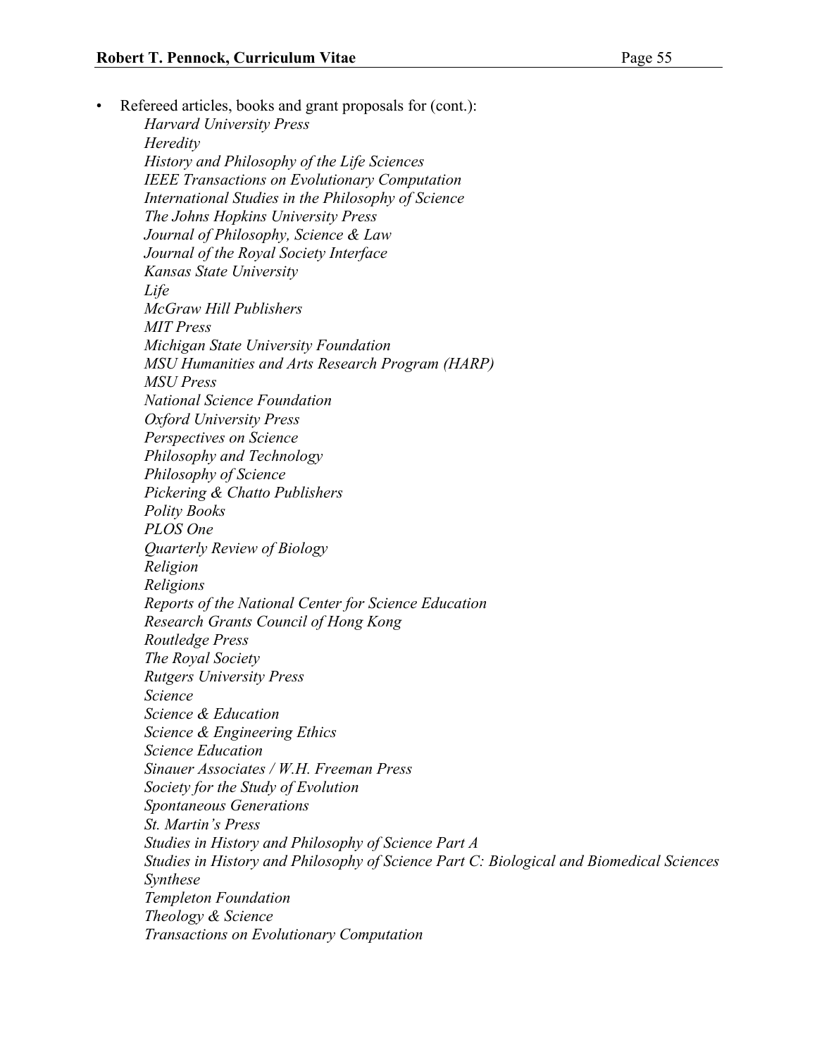- Refereed articles, books and grant proposals for (cont.):

  *Harvard University Press*  
  *Heredity*  
  *History and Philosophy of the Life Sciences*  
  *IEEE Transactions on Evolutionary Computation*  
  *International Studies in the Philosophy of Science*  
  *The Johns Hopkins University Press*  
  *Journal of Philosophy, Science & Law*  
  *Journal of the Royal Society Interface*  
  *Kansas State University*  
  *Life*  
  *McGraw Hill Publishers*  
  *MIT Press*  
  *Michigan State University Foundation*  
  *MSU Humanities and Arts Research Program (HARP)*  
  *MSU Press*  
  *National Science Foundation*  
  *Oxford University Press*  
  *Perspectives on Science*  
  *Philosophy and Technology*  
  *Philosophy of Science*  
  *Pickering & Chatto Publishers*  
  *Polity Books*  
  *PLOS One*  
  *Quarterly Review of Biology*  
  *Religion*  
  *Religions*  
  *Reports of the National Center for Science Education*  
  *Research Grants Council of Hong Kong*  
  *Routledge Press*  
  *The Royal Society*  
  *Rutgers University Press*  
  *Science*  
  *Science & Education*  
  *Science & Engineering Ethics*  
  *Science Education*  
  *Sinauer Associates / W.H. Freeman Press*  
  *Society for the Study of Evolution*  
  *Spontaneous Generations*  
  *St. Martin's Press*  
  *Studies in History and Philosophy of Science Part A*  
  *Studies in History and Philosophy of Science Part C: Biological and Biomedical Sciences*  
  *Synthese*  
  *Templeton Foundation*  
  *Theology & Science*  
  *Transactions on Evolutionary Computation*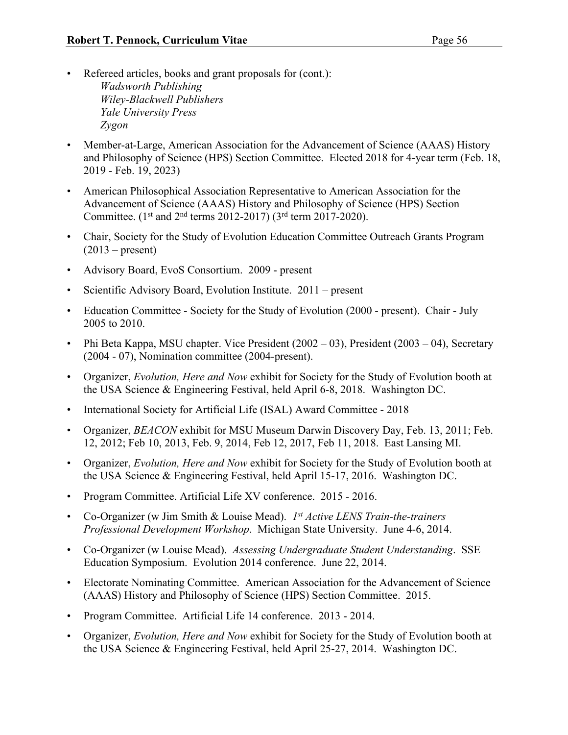- Refereed articles, books and grant proposals for (cont.):
    - *Wadsworth Publishing*
    - *Wiley-Blackwell Publishers*
    - *Yale University Press*
    - *Zygon*
- Member-at-Large, American Association for the Advancement of Science (AAAS) History and Philosophy of Science (HPS) Section Committee. Elected 2018 for 4-year term (Feb. 18, 2019 - Feb. 19, 2023)
- American Philosophical Association Representative to American Association for the Advancement of Science (AAAS) History and Philosophy of Science (HPS) Section Committee. (1st and 2nd terms 2012-2017) (3rd term 2017-2020).
- Chair, Society for the Study of Evolution Education Committee Outreach Grants Program (2013 – present)
- Advisory Board, EvoS Consortium. 2009 - present
- Scientific Advisory Board, Evolution Institute. 2011 – present
- Education Committee - Society for the Study of Evolution (2000 - present). Chair - July 2005 to 2010.
- Phi Beta Kappa, MSU chapter. Vice President (2002 – 03), President (2003 – 04), Secretary (2004 - 07), Nomination committee (2004-present).
- Organizer, *Evolution, Here and Now* exhibit for Society for the Study of Evolution booth at the USA Science & Engineering Festival, held April 6-8, 2018. Washington DC.
- International Society for Artificial Life (ISAL) Award Committee - 2018
- Organizer, *BEACON* exhibit for MSU Museum Darwin Discovery Day, Feb. 13, 2011; Feb. 12, 2012; Feb 10, 2013, Feb. 9, 2014, Feb 12, 2017, Feb 11, 2018. East Lansing MI.
- Organizer, *Evolution, Here and Now* exhibit for Society for the Study of Evolution booth at the USA Science & Engineering Festival, held April 15-17, 2016. Washington DC.
- Program Committee. Artificial Life XV conference. 2015 - 2016.
- Co-Organizer (w Jim Smith & Louise Mead). *1st Active LENS Train-the-trainers Professional Development Workshop*. Michigan State University. June 4-6, 2014.
- Co-Organizer (w Louise Mead). *Assessing Undergraduate Student Understanding*. SSE Education Symposium. Evolution 2014 conference. June 22, 2014.
- Electorate Nominating Committee. American Association for the Advancement of Science (AAAS) History and Philosophy of Science (HPS) Section Committee. 2015.
- Program Committee. Artificial Life 14 conference. 2013 - 2014.
- Organizer, *Evolution, Here and Now* exhibit for Society for the Study of Evolution booth at the USA Science & Engineering Festival, held April 25-27, 2014. Washington DC.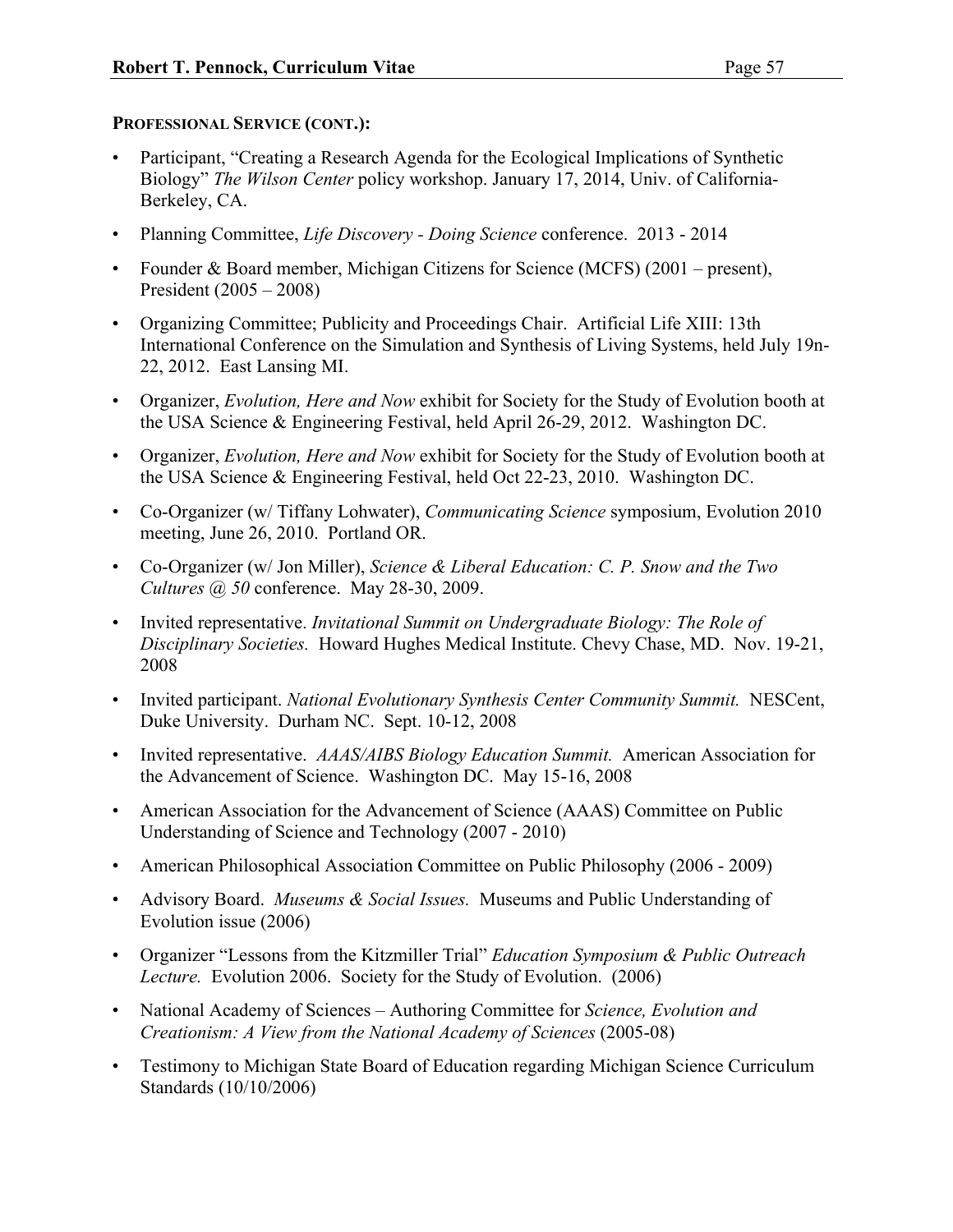**PROFESSIONAL SERVICE (CONT.):**

- Participant, "Creating a Research Agenda for the Ecological Implications of Synthetic Biology" *The Wilson Center* policy workshop. January 17, 2014, Univ. of California-Berkeley, CA.
- Planning Committee, *Life Discovery - Doing Science* conference. 2013 - 2014
- Founder & Board member, Michigan Citizens for Science (MCFS) (2001 – present), President (2005 – 2008)
- Organizing Committee; Publicity and Proceedings Chair. Artificial Life XIII: 13th International Conference on the Simulation and Synthesis of Living Systems, held July 19n-22, 2012. East Lansing MI.
- Organizer, *Evolution, Here and Now* exhibit for Society for the Study of Evolution booth at the USA Science & Engineering Festival, held April 26-29, 2012. Washington DC.
- Organizer, *Evolution, Here and Now* exhibit for Society for the Study of Evolution booth at the USA Science & Engineering Festival, held Oct 22-23, 2010. Washington DC.
- Co-Organizer (w/ Tiffany Lohwater), *Communicating Science* symposium, Evolution 2010 meeting, June 26, 2010. Portland OR.
- Co-Organizer (w/ Jon Miller), *Science & Liberal Education: C. P. Snow and the Two Cultures @ 50* conference. May 28-30, 2009.
- Invited representative. *Invitational Summit on Undergraduate Biology: The Role of Disciplinary Societies.* Howard Hughes Medical Institute. Chevy Chase, MD. Nov. 19-21, 2008
- Invited participant. *National Evolutionary Synthesis Center Community Summit.* NESCent, Duke University. Durham NC. Sept. 10-12, 2008
- Invited representative. *AAAS/AIBS Biology Education Summit.* American Association for the Advancement of Science. Washington DC. May 15-16, 2008
- American Association for the Advancement of Science (AAAS) Committee on Public Understanding of Science and Technology (2007 - 2010)
- American Philosophical Association Committee on Public Philosophy (2006 - 2009)
- Advisory Board. *Museums & Social Issues.* Museums and Public Understanding of Evolution issue (2006)
- Organizer "Lessons from the Kitzmiller Trial" *Education Symposium & Public Outreach Lecture.* Evolution 2006. Society for the Study of Evolution. (2006)
- National Academy of Sciences – Authoring Committee for *Science, Evolution and Creationism: A View from the National Academy of Sciences* (2005-08)
- Testimony to Michigan State Board of Education regarding Michigan Science Curriculum Standards (10/10/2006)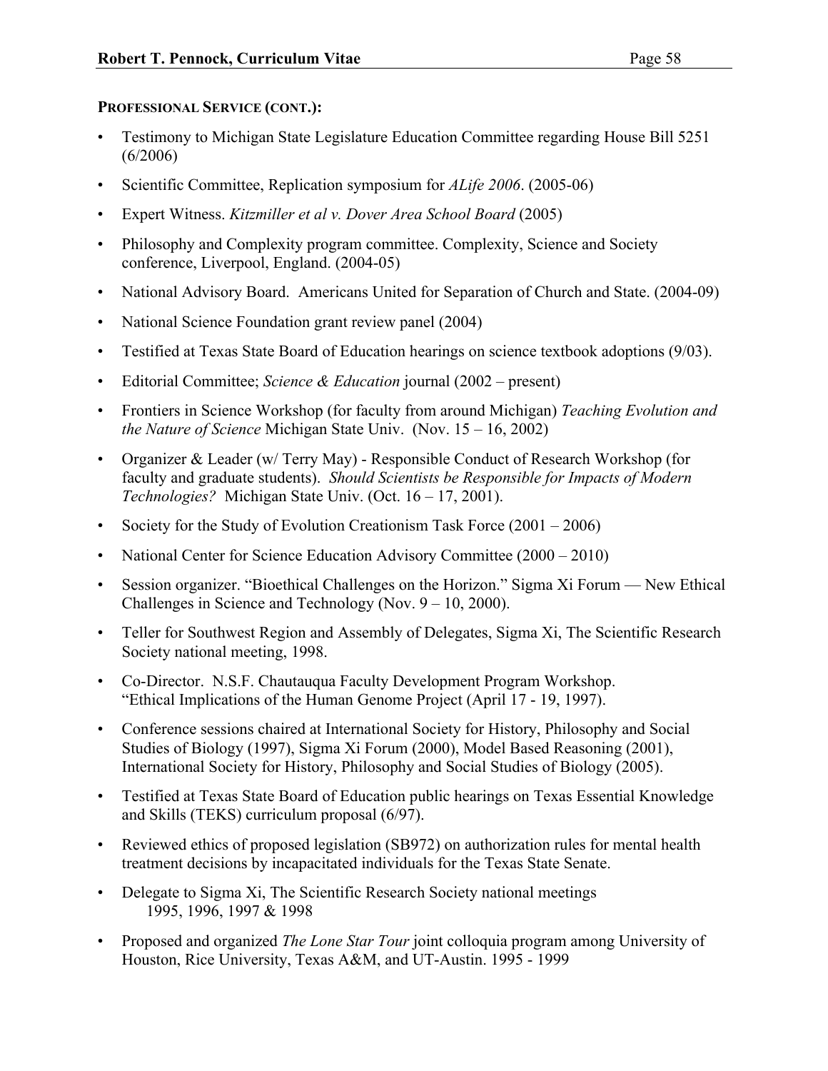**PROFESSIONAL SERVICE (CONT.):**

- Testimony to Michigan State Legislature Education Committee regarding House Bill 5251 (6/2006)
- Scientific Committee, Replication symposium for *ALife 2006*. (2005-06)
- Expert Witness. *Kitzmiller et al v. Dover Area School Board* (2005)
- Philosophy and Complexity program committee. Complexity, Science and Society conference, Liverpool, England. (2004-05)
- National Advisory Board. Americans United for Separation of Church and State. (2004-09)
- National Science Foundation grant review panel (2004)
- Testified at Texas State Board of Education hearings on science textbook adoptions (9/03).
- Editorial Committee; *Science & Education* journal (2002 – present)
- Frontiers in Science Workshop (for faculty from around Michigan) *Teaching Evolution and the Nature of Science* Michigan State Univ. (Nov. 15 – 16, 2002)
- Organizer & Leader (w/ Terry May) - Responsible Conduct of Research Workshop (for faculty and graduate students). *Should Scientists be Responsible for Impacts of Modern Technologies?* Michigan State Univ. (Oct. 16 – 17, 2001).
- Society for the Study of Evolution Creationism Task Force (2001 – 2006)
- National Center for Science Education Advisory Committee (2000 – 2010)
- Session organizer. "Bioethical Challenges on the Horizon." Sigma Xi Forum — New Ethical Challenges in Science and Technology (Nov. 9 – 10, 2000).
- Teller for Southwest Region and Assembly of Delegates, Sigma Xi, The Scientific Research Society national meeting, 1998.
- Co-Director. N.S.F. Chautauqua Faculty Development Program Workshop. "Ethical Implications of the Human Genome Project (April 17 - 19, 1997).
- Conference sessions chaired at International Society for History, Philosophy and Social Studies of Biology (1997), Sigma Xi Forum (2000), Model Based Reasoning (2001), International Society for History, Philosophy and Social Studies of Biology (2005).
- Testified at Texas State Board of Education public hearings on Texas Essential Knowledge and Skills (TEKS) curriculum proposal (6/97).
- Reviewed ethics of proposed legislation (SB972) on authorization rules for mental health treatment decisions by incapacitated individuals for the Texas State Senate.
- Delegate to Sigma Xi, The Scientific Research Society national meetings 1995, 1996, 1997 & 1998
- Proposed and organized *The Lone Star Tour* joint colloquia program among University of Houston, Rice University, Texas A&M, and UT-Austin. 1995 - 1999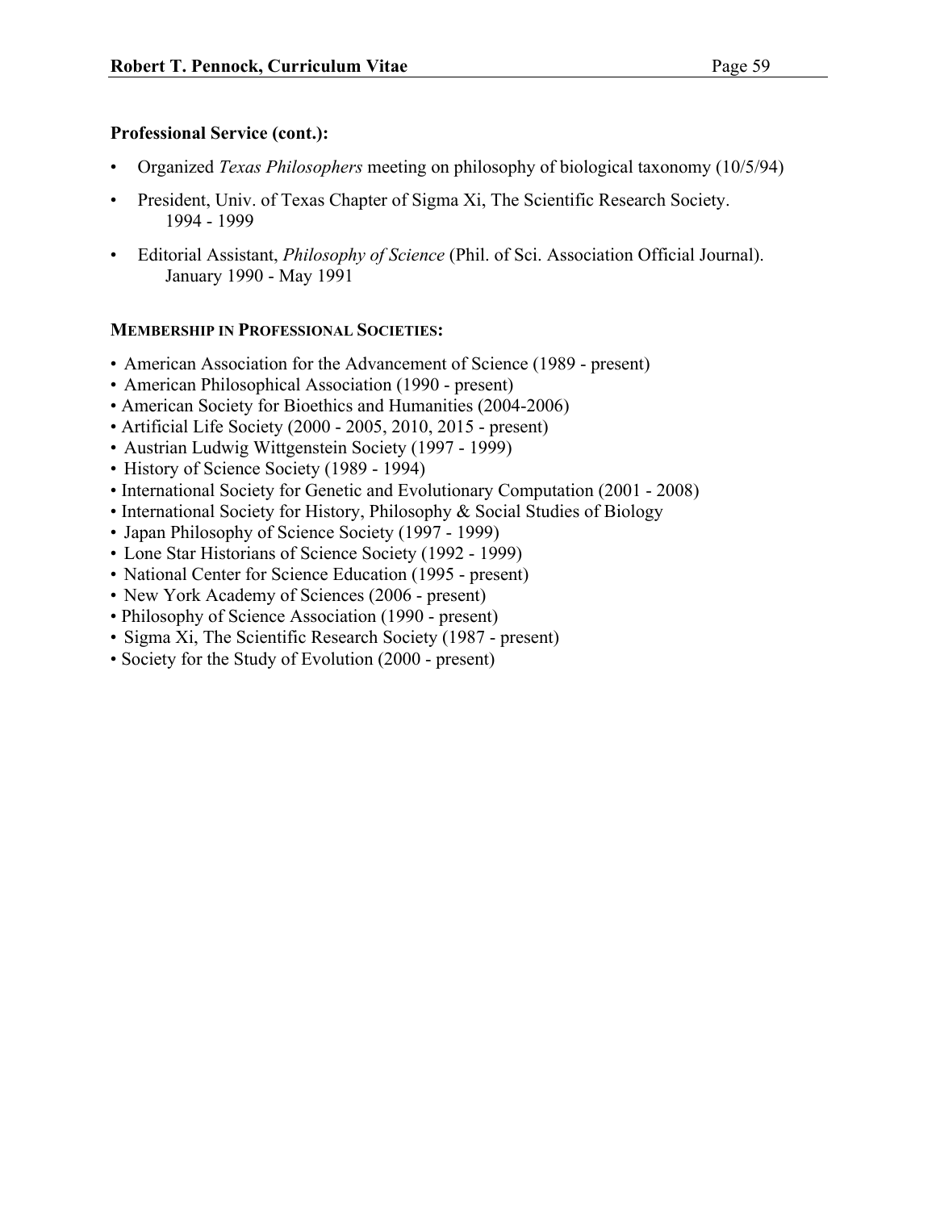**Professional Service (cont.):**

- Organized *Texas Philosophers* meeting on philosophy of biological taxonomy (10/5/94)
- President, Univ. of Texas Chapter of Sigma Xi, The Scientific Research Society. 1994 - 1999
- Editorial Assistant, *Philosophy of Science* (Phil. of Sci. Association Official Journal). January 1990 - May 1991

**MEMBERSHIP IN PROFESSIONAL SOCIETIES:**

- American Association for the Advancement of Science (1989 - present)
- American Philosophical Association (1990 - present)
- American Society for Bioethics and Humanities (2004-2006)
- Artificial Life Society (2000 - 2005, 2010, 2015 - present)
- Austrian Ludwig Wittgenstein Society (1997 - 1999)
- History of Science Society (1989 - 1994)
- International Society for Genetic and Evolutionary Computation (2001 - 2008)
- International Society for History, Philosophy & Social Studies of Biology
- Japan Philosophy of Science Society (1997 - 1999)
- Lone Star Historians of Science Society (1992 - 1999)
- National Center for Science Education (1995 - present)
- New York Academy of Sciences (2006 - present)
- Philosophy of Science Association (1990 - present)
- Sigma Xi, The Scientific Research Society (1987 - present)
- Society for the Study of Evolution (2000 - present)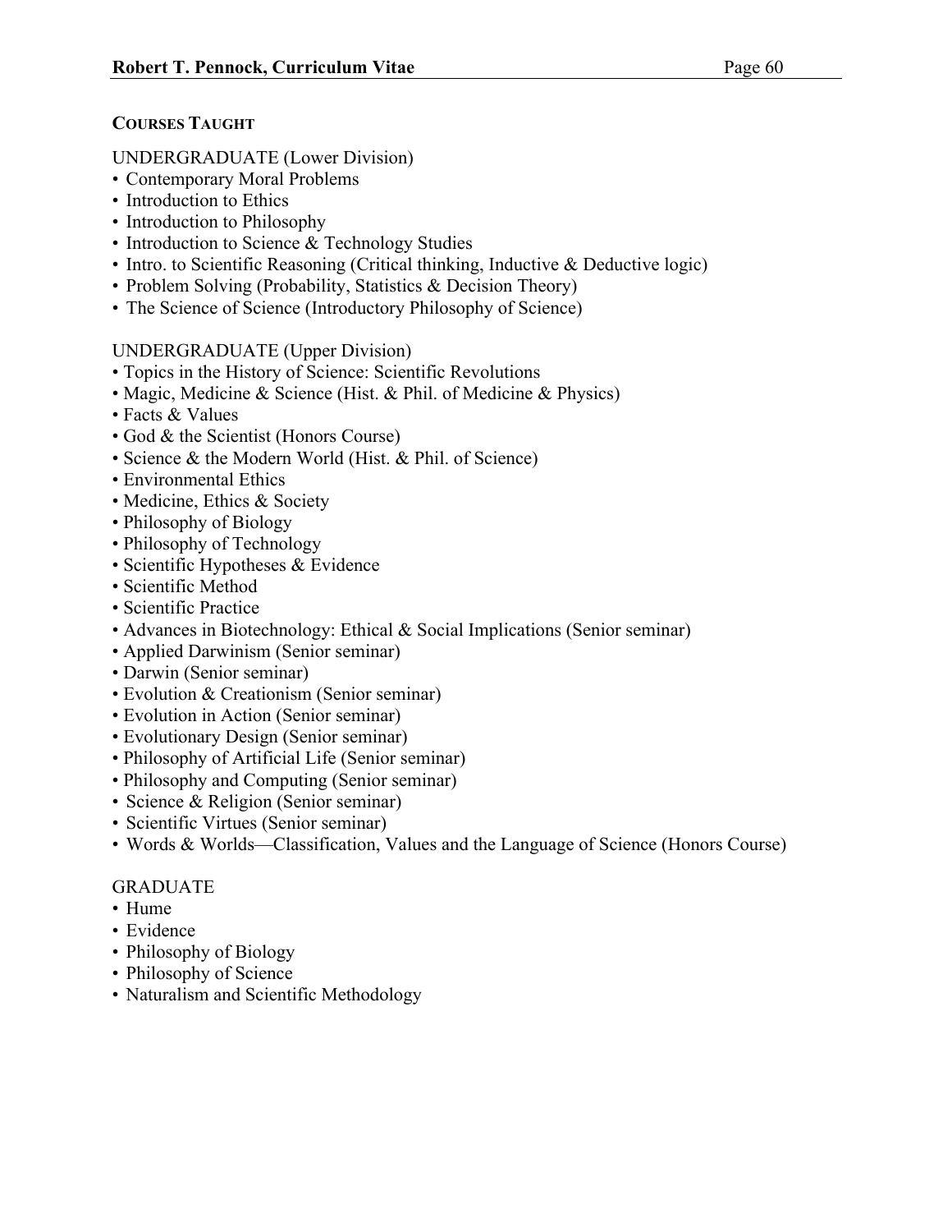## COURSES TAUGHT

UNDERGRADUATE (Lower Division)

- Contemporary Moral Problems
- Introduction to Ethics
- Introduction to Philosophy
- Introduction to Science & Technology Studies
- Intro. to Scientific Reasoning (Critical thinking, Inductive & Deductive logic)
- Problem Solving (Probability, Statistics & Decision Theory)
- The Science of Science (Introductory Philosophy of Science)

UNDERGRADUATE (Upper Division)

- Topics in the History of Science: Scientific Revolutions
- Magic, Medicine & Science (Hist. & Phil. of Medicine & Physics)
- Facts & Values
- God & the Scientist (Honors Course)
- Science & the Modern World (Hist. & Phil. of Science)
- Environmental Ethics
- Medicine, Ethics & Society
- Philosophy of Biology
- Philosophy of Technology
- Scientific Hypotheses & Evidence
- Scientific Method
- Scientific Practice
- Advances in Biotechnology: Ethical & Social Implications (Senior seminar)
- Applied Darwinism (Senior seminar)
- Darwin (Senior seminar)
- Evolution & Creationism (Senior seminar)
- Evolution in Action (Senior seminar)
- Evolutionary Design (Senior seminar)
- Philosophy of Artificial Life (Senior seminar)
- Philosophy and Computing (Senior seminar)
- Science & Religion (Senior seminar)
- Scientific Virtues (Senior seminar)
- Words & Worlds—Classification, Values and the Language of Science (Honors Course)

GRADUATE

- Hume
- Evidence
- Philosophy of Biology
- Philosophy of Science
- Naturalism and Scientific Methodology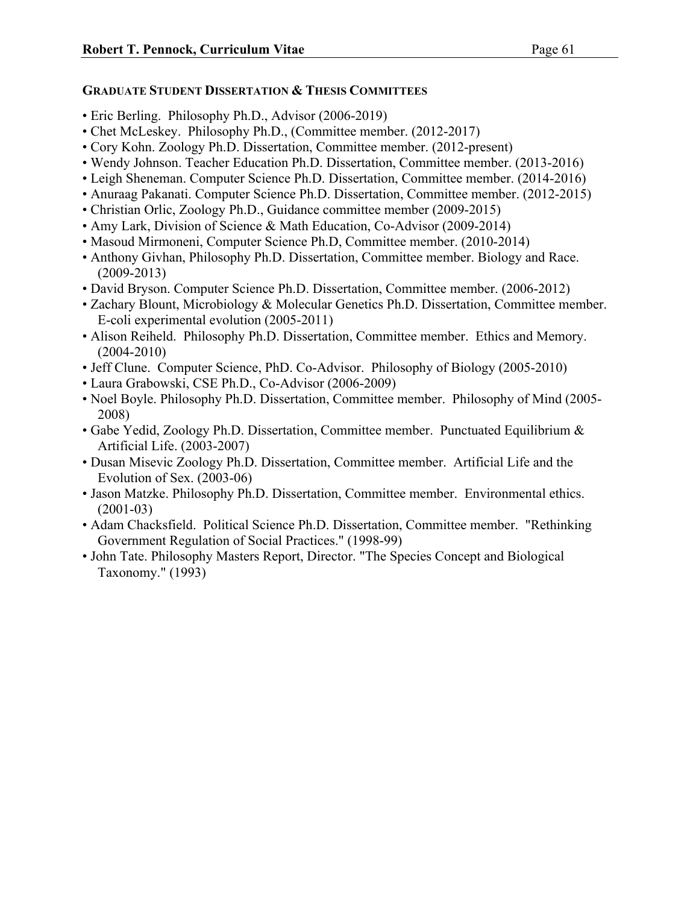### GRADUATE STUDENT DISSERTATION & THESIS COMMITTEES

- Eric Berling. Philosophy Ph.D., Advisor (2006-2019)
- Chet McLeskey. Philosophy Ph.D., (Committee member. (2012-2017)
- Cory Kohn. Zoology Ph.D. Dissertation, Committee member. (2012-present)
- Wendy Johnson. Teacher Education Ph.D. Dissertation, Committee member. (2013-2016)
- Leigh Sheneman. Computer Science Ph.D. Dissertation, Committee member. (2014-2016)
- Anuraag Pakanati. Computer Science Ph.D. Dissertation, Committee member. (2012-2015)
- Christian Orlic, Zoology Ph.D., Guidance committee member (2009-2015)
- Amy Lark, Division of Science & Math Education, Co-Advisor (2009-2014)
- Masoud Mirmoneni, Computer Science Ph.D, Committee member. (2010-2014)
- Anthony Givhan, Philosophy Ph.D. Dissertation, Committee member. Biology and Race. (2009-2013)
- David Bryson. Computer Science Ph.D. Dissertation, Committee member. (2006-2012)
- Zachary Blount, Microbiology & Molecular Genetics Ph.D. Dissertation, Committee member. E-coli experimental evolution (2005-2011)
- Alison Reiheld. Philosophy Ph.D. Dissertation, Committee member. Ethics and Memory. (2004-2010)
- Jeff Clune. Computer Science, PhD. Co-Advisor. Philosophy of Biology (2005-2010)
- Laura Grabowski, CSE Ph.D., Co-Advisor (2006-2009)
- Noel Boyle. Philosophy Ph.D. Dissertation, Committee member. Philosophy of Mind (2005-2008)
- Gabe Yedid, Zoology Ph.D. Dissertation, Committee member. Punctuated Equilibrium & Artificial Life. (2003-2007)
- Dusan Misevic Zoology Ph.D. Dissertation, Committee member. Artificial Life and the Evolution of Sex. (2003-06)
- Jason Matzke. Philosophy Ph.D. Dissertation, Committee member. Environmental ethics. (2001-03)
- Adam Chacksfield. Political Science Ph.D. Dissertation, Committee member. "Rethinking Government Regulation of Social Practices." (1998-99)
- John Tate. Philosophy Masters Report, Director. "The Species Concept and Biological Taxonomy." (1993)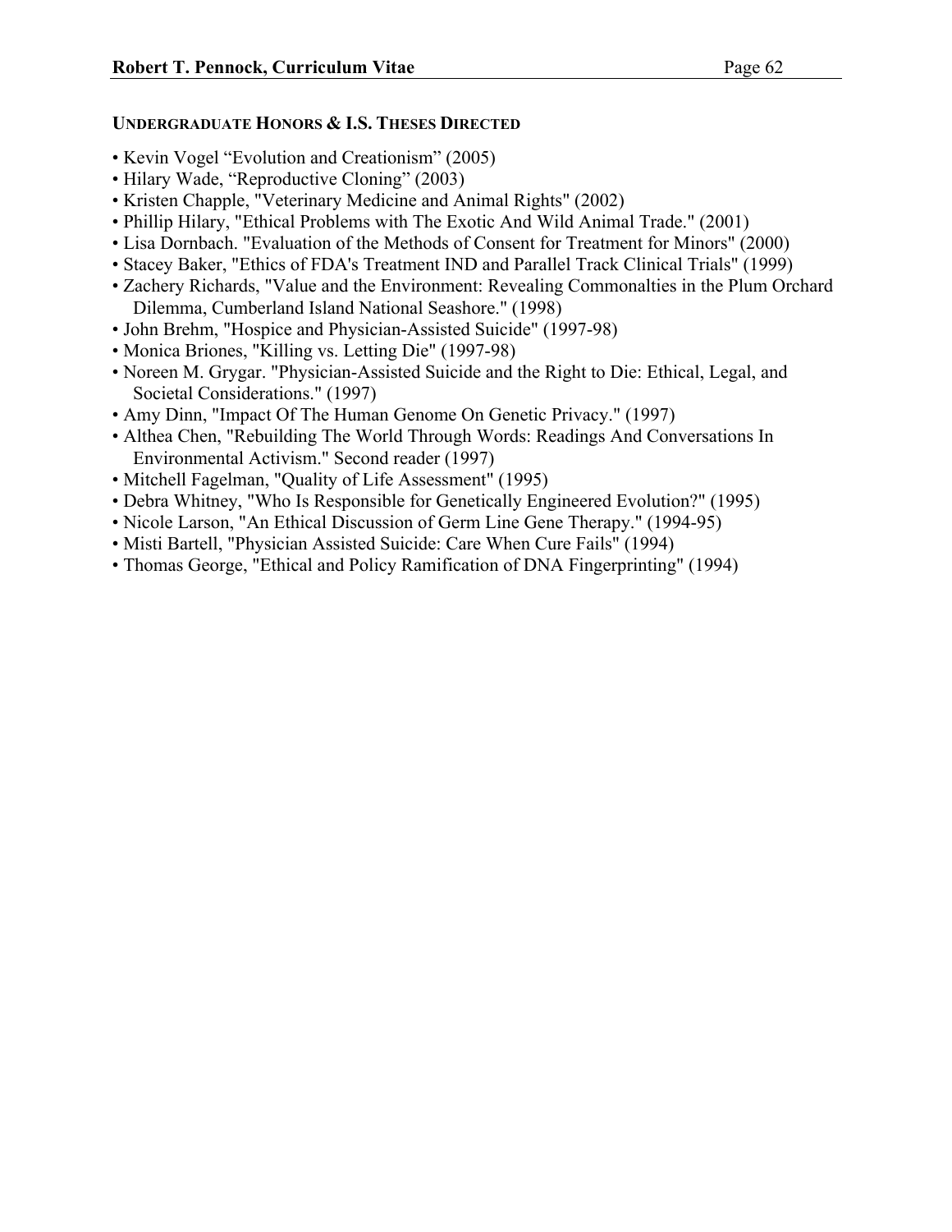### UNDERGRADUATE HONORS & I.S. THESES DIRECTED

- Kevin Vogel "Evolution and Creationism" (2005)
- Hilary Wade, "Reproductive Cloning" (2003)
- Kristen Chapple, "Veterinary Medicine and Animal Rights" (2002)
- Phillip Hilary, "Ethical Problems with The Exotic And Wild Animal Trade." (2001)
- Lisa Dornbach. "Evaluation of the Methods of Consent for Treatment for Minors" (2000)
- Stacey Baker, "Ethics of FDA's Treatment IND and Parallel Track Clinical Trials" (1999)
- Zachery Richards, "Value and the Environment: Revealing Commonalties in the Plum Orchard Dilemma, Cumberland Island National Seashore." (1998)
- John Brehm, "Hospice and Physician-Assisted Suicide" (1997-98)
- Monica Briones, "Killing vs. Letting Die" (1997-98)
- Noreen M. Grygar. "Physician-Assisted Suicide and the Right to Die: Ethical, Legal, and Societal Considerations." (1997)
- Amy Dinn, "Impact Of The Human Genome On Genetic Privacy." (1997)
- Althea Chen, "Rebuilding The World Through Words: Readings And Conversations In Environmental Activism." Second reader (1997)
- Mitchell Fagelman, "Quality of Life Assessment" (1995)
- Debra Whitney, "Who Is Responsible for Genetically Engineered Evolution?" (1995)
- Nicole Larson, "An Ethical Discussion of Germ Line Gene Therapy." (1994-95)
- Misti Bartell, "Physician Assisted Suicide: Care When Cure Fails" (1994)
- Thomas George, "Ethical and Policy Ramification of DNA Fingerprinting" (1994)